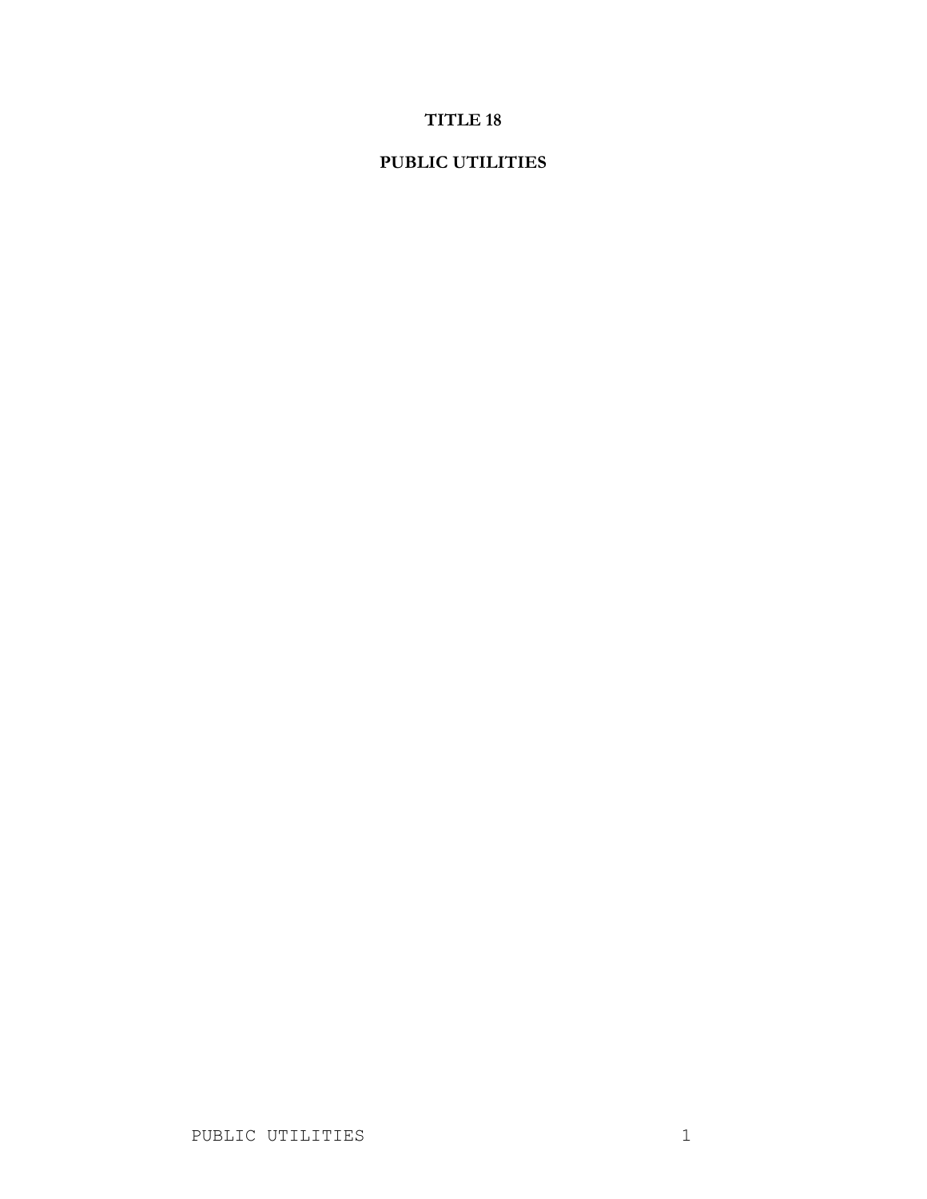# TITLE 18

## PUBLIC UTILITIES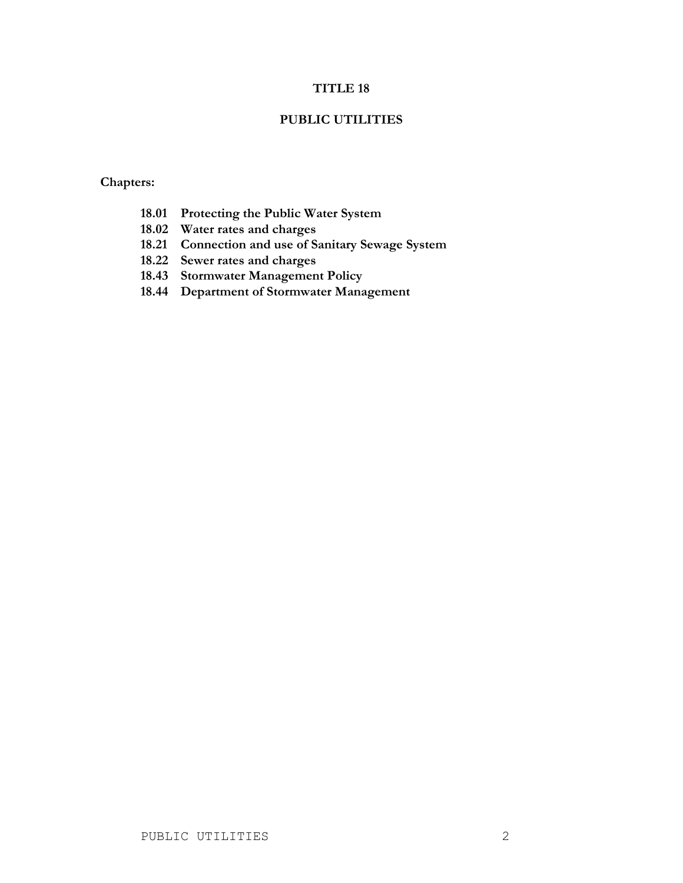# TITLE 18

## PUBLIC UTILITIES

**Chapters:**

- **18.01 Protecting the Public Water System**
- **18.02 Water rates and charges**
- **18.21 Connection and use of Sanitary Sewage System**
- **18.22 Sewer rates and charges**
- **18.43 Stormwater Management Policy**
- **18.44 Department of Stormwater Management**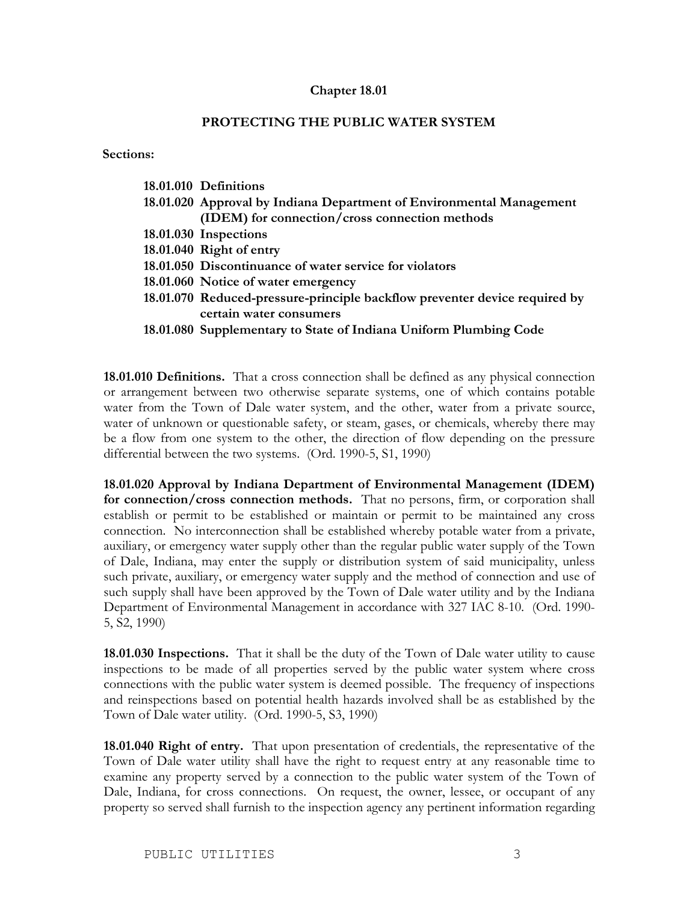# Chapter 18.01

## PROTECTING THE PUBLIC WATER SYSTEM

**Sections:**

**18.01.010 Definitions**
**18.01.020 Approval by Indiana Department of Environmental Management (IDEM) for connection/cross connection methods**
**18.01.030 Inspections**
**18.01.040 Right of entry**
**18.01.050 Discontinuance of water service for violators**
**18.01.060 Notice of water emergency**
**18.01.070 Reduced-pressure-principle backflow preventer device required by certain water consumers**
**18.01.080 Supplementary to State of Indiana Uniform Plumbing Code**

**18.01.010 Definitions.** That a cross connection shall be defined as any physical connection or arrangement between two otherwise separate systems, one of which contains potable water from the Town of Dale water system, and the other, water from a private source, water of unknown or questionable safety, or steam, gases, or chemicals, whereby there may be a flow from one system to the other, the direction of flow depending on the pressure differential between the two systems. (Ord. 1990-5, S1, 1990)

**18.01.020 Approval by Indiana Department of Environmental Management (IDEM) for connection/cross connection methods.** That no persons, firm, or corporation shall establish or permit to be established or maintain or permit to be maintained any cross connection. No interconnection shall be established whereby potable water from a private, auxiliary, or emergency water supply other than the regular public water supply of the Town of Dale, Indiana, may enter the supply or distribution system of said municipality, unless such private, auxiliary, or emergency water supply and the method of connection and use of such supply shall have been approved by the Town of Dale water utility and by the Indiana Department of Environmental Management in accordance with 327 IAC 8-10. (Ord. 1990-5, S2, 1990)

**18.01.030 Inspections.** That it shall be the duty of the Town of Dale water utility to cause inspections to be made of all properties served by the public water system where cross connections with the public water system is deemed possible. The frequency of inspections and reinspections based on potential health hazards involved shall be as established by the Town of Dale water utility. (Ord. 1990-5, S3, 1990)

**18.01.040 Right of entry.** That upon presentation of credentials, the representative of the Town of Dale water utility shall have the right to request entry at any reasonable time to examine any property served by a connection to the public water system of the Town of Dale, Indiana, for cross connections. On request, the owner, lessee, or occupant of any property so served shall furnish to the inspection agency any pertinent information regarding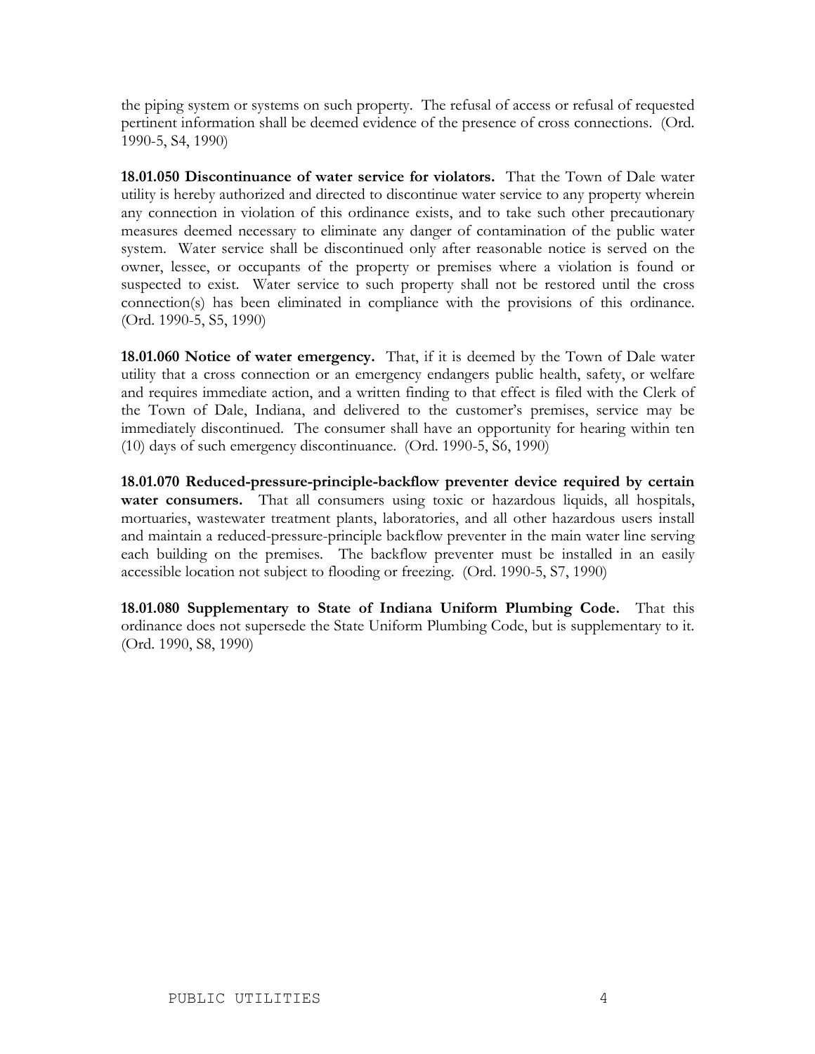the piping system or systems on such property. The refusal of access or refusal of requested pertinent information shall be deemed evidence of the presence of cross connections. (Ord. 1990-5, S4, 1990)

**18.01.050 Discontinuance of water service for violators.** That the Town of Dale water utility is hereby authorized and directed to discontinue water service to any property wherein any connection in violation of this ordinance exists, and to take such other precautionary measures deemed necessary to eliminate any danger of contamination of the public water system. Water service shall be discontinued only after reasonable notice is served on the owner, lessee, or occupants of the property or premises where a violation is found or suspected to exist. Water service to such property shall not be restored until the cross connection(s) has been eliminated in compliance with the provisions of this ordinance. (Ord. 1990-5, S5, 1990)

**18.01.060 Notice of water emergency.** That, if it is deemed by the Town of Dale water utility that a cross connection or an emergency endangers public health, safety, or welfare and requires immediate action, and a written finding to that effect is filed with the Clerk of the Town of Dale, Indiana, and delivered to the customer's premises, service may be immediately discontinued. The consumer shall have an opportunity for hearing within ten (10) days of such emergency discontinuance. (Ord. 1990-5, S6, 1990)

**18.01.070 Reduced-pressure-principle-backflow preventer device required by certain water consumers.** That all consumers using toxic or hazardous liquids, all hospitals, mortuaries, wastewater treatment plants, laboratories, and all other hazardous users install and maintain a reduced-pressure-principle backflow preventer in the main water line serving each building on the premises. The backflow preventer must be installed in an easily accessible location not subject to flooding or freezing. (Ord. 1990-5, S7, 1990)

**18.01.080 Supplementary to State of Indiana Uniform Plumbing Code.** That this ordinance does not supersede the State Uniform Plumbing Code, but is supplementary to it. (Ord. 1990, S8, 1990)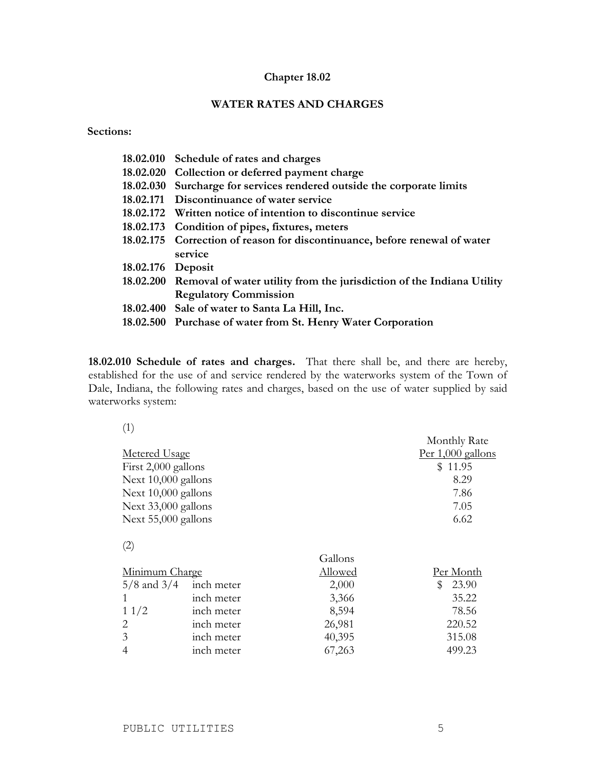# Chapter 18.02

## WATER RATES AND CHARGES

**Sections:**

**18.02.010 Schedule of rates and charges**
**18.02.020 Collection or deferred payment charge**
**18.02.030 Surcharge for services rendered outside the corporate limits**
**18.02.171 Discontinuance of water service**
**18.02.172 Written notice of intention to discontinue service**
**18.02.173 Condition of pipes, fixtures, meters**
**18.02.175 Correction of reason for discontinuance, before renewal of water service**
**18.02.176 Deposit**
**18.02.200 Removal of water utility from the jurisdiction of the Indiana Utility Regulatory Commission**
**18.02.400 Sale of water to Santa La Hill, Inc.**
**18.02.500 Purchase of water from St. Henry Water Corporation**

**18.02.010 Schedule of rates and charges.** That there shall be, and there are hereby, established for the use of and service rendered by the waterworks system of the Town of Dale, Indiana, the following rates and charges, based on the use of water supplied by said waterworks system:

(1)

| Metered Usage | Monthly Rate Per 1,000 gallons |
|---|---|
| First 2,000 gallons | $ 11.95 |
| Next 10,000 gallons | 8.29 |
| Next 10,000 gallons | 7.86 |
| Next 33,000 gallons | 7.05 |
| Next 55,000 gallons | 6.62 |

(2)

| Minimum Charge | | Gallons Allowed | Per Month |
|---|---|---|---|
| 5/8 and 3/4 | inch meter | 2,000 | $ 23.90 |
| 1 | inch meter | 3,366 | 35.22 |
| 1 1/2 | inch meter | 8,594 | 78.56 |
| 2 | inch meter | 26,981 | 220.52 |
| 3 | inch meter | 40,395 | 315.08 |
| 4 | inch meter | 67,263 | 499.23 |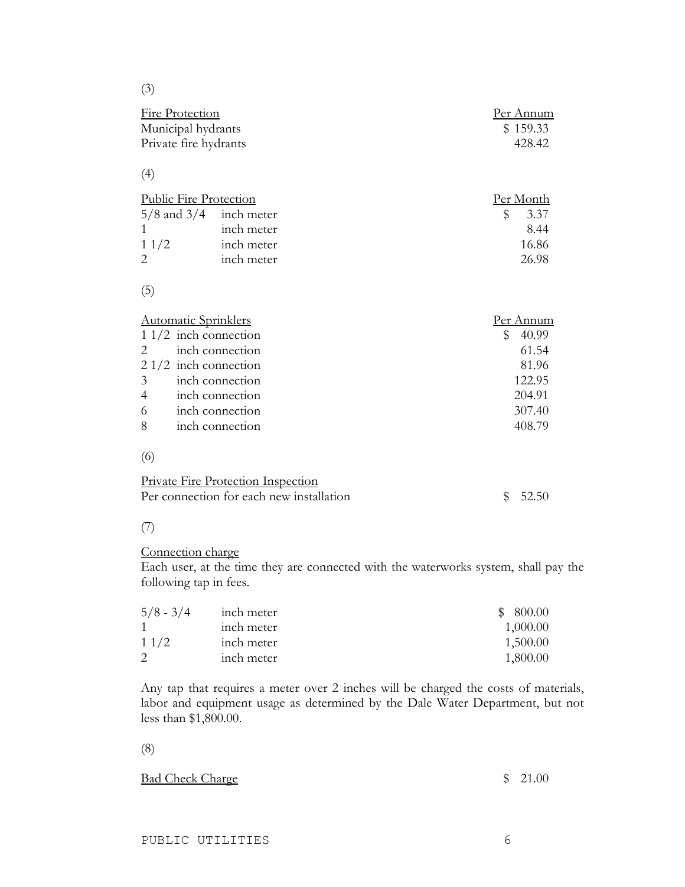(3)

| Fire Protection | Per Annum |
|---|---|
| Municipal hydrants | $ 159.33 |
| Private fire hydrants | 428.42 |

(4)

| Public Fire Protection | | Per Month |
|---|---|---|
| 5/8 and 3/4 | inch meter | $ 3.37 |
| 1 | inch meter | 8.44 |
| 1 1/2 | inch meter | 16.86 |
| 2 | inch meter | 26.98 |

(5)

| Automatic Sprinklers | | Per Annum |
|---|---|---|
| 1 1/2 | inch connection | $ 40.99 |
| 2 | inch connection | 61.54 |
| 2 1/2 | inch connection | 81.96 |
| 3 | inch connection | 122.95 |
| 4 | inch connection | 204.91 |
| 6 | inch connection | 307.40 |
| 8 | inch connection | 408.79 |

(6)

| Private Fire Protection Inspection | |
|---|---|
| Per connection for each new installation | $ 52.50 |

(7)

Connection charge

Each user, at the time they are connected with the waterworks system, shall pay the following tap in fees.

| | | |
|---|---|---|
| 5/8 - 3/4 | inch meter | $ 800.00 |
| 1 | inch meter | 1,000.00 |
| 1 1/2 | inch meter | 1,500.00 |
| 2 | inch meter | 1,800.00 |

Any tap that requires a meter over 2 inches will be charged the costs of materials, labor and equipment usage as determined by the Dale Water Department, but not less than $1,800.00.

(8)

Bad Check Charge $ 21.00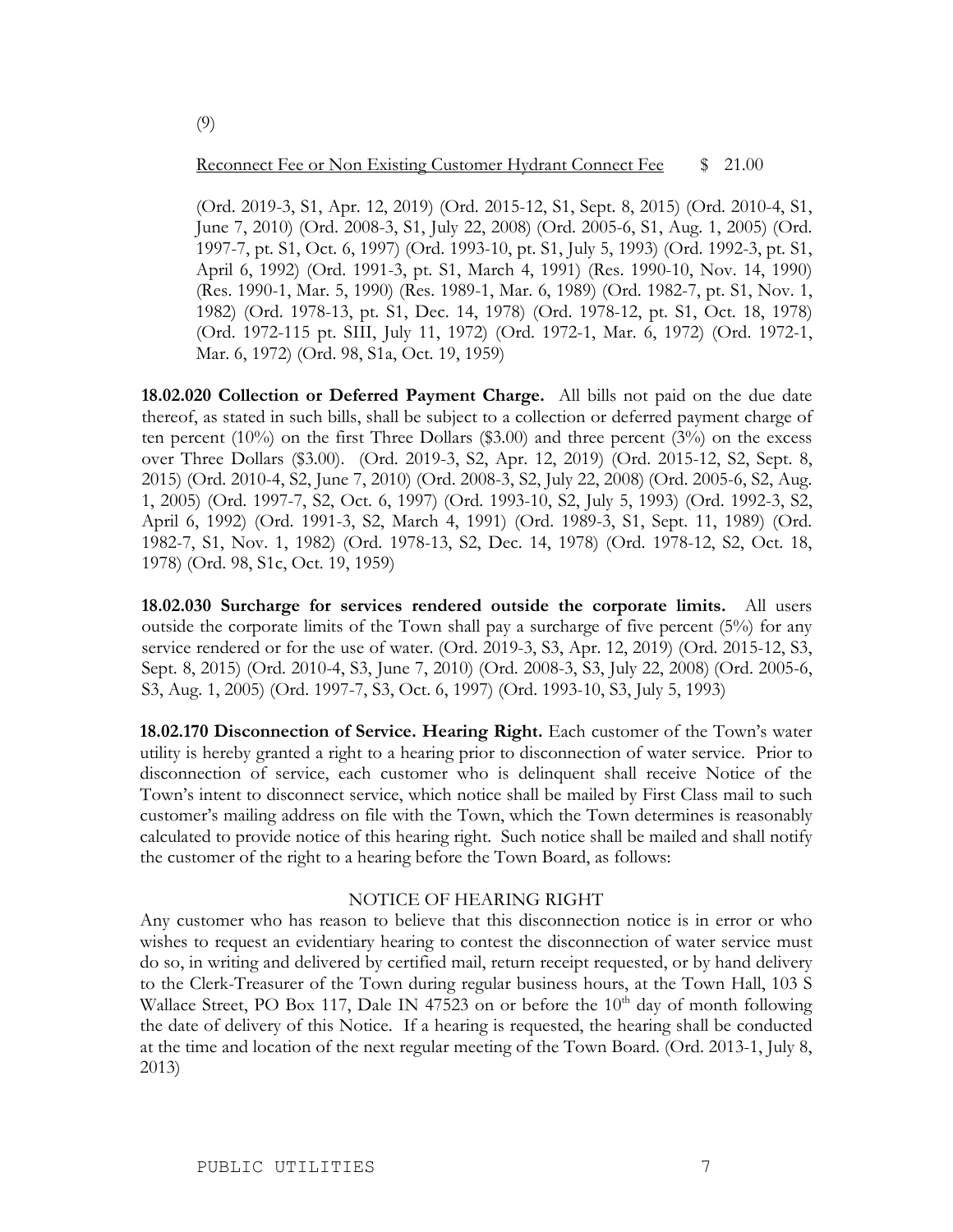(9)

Reconnect Fee or Non Existing Customer Hydrant Connect Fee $ 21.00

(Ord. 2019-3, S1, Apr. 12, 2019) (Ord. 2015-12, S1, Sept. 8, 2015) (Ord. 2010-4, S1, June 7, 2010) (Ord. 2008-3, S1, July 22, 2008) (Ord. 2005-6, S1, Aug. 1, 2005) (Ord. 1997-7, pt. S1, Oct. 6, 1997) (Ord. 1993-10, pt. S1, July 5, 1993) (Ord. 1992-3, pt. S1, April 6, 1992) (Ord. 1991-3, pt. S1, March 4, 1991) (Res. 1990-10, Nov. 14, 1990) (Res. 1990-1, Mar. 5, 1990) (Res. 1989-1, Mar. 6, 1989) (Ord. 1982-7, pt. S1, Nov. 1, 1982) (Ord. 1978-13, pt. S1, Dec. 14, 1978) (Ord. 1978-12, pt. S1, Oct. 18, 1978) (Ord. 1972-115 pt. SIII, July 11, 1972) (Ord. 1972-1, Mar. 6, 1972) (Ord. 1972-1, Mar. 6, 1972) (Ord. 98, S1a, Oct. 19, 1959)

**18.02.020 Collection or Deferred Payment Charge.** All bills not paid on the due date thereof, as stated in such bills, shall be subject to a collection or deferred payment charge of ten percent (10%) on the first Three Dollars ($3.00) and three percent (3%) on the excess over Three Dollars ($3.00). (Ord. 2019-3, S2, Apr. 12, 2019) (Ord. 2015-12, S2, Sept. 8, 2015) (Ord. 2010-4, S2, June 7, 2010) (Ord. 2008-3, S2, July 22, 2008) (Ord. 2005-6, S2, Aug. 1, 2005) (Ord. 1997-7, S2, Oct. 6, 1997) (Ord. 1993-10, S2, July 5, 1993) (Ord. 1992-3, S2, April 6, 1992) (Ord. 1991-3, S2, March 4, 1991) (Ord. 1989-3, S1, Sept. 11, 1989) (Ord. 1982-7, S1, Nov. 1, 1982) (Ord. 1978-13, S2, Dec. 14, 1978) (Ord. 1978-12, S2, Oct. 18, 1978) (Ord. 98, S1c, Oct. 19, 1959)

**18.02.030 Surcharge for services rendered outside the corporate limits.** All users outside the corporate limits of the Town shall pay a surcharge of five percent (5%) for any service rendered or for the use of water. (Ord. 2019-3, S3, Apr. 12, 2019) (Ord. 2015-12, S3, Sept. 8, 2015) (Ord. 2010-4, S3, June 7, 2010) (Ord. 2008-3, S3, July 22, 2008) (Ord. 2005-6, S3, Aug. 1, 2005) (Ord. 1997-7, S3, Oct. 6, 1997) (Ord. 1993-10, S3, July 5, 1993)

**18.02.170 Disconnection of Service. Hearing Right.** Each customer of the Town's water utility is hereby granted a right to a hearing prior to disconnection of water service. Prior to disconnection of service, each customer who is delinquent shall receive Notice of the Town's intent to disconnect service, which notice shall be mailed by First Class mail to such customer's mailing address on file with the Town, which the Town determines is reasonably calculated to provide notice of this hearing right. Such notice shall be mailed and shall notify the customer of the right to a hearing before the Town Board, as follows:

NOTICE OF HEARING RIGHT

Any customer who has reason to believe that this disconnection notice is in error or who wishes to request an evidentiary hearing to contest the disconnection of water service must do so, in writing and delivered by certified mail, return receipt requested, or by hand delivery to the Clerk-Treasurer of the Town during regular business hours, at the Town Hall, 103 S Wallace Street, PO Box 117, Dale IN 47523 on or before the 10th day of month following the date of delivery of this Notice. If a hearing is requested, the hearing shall be conducted at the time and location of the next regular meeting of the Town Board. (Ord. 2013-1, July 8, 2013)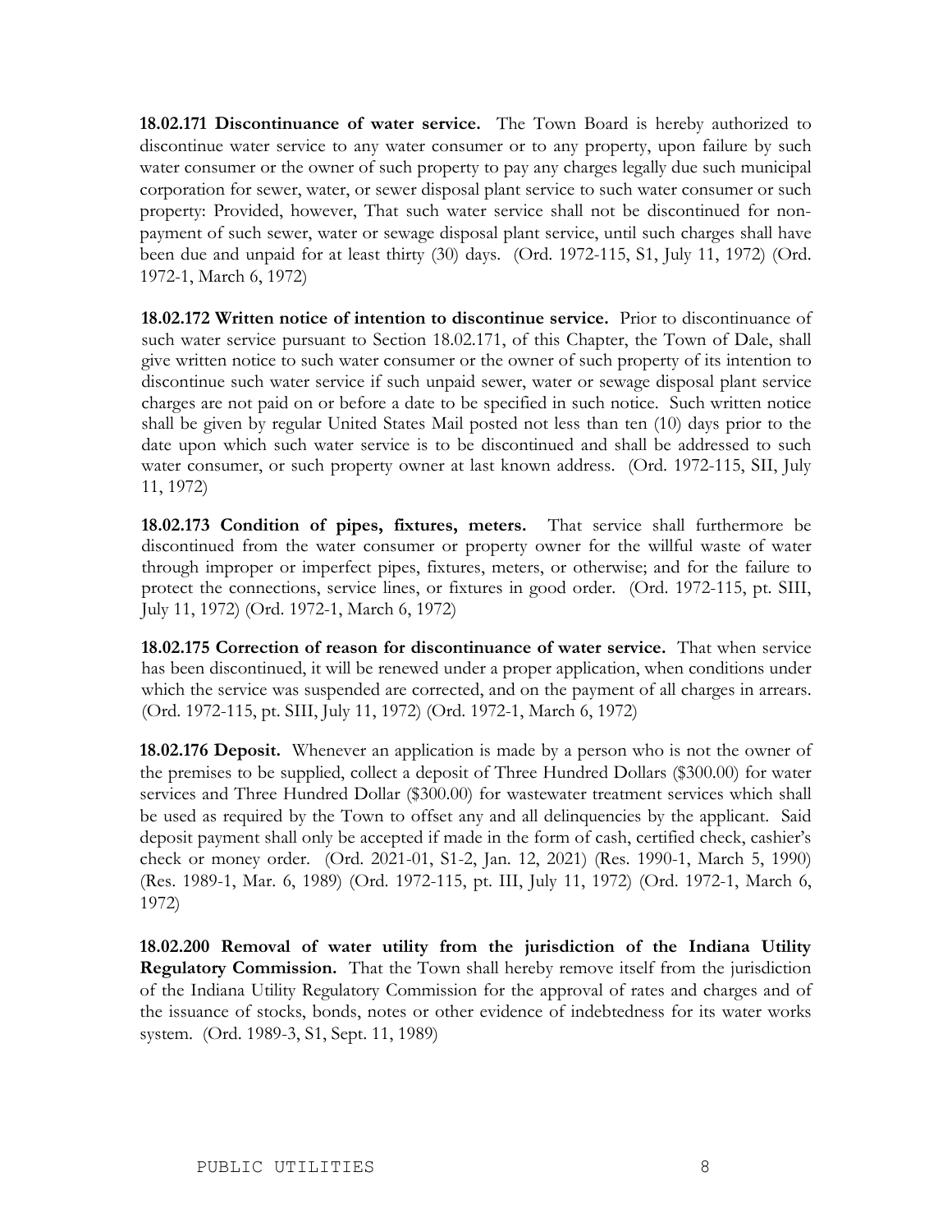**18.02.171 Discontinuance of water service.** The Town Board is hereby authorized to discontinue water service to any water consumer or to any property, upon failure by such water consumer or the owner of such property to pay any charges legally due such municipal corporation for sewer, water, or sewer disposal plant service to such water consumer or such property: Provided, however, That such water service shall not be discontinued for non-payment of such sewer, water or sewage disposal plant service, until such charges shall have been due and unpaid for at least thirty (30) days. (Ord. 1972-115, S1, July 11, 1972) (Ord. 1972-1, March 6, 1972)

**18.02.172 Written notice of intention to discontinue service.** Prior to discontinuance of such water service pursuant to Section 18.02.171, of this Chapter, the Town of Dale, shall give written notice to such water consumer or the owner of such property of its intention to discontinue such water service if such unpaid sewer, water or sewage disposal plant service charges are not paid on or before a date to be specified in such notice. Such written notice shall be given by regular United States Mail posted not less than ten (10) days prior to the date upon which such water service is to be discontinued and shall be addressed to such water consumer, or such property owner at last known address. (Ord. 1972-115, SII, July 11, 1972)

**18.02.173 Condition of pipes, fixtures, meters.** That service shall furthermore be discontinued from the water consumer or property owner for the willful waste of water through improper or imperfect pipes, fixtures, meters, or otherwise; and for the failure to protect the connections, service lines, or fixtures in good order. (Ord. 1972-115, pt. SIII, July 11, 1972) (Ord. 1972-1, March 6, 1972)

**18.02.175 Correction of reason for discontinuance of water service.** That when service has been discontinued, it will be renewed under a proper application, when conditions under which the service was suspended are corrected, and on the payment of all charges in arrears. (Ord. 1972-115, pt. SIII, July 11, 1972) (Ord. 1972-1, March 6, 1972)

**18.02.176 Deposit.** Whenever an application is made by a person who is not the owner of the premises to be supplied, collect a deposit of Three Hundred Dollars ($300.00) for water services and Three Hundred Dollar ($300.00) for wastewater treatment services which shall be used as required by the Town to offset any and all delinquencies by the applicant. Said deposit payment shall only be accepted if made in the form of cash, certified check, cashier's check or money order. (Ord. 2021-01, S1-2, Jan. 12, 2021) (Res. 1990-1, March 5, 1990) (Res. 1989-1, Mar. 6, 1989) (Ord. 1972-115, pt. III, July 11, 1972) (Ord. 1972-1, March 6, 1972)

**18.02.200 Removal of water utility from the jurisdiction of the Indiana Utility Regulatory Commission.** That the Town shall hereby remove itself from the jurisdiction of the Indiana Utility Regulatory Commission for the approval of rates and charges and of the issuance of stocks, bonds, notes or other evidence of indebtedness for its water works system. (Ord. 1989-3, S1, Sept. 11, 1989)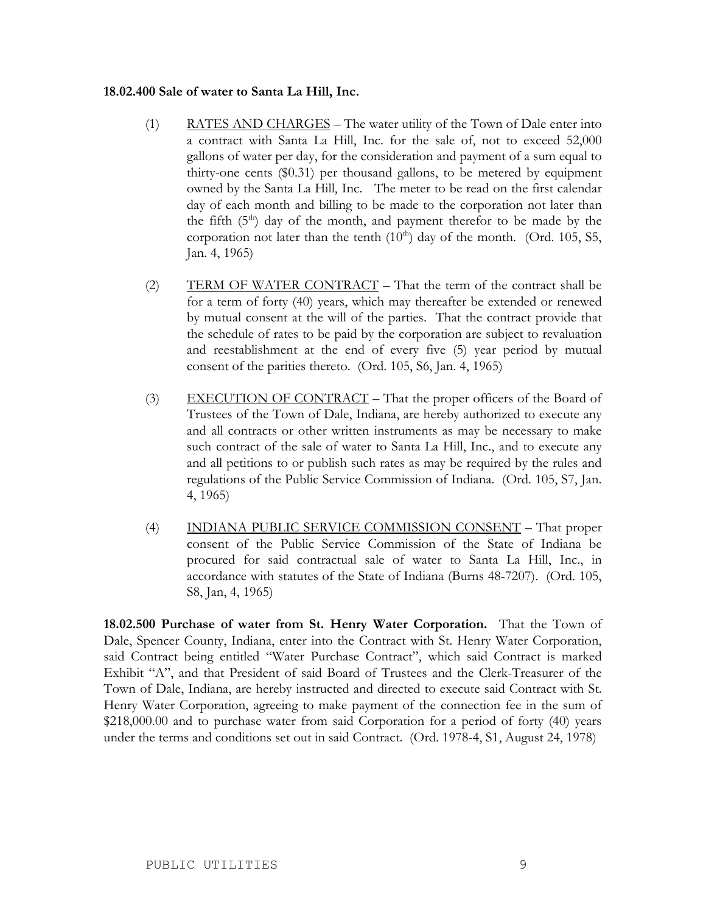**18.02.400 Sale of water to Santa La Hill, Inc.**

(1) <u>RATES AND CHARGES</u> – The water utility of the Town of Dale enter into a contract with Santa La Hill, Inc. for the sale of, not to exceed 52,000 gallons of water per day, for the consideration and payment of a sum equal to thirty-one cents ($0.31) per thousand gallons, to be metered by equipment owned by the Santa La Hill, Inc. The meter to be read on the first calendar day of each month and billing to be made to the corporation not later than the fifth (5th) day of the month, and payment therefor to be made by the corporation not later than the tenth (10th) day of the month. (Ord. 105, S5, Jan. 4, 1965)

(2) <u>TERM OF WATER CONTRACT</u> – That the term of the contract shall be for a term of forty (40) years, which may thereafter be extended or renewed by mutual consent at the will of the parties. That the contract provide that the schedule of rates to be paid by the corporation are subject to revaluation and reestablishment at the end of every five (5) year period by mutual consent of the parities thereto. (Ord. 105, S6, Jan. 4, 1965)

(3) <u>EXECUTION OF CONTRACT</u> – That the proper officers of the Board of Trustees of the Town of Dale, Indiana, are hereby authorized to execute any and all contracts or other written instruments as may be necessary to make such contract of the sale of water to Santa La Hill, Inc., and to execute any and all petitions to or publish such rates as may be required by the rules and regulations of the Public Service Commission of Indiana. (Ord. 105, S7, Jan. 4, 1965)

(4) <u>INDIANA PUBLIC SERVICE COMMISSION CONSENT</u> – That proper consent of the Public Service Commission of the State of Indiana be procured for said contractual sale of water to Santa La Hill, Inc., in accordance with statutes of the State of Indiana (Burns 48-7207). (Ord. 105, S8, Jan, 4, 1965)

**18.02.500 Purchase of water from St. Henry Water Corporation.** That the Town of Dale, Spencer County, Indiana, enter into the Contract with St. Henry Water Corporation, said Contract being entitled "Water Purchase Contract", which said Contract is marked Exhibit "A", and that President of said Board of Trustees and the Clerk-Treasurer of the Town of Dale, Indiana, are hereby instructed and directed to execute said Contract with St. Henry Water Corporation, agreeing to make payment of the connection fee in the sum of $218,000.00 and to purchase water from said Corporation for a period of forty (40) years under the terms and conditions set out in said Contract. (Ord. 1978-4, S1, August 24, 1978)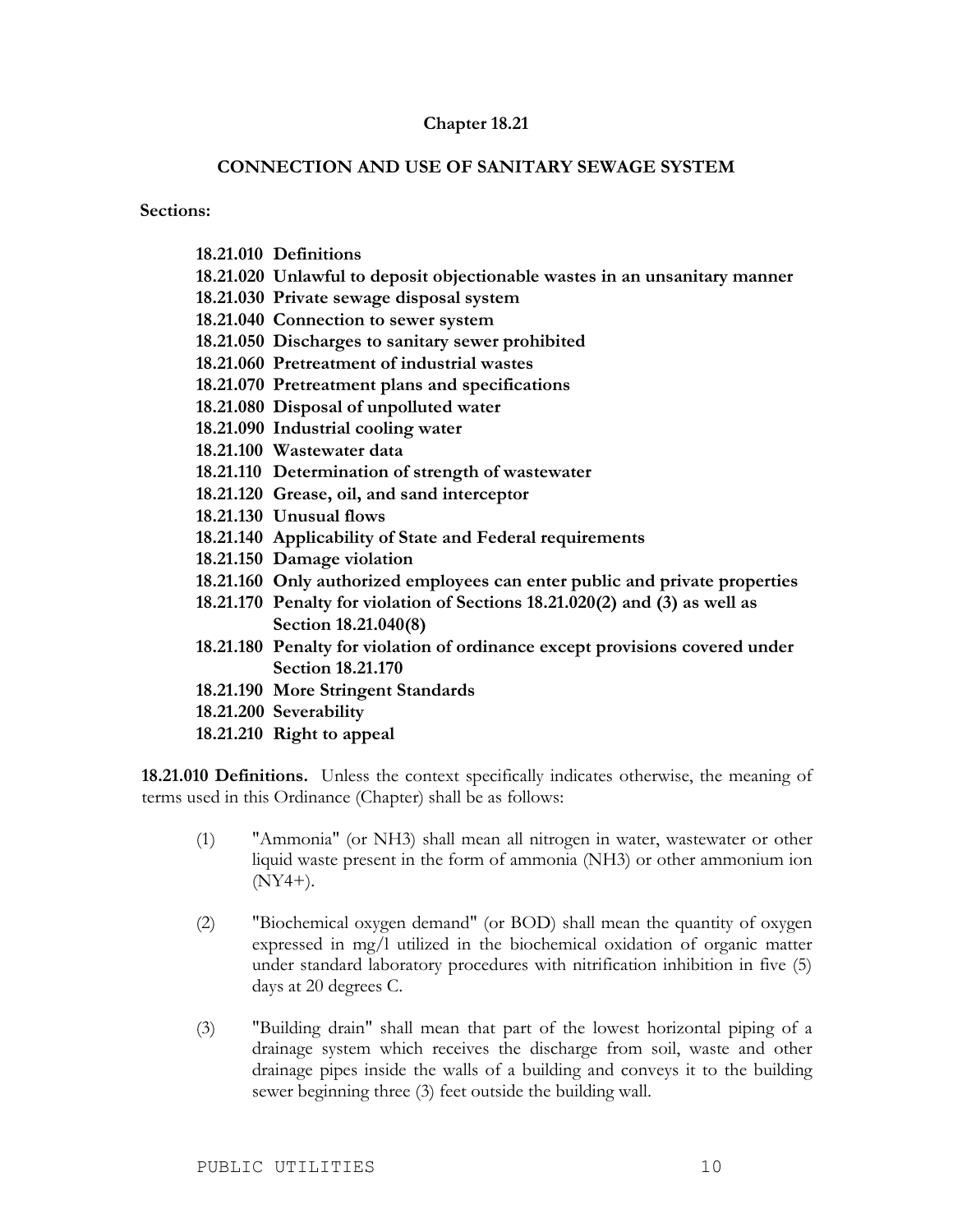## Chapter 18.21

## CONNECTION AND USE OF SANITARY SEWAGE SYSTEM

**Sections:**

**18.21.010 Definitions**
**18.21.020 Unlawful to deposit objectionable wastes in an unsanitary manner**
**18.21.030 Private sewage disposal system**
**18.21.040 Connection to sewer system**
**18.21.050 Discharges to sanitary sewer prohibited**
**18.21.060 Pretreatment of industrial wastes**
**18.21.070 Pretreatment plans and specifications**
**18.21.080 Disposal of unpolluted water**
**18.21.090 Industrial cooling water**
**18.21.100 Wastewater data**
**18.21.110 Determination of strength of wastewater**
**18.21.120 Grease, oil, and sand interceptor**
**18.21.130 Unusual flows**
**18.21.140 Applicability of State and Federal requirements**
**18.21.150 Damage violation**
**18.21.160 Only authorized employees can enter public and private properties**
**18.21.170 Penalty for violation of Sections 18.21.020(2) and (3) as well as Section 18.21.040(8)**
**18.21.180 Penalty for violation of ordinance except provisions covered under Section 18.21.170**
**18.21.190 More Stringent Standards**
**18.21.200 Severability**
**18.21.210 Right to appeal**

**18.21.010 Definitions.** Unless the context specifically indicates otherwise, the meaning of terms used in this Ordinance (Chapter) shall be as follows:

(1) "Ammonia" (or $NH_3$) shall mean all nitrogen in water, wastewater or other liquid waste present in the form of ammonia ($NH_3$) or other ammonium ion ($NY_4+$).

(2) "Biochemical oxygen demand" (or BOD) shall mean the quantity of oxygen expressed in mg/l utilized in the biochemical oxidation of organic matter under standard laboratory procedures with nitrification inhibition in five (5) days at 20 degrees C.

(3) "Building drain" shall mean that part of the lowest horizontal piping of a drainage system which receives the discharge from soil, waste and other drainage pipes inside the walls of a building and conveys it to the building sewer beginning three (3) feet outside the building wall.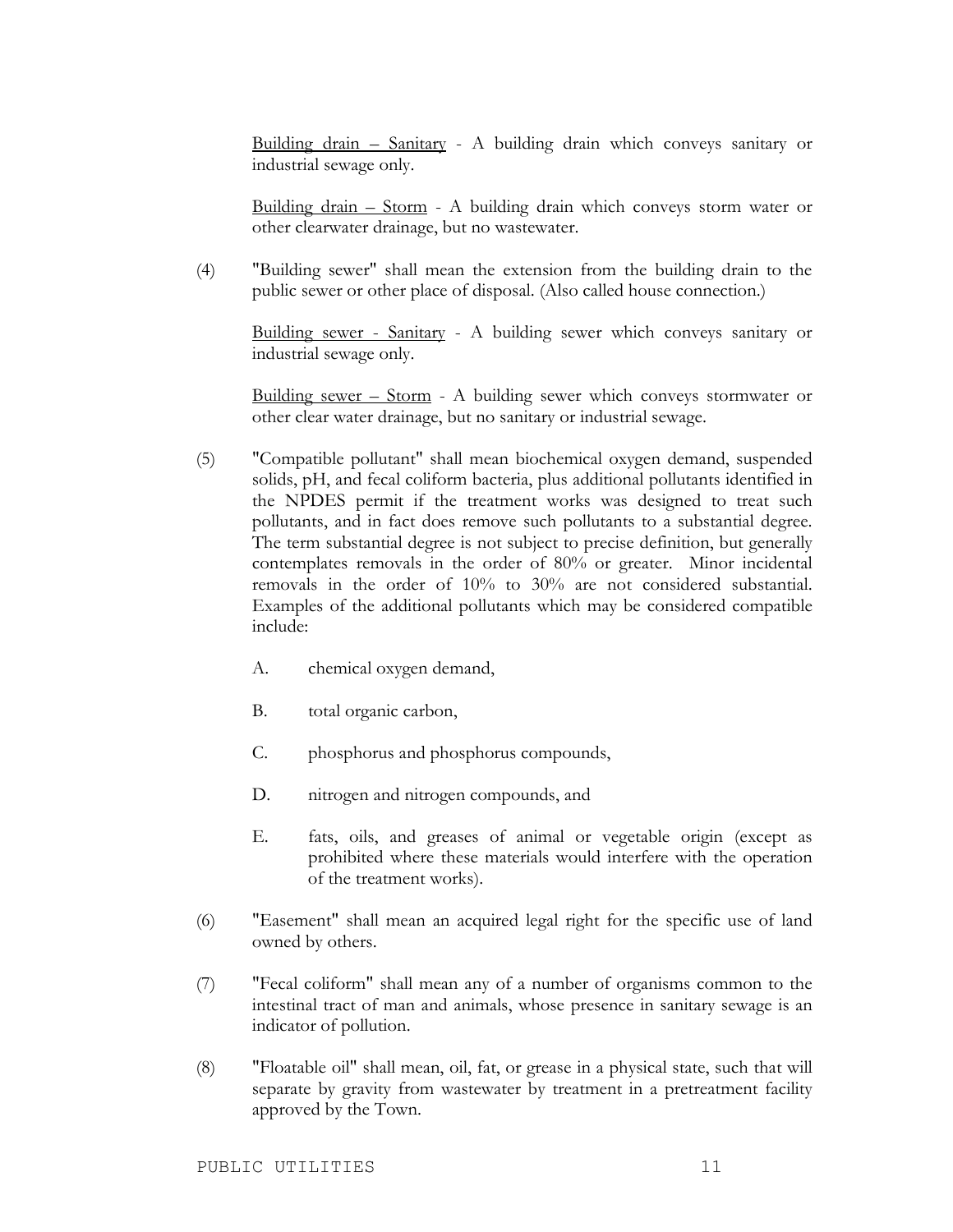<u>Building drain – Sanitary</u> - A building drain which conveys sanitary or industrial sewage only.

<u>Building drain – Storm</u> - A building drain which conveys storm water or other clearwater drainage, but no wastewater.

(4) "Building sewer" shall mean the extension from the building drain to the public sewer or other place of disposal. (Also called house connection.)

<u>Building sewer - Sanitary</u> - A building sewer which conveys sanitary or industrial sewage only.

<u>Building sewer – Storm</u> - A building sewer which conveys stormwater or other clear water drainage, but no sanitary or industrial sewage.

(5) "Compatible pollutant" shall mean biochemical oxygen demand, suspended solids, pH, and fecal coliform bacteria, plus additional pollutants identified in the NPDES permit if the treatment works was designed to treat such pollutants, and in fact does remove such pollutants to a substantial degree. The term substantial degree is not subject to precise definition, but generally contemplates removals in the order of 80% or greater. Minor incidental removals in the order of 10% to 30% are not considered substantial. Examples of the additional pollutants which may be considered compatible include:

A. chemical oxygen demand,

B. total organic carbon,

C. phosphorus and phosphorus compounds,

D. nitrogen and nitrogen compounds, and

E. fats, oils, and greases of animal or vegetable origin (except as prohibited where these materials would interfere with the operation of the treatment works).

(6) "Easement" shall mean an acquired legal right for the specific use of land owned by others.

(7) "Fecal coliform" shall mean any of a number of organisms common to the intestinal tract of man and animals, whose presence in sanitary sewage is an indicator of pollution.

(8) "Floatable oil" shall mean, oil, fat, or grease in a physical state, such that will separate by gravity from wastewater by treatment in a pretreatment facility approved by the Town.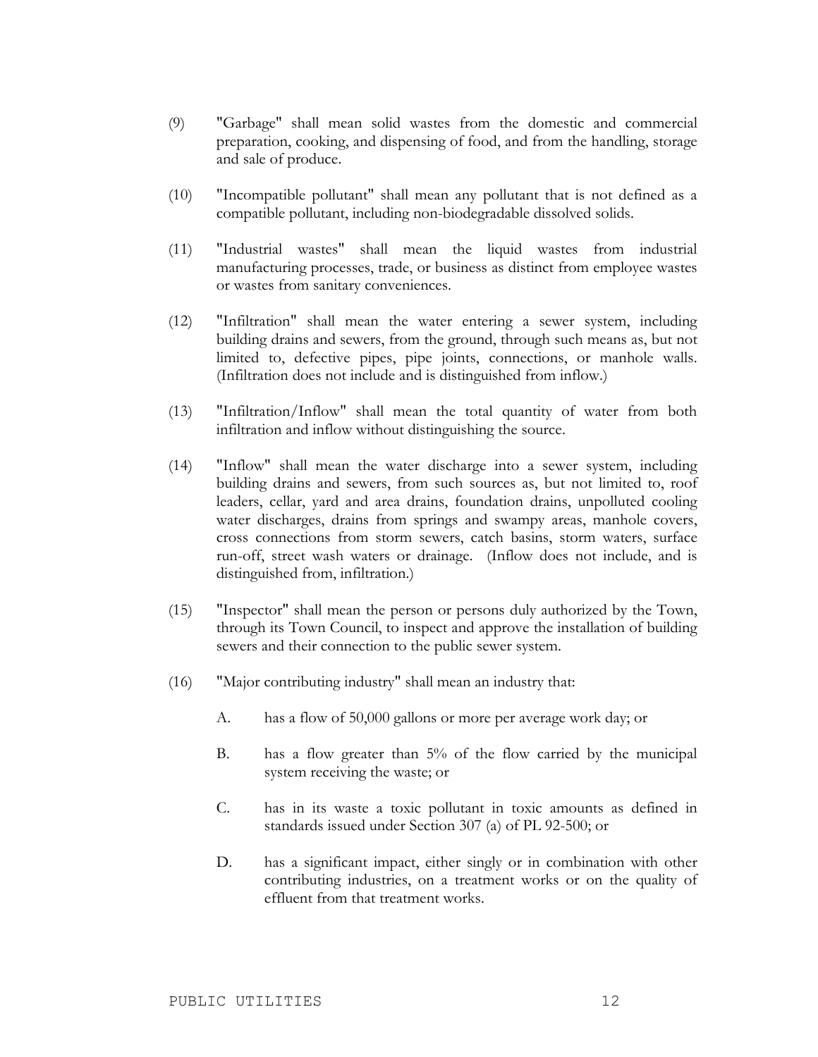(9) "Garbage" shall mean solid wastes from the domestic and commercial preparation, cooking, and dispensing of food, and from the handling, storage and sale of produce.

(10) "Incompatible pollutant" shall mean any pollutant that is not defined as a compatible pollutant, including non-biodegradable dissolved solids.

(11) "Industrial wastes" shall mean the liquid wastes from industrial manufacturing processes, trade, or business as distinct from employee wastes or wastes from sanitary conveniences.

(12) "Infiltration" shall mean the water entering a sewer system, including building drains and sewers, from the ground, through such means as, but not limited to, defective pipes, pipe joints, connections, or manhole walls. (Infiltration does not include and is distinguished from inflow.)

(13) "Infiltration/Inflow" shall mean the total quantity of water from both infiltration and inflow without distinguishing the source.

(14) "Inflow" shall mean the water discharge into a sewer system, including building drains and sewers, from such sources as, but not limited to, roof leaders, cellar, yard and area drains, foundation drains, unpolluted cooling water discharges, drains from springs and swampy areas, manhole covers, cross connections from storm sewers, catch basins, storm waters, surface run-off, street wash waters or drainage. (Inflow does not include, and is distinguished from, infiltration.)

(15) "Inspector" shall mean the person or persons duly authorized by the Town, through its Town Council, to inspect and approve the installation of building sewers and their connection to the public sewer system.

(16) "Major contributing industry" shall mean an industry that:

A. has a flow of 50,000 gallons or more per average work day; or

B. has a flow greater than 5% of the flow carried by the municipal system receiving the waste; or

C. has in its waste a toxic pollutant in toxic amounts as defined in standards issued under Section 307 (a) of PL 92-500; or

D. has a significant impact, either singly or in combination with other contributing industries, on a treatment works or on the quality of effluent from that treatment works.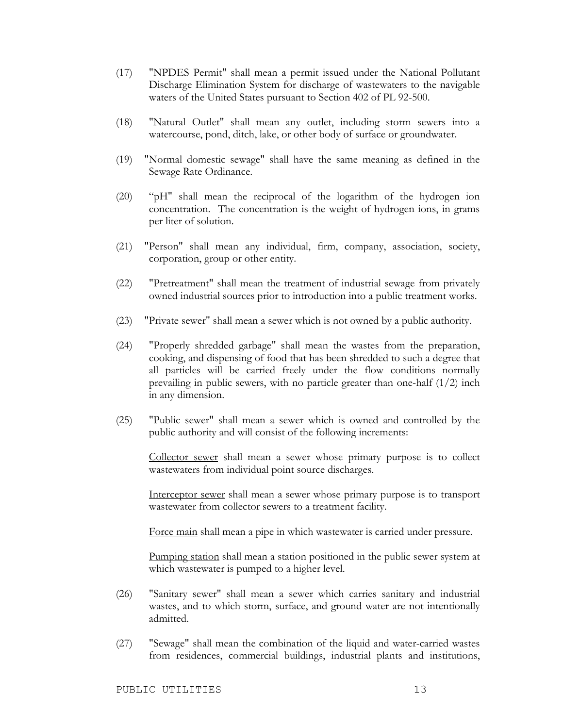(17) "NPDES Permit" shall mean a permit issued under the National Pollutant Discharge Elimination System for discharge of wastewaters to the navigable waters of the United States pursuant to Section 402 of PL 92-500.

(18) "Natural Outlet" shall mean any outlet, including storm sewers into a watercourse, pond, ditch, lake, or other body of surface or groundwater.

(19) "Normal domestic sewage" shall have the same meaning as defined in the Sewage Rate Ordinance.

(20) "pH" shall mean the reciprocal of the logarithm of the hydrogen ion concentration. The concentration is the weight of hydrogen ions, in grams per liter of solution.

(21) "Person" shall mean any individual, firm, company, association, society, corporation, group or other entity.

(22) "Pretreatment" shall mean the treatment of industrial sewage from privately owned industrial sources prior to introduction into a public treatment works.

(23) "Private sewer" shall mean a sewer which is not owned by a public authority.

(24) "Properly shredded garbage" shall mean the wastes from the preparation, cooking, and dispensing of food that has been shredded to such a degree that all particles will be carried freely under the flow conditions normally prevailing in public sewers, with no particle greater than one-half (1/2) inch in any dimension.

(25) "Public sewer" shall mean a sewer which is owned and controlled by the public authority and will consist of the following increments:

<u>Collector sewer</u> shall mean a sewer whose primary purpose is to collect wastewaters from individual point source discharges.

<u>Interceptor sewer</u> shall mean a sewer whose primary purpose is to transport wastewater from collector sewers to a treatment facility.

<u>Force main</u> shall mean a pipe in which wastewater is carried under pressure.

<u>Pumping station</u> shall mean a station positioned in the public sewer system at which wastewater is pumped to a higher level.

(26) "Sanitary sewer" shall mean a sewer which carries sanitary and industrial wastes, and to which storm, surface, and ground water are not intentionally admitted.

(27) "Sewage" shall mean the combination of the liquid and water-carried wastes from residences, commercial buildings, industrial plants and institutions,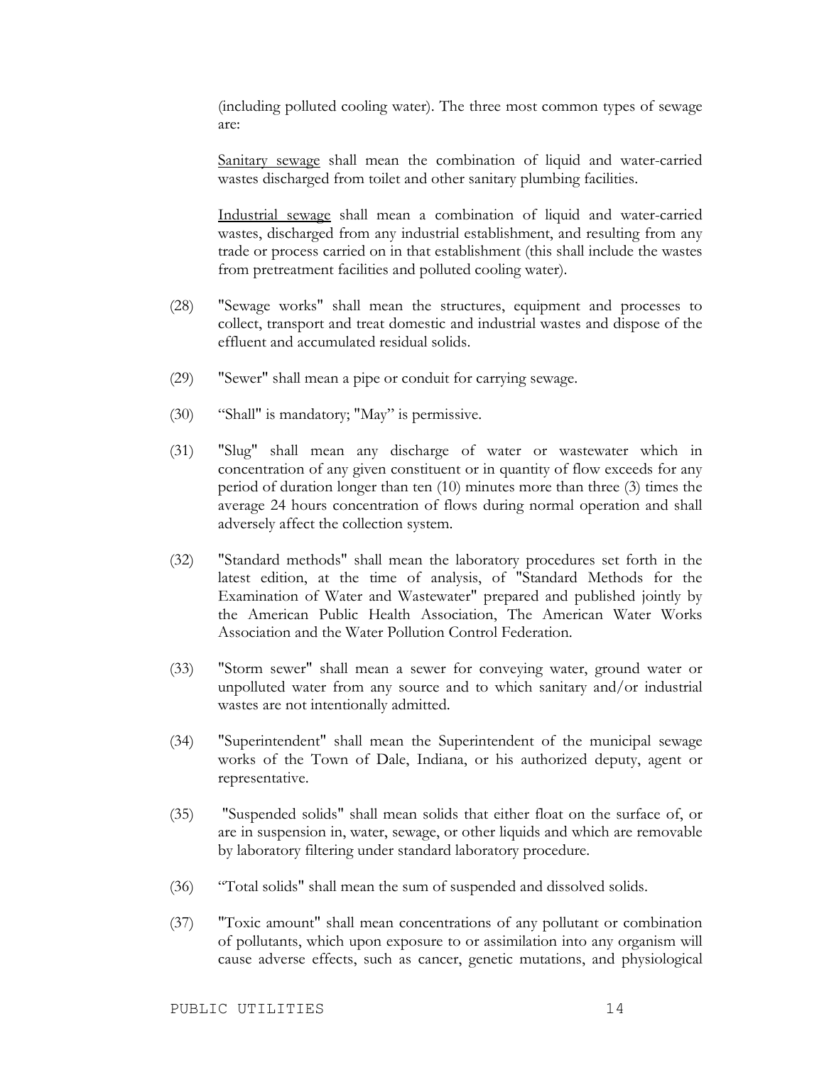(including polluted cooling water). The three most common types of sewage are:

Sanitary sewage shall mean the combination of liquid and water-carried wastes discharged from toilet and other sanitary plumbing facilities.

Industrial sewage shall mean a combination of liquid and water-carried wastes, discharged from any industrial establishment, and resulting from any trade or process carried on in that establishment (this shall include the wastes from pretreatment facilities and polluted cooling water).

(28) "Sewage works" shall mean the structures, equipment and processes to collect, transport and treat domestic and industrial wastes and dispose of the effluent and accumulated residual solids.

(29) "Sewer" shall mean a pipe or conduit for carrying sewage.

(30) "Shall" is mandatory; "May" is permissive.

(31) "Slug" shall mean any discharge of water or wastewater which in concentration of any given constituent or in quantity of flow exceeds for any period of duration longer than ten (10) minutes more than three (3) times the average 24 hours concentration of flows during normal operation and shall adversely affect the collection system.

(32) "Standard methods" shall mean the laboratory procedures set forth in the latest edition, at the time of analysis, of "Standard Methods for the Examination of Water and Wastewater" prepared and published jointly by the American Public Health Association, The American Water Works Association and the Water Pollution Control Federation.

(33) "Storm sewer" shall mean a sewer for conveying water, ground water or unpolluted water from any source and to which sanitary and/or industrial wastes are not intentionally admitted.

(34) "Superintendent" shall mean the Superintendent of the municipal sewage works of the Town of Dale, Indiana, or his authorized deputy, agent or representative.

(35) "Suspended solids" shall mean solids that either float on the surface of, or are in suspension in, water, sewage, or other liquids and which are removable by laboratory filtering under standard laboratory procedure.

(36) "Total solids" shall mean the sum of suspended and dissolved solids.

(37) "Toxic amount" shall mean concentrations of any pollutant or combination of pollutants, which upon exposure to or assimilation into any organism will cause adverse effects, such as cancer, genetic mutations, and physiological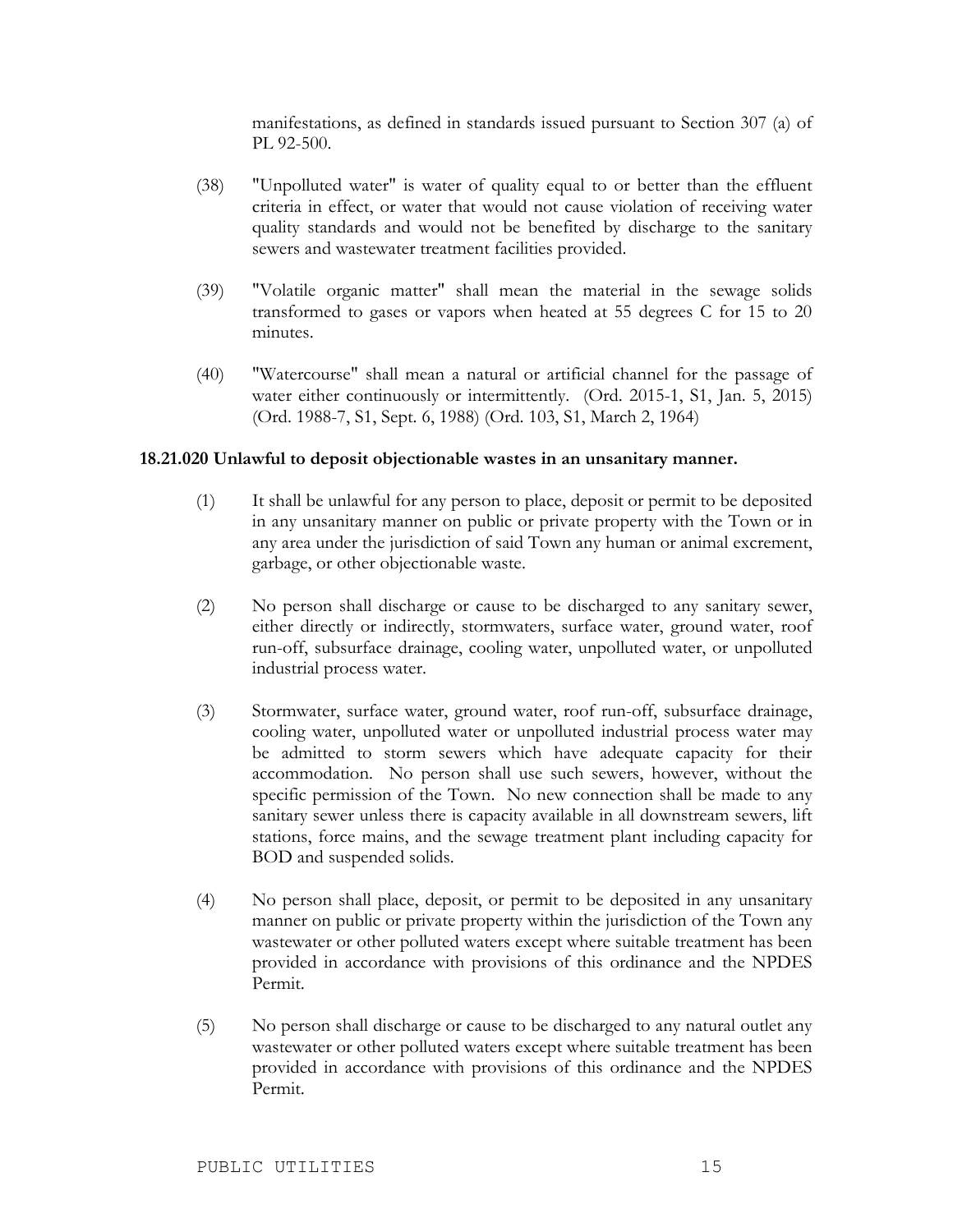manifestations, as defined in standards issued pursuant to Section 307 (a) of PL 92-500.

(38) "Unpolluted water" is water of quality equal to or better than the effluent criteria in effect, or water that would not cause violation of receiving water quality standards and would not be benefited by discharge to the sanitary sewers and wastewater treatment facilities provided.

(39) "Volatile organic matter" shall mean the material in the sewage solids transformed to gases or vapors when heated at 55 degrees C for 15 to 20 minutes.

(40) "Watercourse" shall mean a natural or artificial channel for the passage of water either continuously or intermittently. (Ord. 2015-1, S1, Jan. 5, 2015) (Ord. 1988-7, S1, Sept. 6, 1988) (Ord. 103, S1, March 2, 1964)

**18.21.020 Unlawful to deposit objectionable wastes in an unsanitary manner.**

(1) It shall be unlawful for any person to place, deposit or permit to be deposited in any unsanitary manner on public or private property with the Town or in any area under the jurisdiction of said Town any human or animal excrement, garbage, or other objectionable waste.

(2) No person shall discharge or cause to be discharged to any sanitary sewer, either directly or indirectly, stormwaters, surface water, ground water, roof run-off, subsurface drainage, cooling water, unpolluted water, or unpolluted industrial process water.

(3) Stormwater, surface water, ground water, roof run-off, subsurface drainage, cooling water, unpolluted water or unpolluted industrial process water may be admitted to storm sewers which have adequate capacity for their accommodation. No person shall use such sewers, however, without the specific permission of the Town. No new connection shall be made to any sanitary sewer unless there is capacity available in all downstream sewers, lift stations, force mains, and the sewage treatment plant including capacity for BOD and suspended solids.

(4) No person shall place, deposit, or permit to be deposited in any unsanitary manner on public or private property within the jurisdiction of the Town any wastewater or other polluted waters except where suitable treatment has been provided in accordance with provisions of this ordinance and the NPDES Permit.

(5) No person shall discharge or cause to be discharged to any natural outlet any wastewater or other polluted waters except where suitable treatment has been provided in accordance with provisions of this ordinance and the NPDES Permit.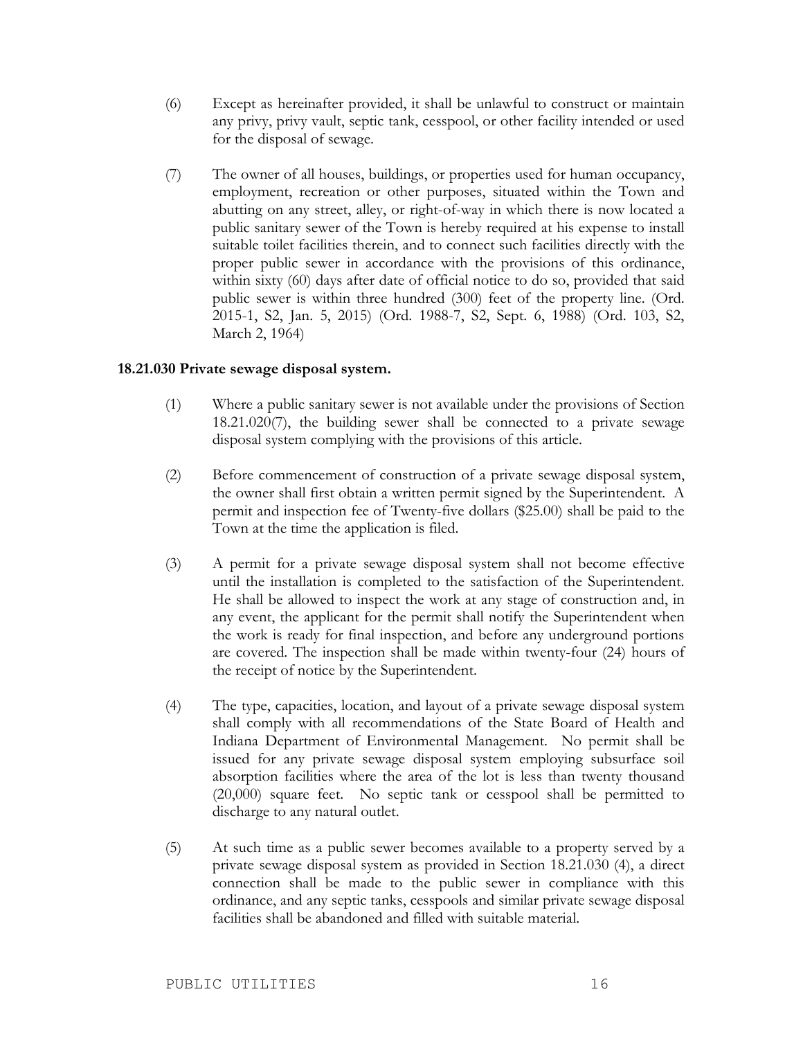(6) Except as hereinafter provided, it shall be unlawful to construct or maintain any privy, privy vault, septic tank, cesspool, or other facility intended or used for the disposal of sewage.

(7) The owner of all houses, buildings, or properties used for human occupancy, employment, recreation or other purposes, situated within the Town and abutting on any street, alley, or right-of-way in which there is now located a public sanitary sewer of the Town is hereby required at his expense to install suitable toilet facilities therein, and to connect such facilities directly with the proper public sewer in accordance with the provisions of this ordinance, within sixty (60) days after date of official notice to do so, provided that said public sewer is within three hundred (300) feet of the property line. (Ord. 2015-1, S2, Jan. 5, 2015) (Ord. 1988-7, S2, Sept. 6, 1988) (Ord. 103, S2, March 2, 1964)

**18.21.030 Private sewage disposal system.**

(1) Where a public sanitary sewer is not available under the provisions of Section 18.21.020(7), the building sewer shall be connected to a private sewage disposal system complying with the provisions of this article.

(2) Before commencement of construction of a private sewage disposal system, the owner shall first obtain a written permit signed by the Superintendent. A permit and inspection fee of Twenty-five dollars ($25.00) shall be paid to the Town at the time the application is filed.

(3) A permit for a private sewage disposal system shall not become effective until the installation is completed to the satisfaction of the Superintendent. He shall be allowed to inspect the work at any stage of construction and, in any event, the applicant for the permit shall notify the Superintendent when the work is ready for final inspection, and before any underground portions are covered. The inspection shall be made within twenty-four (24) hours of the receipt of notice by the Superintendent.

(4) The type, capacities, location, and layout of a private sewage disposal system shall comply with all recommendations of the State Board of Health and Indiana Department of Environmental Management. No permit shall be issued for any private sewage disposal system employing subsurface soil absorption facilities where the area of the lot is less than twenty thousand (20,000) square feet. No septic tank or cesspool shall be permitted to discharge to any natural outlet.

(5) At such time as a public sewer becomes available to a property served by a private sewage disposal system as provided in Section 18.21.030 (4), a direct connection shall be made to the public sewer in compliance with this ordinance, and any septic tanks, cesspools and similar private sewage disposal facilities shall be abandoned and filled with suitable material.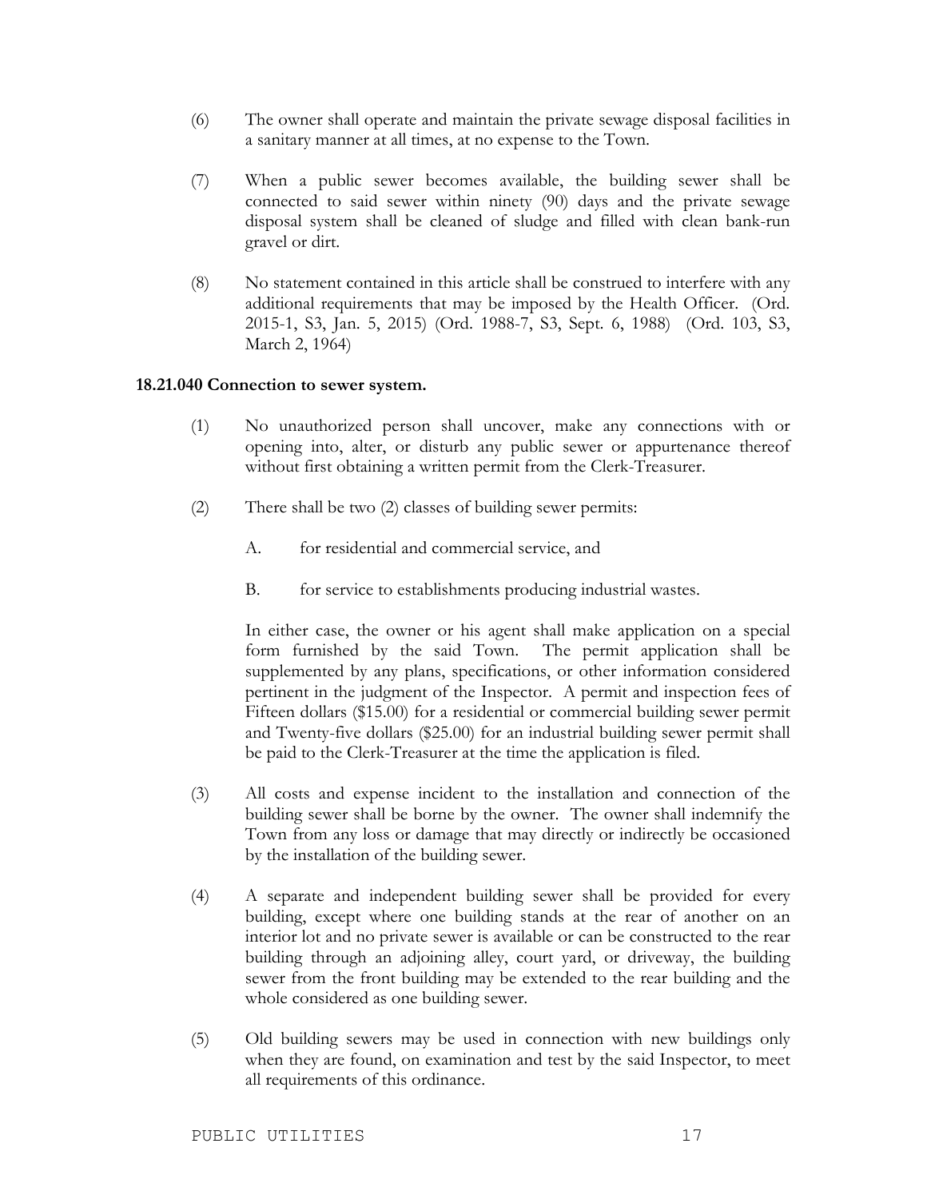(6) The owner shall operate and maintain the private sewage disposal facilities in a sanitary manner at all times, at no expense to the Town.

(7) When a public sewer becomes available, the building sewer shall be connected to said sewer within ninety (90) days and the private sewage disposal system shall be cleaned of sludge and filled with clean bank-run gravel or dirt.

(8) No statement contained in this article shall be construed to interfere with any additional requirements that may be imposed by the Health Officer. (Ord. 2015-1, S3, Jan. 5, 2015) (Ord. 1988-7, S3, Sept. 6, 1988) (Ord. 103, S3, March 2, 1964)

**18.21.040 Connection to sewer system.**

(1) No unauthorized person shall uncover, make any connections with or opening into, alter, or disturb any public sewer or appurtenance thereof without first obtaining a written permit from the Clerk-Treasurer.

(2) There shall be two (2) classes of building sewer permits:

A. for residential and commercial service, and

B. for service to establishments producing industrial wastes.

In either case, the owner or his agent shall make application on a special form furnished by the said Town. The permit application shall be supplemented by any plans, specifications, or other information considered pertinent in the judgment of the Inspector. A permit and inspection fees of Fifteen dollars ($15.00) for a residential or commercial building sewer permit and Twenty-five dollars ($25.00) for an industrial building sewer permit shall be paid to the Clerk-Treasurer at the time the application is filed.

(3) All costs and expense incident to the installation and connection of the building sewer shall be borne by the owner. The owner shall indemnify the Town from any loss or damage that may directly or indirectly be occasioned by the installation of the building sewer.

(4) A separate and independent building sewer shall be provided for every building, except where one building stands at the rear of another on an interior lot and no private sewer is available or can be constructed to the rear building through an adjoining alley, court yard, or driveway, the building sewer from the front building may be extended to the rear building and the whole considered as one building sewer.

(5) Old building sewers may be used in connection with new buildings only when they are found, on examination and test by the said Inspector, to meet all requirements of this ordinance.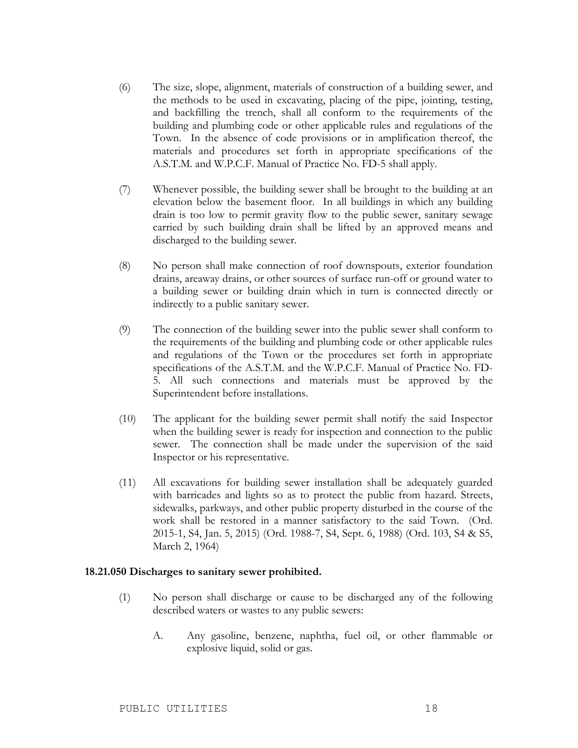(6) The size, slope, alignment, materials of construction of a building sewer, and the methods to be used in excavating, placing of the pipe, jointing, testing, and backfilling the trench, shall all conform to the requirements of the building and plumbing code or other applicable rules and regulations of the Town. In the absence of code provisions or in amplification thereof, the materials and procedures set forth in appropriate specifications of the A.S.T.M. and W.P.C.F. Manual of Practice No. FD-5 shall apply.

(7) Whenever possible, the building sewer shall be brought to the building at an elevation below the basement floor. In all buildings in which any building drain is too low to permit gravity flow to the public sewer, sanitary sewage carried by such building drain shall be lifted by an approved means and discharged to the building sewer.

(8) No person shall make connection of roof downspouts, exterior foundation drains, areaway drains, or other sources of surface run-off or ground water to a building sewer or building drain which in turn is connected directly or indirectly to a public sanitary sewer.

(9) The connection of the building sewer into the public sewer shall conform to the requirements of the building and plumbing code or other applicable rules and regulations of the Town or the procedures set forth in appropriate specifications of the A.S.T.M. and the W.P.C.F. Manual of Practice No. FD-5. All such connections and materials must be approved by the Superintendent before installations.

(10) The applicant for the building sewer permit shall notify the said Inspector when the building sewer is ready for inspection and connection to the public sewer. The connection shall be made under the supervision of the said Inspector or his representative.

(11) All excavations for building sewer installation shall be adequately guarded with barricades and lights so as to protect the public from hazard. Streets, sidewalks, parkways, and other public property disturbed in the course of the work shall be restored in a manner satisfactory to the said Town. (Ord. 2015-1, S4, Jan. 5, 2015) (Ord. 1988-7, S4, Sept. 6, 1988) (Ord. 103, S4 & S5, March 2, 1964)

**18.21.050 Discharges to sanitary sewer prohibited.**

(1) No person shall discharge or cause to be discharged any of the following described waters or wastes to any public sewers:

A. Any gasoline, benzene, naphtha, fuel oil, or other flammable or explosive liquid, solid or gas.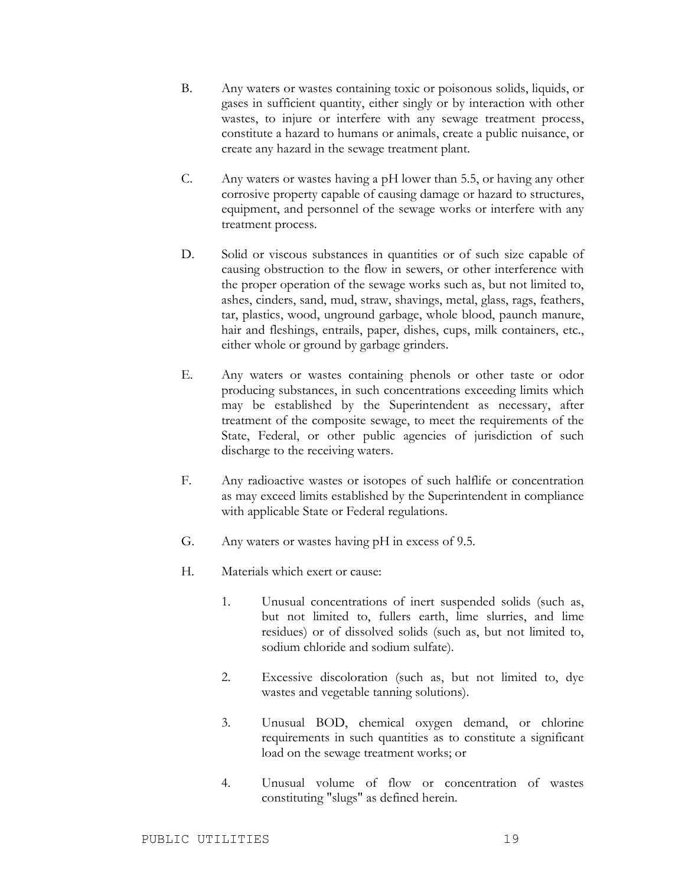B. Any waters or wastes containing toxic or poisonous solids, liquids, or gases in sufficient quantity, either singly or by interaction with other wastes, to injure or interfere with any sewage treatment process, constitute a hazard to humans or animals, create a public nuisance, or create any hazard in the sewage treatment plant.

C. Any waters or wastes having a pH lower than 5.5, or having any other corrosive property capable of causing damage or hazard to structures, equipment, and personnel of the sewage works or interfere with any treatment process.

D. Solid or viscous substances in quantities or of such size capable of causing obstruction to the flow in sewers, or other interference with the proper operation of the sewage works such as, but not limited to, ashes, cinders, sand, mud, straw, shavings, metal, glass, rags, feathers, tar, plastics, wood, unground garbage, whole blood, paunch manure, hair and fleshings, entrails, paper, dishes, cups, milk containers, etc., either whole or ground by garbage grinders.

E. Any waters or wastes containing phenols or other taste or odor producing substances, in such concentrations exceeding limits which may be established by the Superintendent as necessary, after treatment of the composite sewage, to meet the requirements of the State, Federal, or other public agencies of jurisdiction of such discharge to the receiving waters.

F. Any radioactive wastes or isotopes of such halflife or concentration as may exceed limits established by the Superintendent in compliance with applicable State or Federal regulations.

G. Any waters or wastes having pH in excess of 9.5.

H. Materials which exert or cause:

1. Unusual concentrations of inert suspended solids (such as, but not limited to, fullers earth, lime slurries, and lime residues) or of dissolved solids (such as, but not limited to, sodium chloride and sodium sulfate).

2. Excessive discoloration (such as, but not limited to, dye wastes and vegetable tanning solutions).

3. Unusual BOD, chemical oxygen demand, or chlorine requirements in such quantities as to constitute a significant load on the sewage treatment works; or

4. Unusual volume of flow or concentration of wastes constituting "slugs" as defined herein.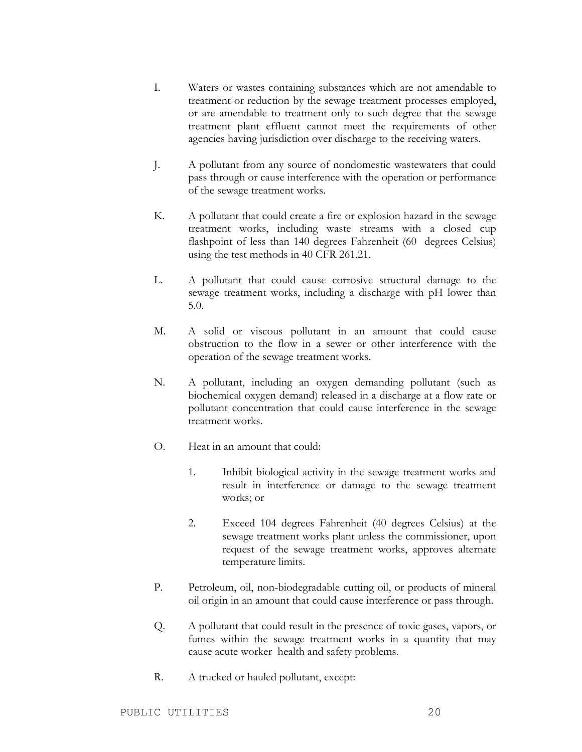I. Waters or wastes containing substances which are not amendable to treatment or reduction by the sewage treatment processes employed, or are amendable to treatment only to such degree that the sewage treatment plant effluent cannot meet the requirements of other agencies having jurisdiction over discharge to the receiving waters.

J. A pollutant from any source of nondomestic wastewaters that could pass through or cause interference with the operation or performance of the sewage treatment works.

K. A pollutant that could create a fire or explosion hazard in the sewage treatment works, including waste streams with a closed cup flashpoint of less than 140 degrees Fahrenheit (60 degrees Celsius) using the test methods in 40 CFR 261.21.

L. A pollutant that could cause corrosive structural damage to the sewage treatment works, including a discharge with pH lower than 5.0.

M. A solid or viscous pollutant in an amount that could cause obstruction to the flow in a sewer or other interference with the operation of the sewage treatment works.

N. A pollutant, including an oxygen demanding pollutant (such as biochemical oxygen demand) released in a discharge at a flow rate or pollutant concentration that could cause interference in the sewage treatment works.

O. Heat in an amount that could:

   1. Inhibit biological activity in the sewage treatment works and result in interference or damage to the sewage treatment works; or

   2. Exceed 104 degrees Fahrenheit (40 degrees Celsius) at the sewage treatment works plant unless the commissioner, upon request of the sewage treatment works, approves alternate temperature limits.

P. Petroleum, oil, non-biodegradable cutting oil, or products of mineral oil origin in an amount that could cause interference or pass through.

Q. A pollutant that could result in the presence of toxic gases, vapors, or fumes within the sewage treatment works in a quantity that may cause acute worker health and safety problems.

R. A trucked or hauled pollutant, except: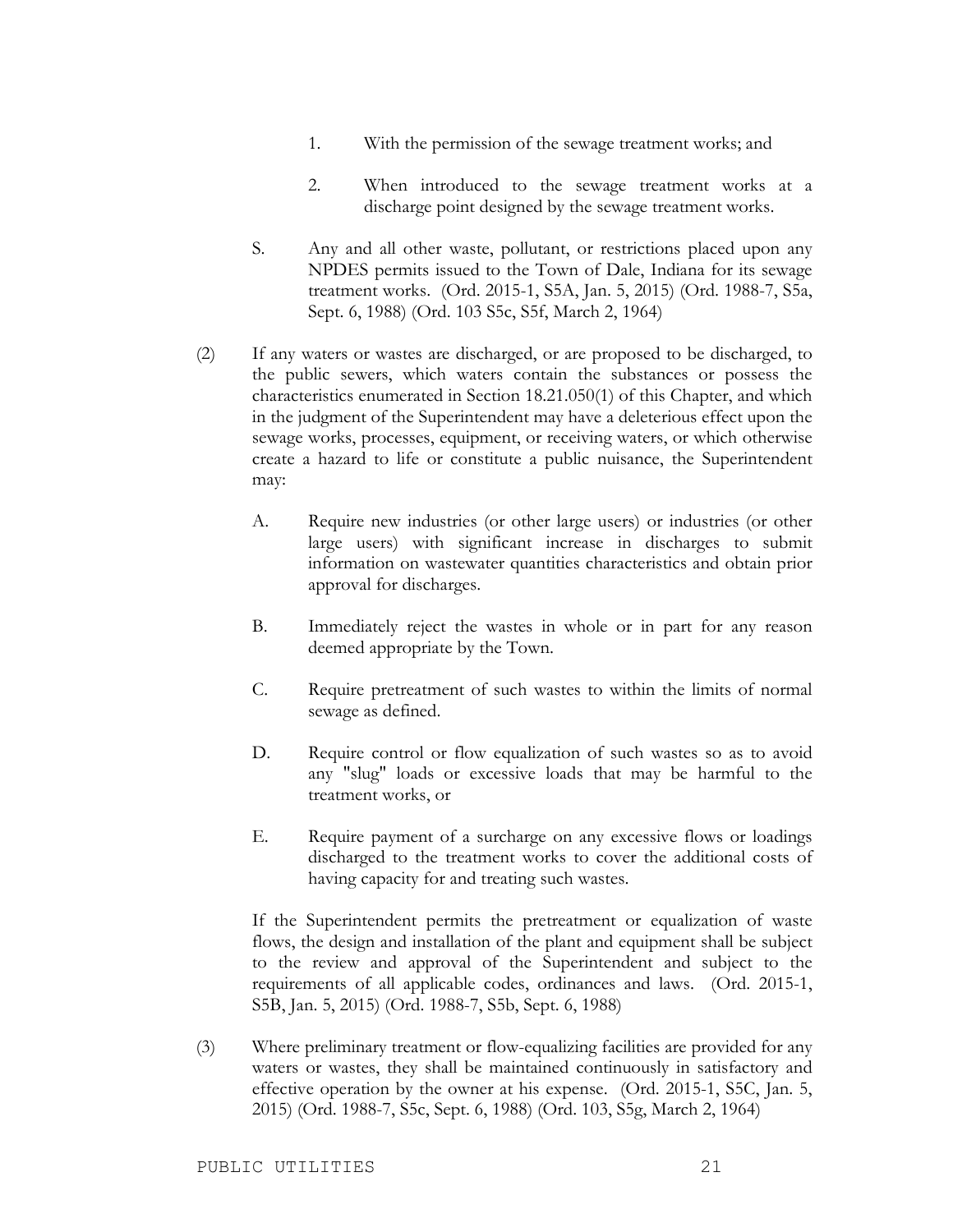1. With the permission of the sewage treatment works; and

2. When introduced to the sewage treatment works at a discharge point designed by the sewage treatment works.

S. Any and all other waste, pollutant, or restrictions placed upon any NPDES permits issued to the Town of Dale, Indiana for its sewage treatment works. (Ord. 2015-1, S5A, Jan. 5, 2015) (Ord. 1988-7, S5a, Sept. 6, 1988) (Ord. 103 S5c, S5f, March 2, 1964)

(2) If any waters or wastes are discharged, or are proposed to be discharged, to the public sewers, which waters contain the substances or possess the characteristics enumerated in Section 18.21.050(1) of this Chapter, and which in the judgment of the Superintendent may have a deleterious effect upon the sewage works, processes, equipment, or receiving waters, or which otherwise create a hazard to life or constitute a public nuisance, the Superintendent may:

A. Require new industries (or other large users) or industries (or other large users) with significant increase in discharges to submit information on wastewater quantities characteristics and obtain prior approval for discharges.

B. Immediately reject the wastes in whole or in part for any reason deemed appropriate by the Town.

C. Require pretreatment of such wastes to within the limits of normal sewage as defined.

D. Require control or flow equalization of such wastes so as to avoid any "slug" loads or excessive loads that may be harmful to the treatment works, or

E. Require payment of a surcharge on any excessive flows or loadings discharged to the treatment works to cover the additional costs of having capacity for and treating such wastes.

If the Superintendent permits the pretreatment or equalization of waste flows, the design and installation of the plant and equipment shall be subject to the review and approval of the Superintendent and subject to the requirements of all applicable codes, ordinances and laws. (Ord. 2015-1, S5B, Jan. 5, 2015) (Ord. 1988-7, S5b, Sept. 6, 1988)

(3) Where preliminary treatment or flow-equalizing facilities are provided for any waters or wastes, they shall be maintained continuously in satisfactory and effective operation by the owner at his expense. (Ord. 2015-1, S5C, Jan. 5, 2015) (Ord. 1988-7, S5c, Sept. 6, 1988) (Ord. 103, S5g, March 2, 1964)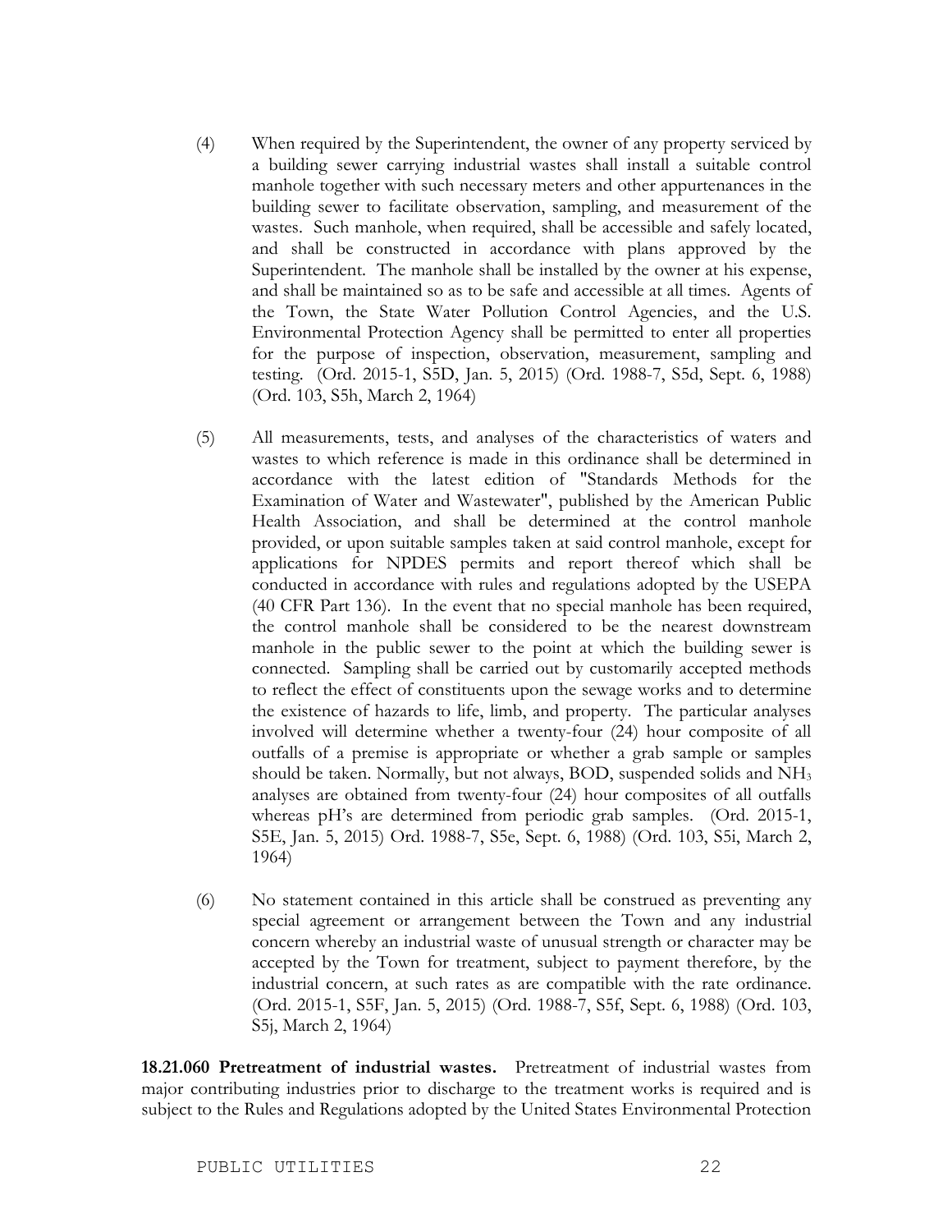(4) When required by the Superintendent, the owner of any property serviced by a building sewer carrying industrial wastes shall install a suitable control manhole together with such necessary meters and other appurtenances in the building sewer to facilitate observation, sampling, and measurement of the wastes. Such manhole, when required, shall be accessible and safely located, and shall be constructed in accordance with plans approved by the Superintendent. The manhole shall be installed by the owner at his expense, and shall be maintained so as to be safe and accessible at all times. Agents of the Town, the State Water Pollution Control Agencies, and the U.S. Environmental Protection Agency shall be permitted to enter all properties for the purpose of inspection, observation, measurement, sampling and testing. (Ord. 2015-1, S5D, Jan. 5, 2015) (Ord. 1988-7, S5d, Sept. 6, 1988) (Ord. 103, S5h, March 2, 1964)

(5) All measurements, tests, and analyses of the characteristics of waters and wastes to which reference is made in this ordinance shall be determined in accordance with the latest edition of "Standards Methods for the Examination of Water and Wastewater", published by the American Public Health Association, and shall be determined at the control manhole provided, or upon suitable samples taken at said control manhole, except for applications for NPDES permits and report thereof which shall be conducted in accordance with rules and regulations adopted by the USEPA (40 CFR Part 136). In the event that no special manhole has been required, the control manhole shall be considered to be the nearest downstream manhole in the public sewer to the point at which the building sewer is connected. Sampling shall be carried out by customarily accepted methods to reflect the effect of constituents upon the sewage works and to determine the existence of hazards to life, limb, and property. The particular analyses involved will determine whether a twenty-four (24) hour composite of all outfalls of a premise is appropriate or whether a grab sample or samples should be taken. Normally, but not always, BOD, suspended solids and $NH_3$ analyses are obtained from twenty-four (24) hour composites of all outfalls whereas pH's are determined from periodic grab samples. (Ord. 2015-1, S5E, Jan. 5, 2015) Ord. 1988-7, S5e, Sept. 6, 1988) (Ord. 103, S5i, March 2, 1964)

(6) No statement contained in this article shall be construed as preventing any special agreement or arrangement between the Town and any industrial concern whereby an industrial waste of unusual strength or character may be accepted by the Town for treatment, subject to payment therefore, by the industrial concern, at such rates as are compatible with the rate ordinance. (Ord. 2015-1, S5F, Jan. 5, 2015) (Ord. 1988-7, S5f, Sept. 6, 1988) (Ord. 103, S5j, March 2, 1964)

**18.21.060 Pretreatment of industrial wastes.** Pretreatment of industrial wastes from major contributing industries prior to discharge to the treatment works is required and is subject to the Rules and Regulations adopted by the United States Environmental Protection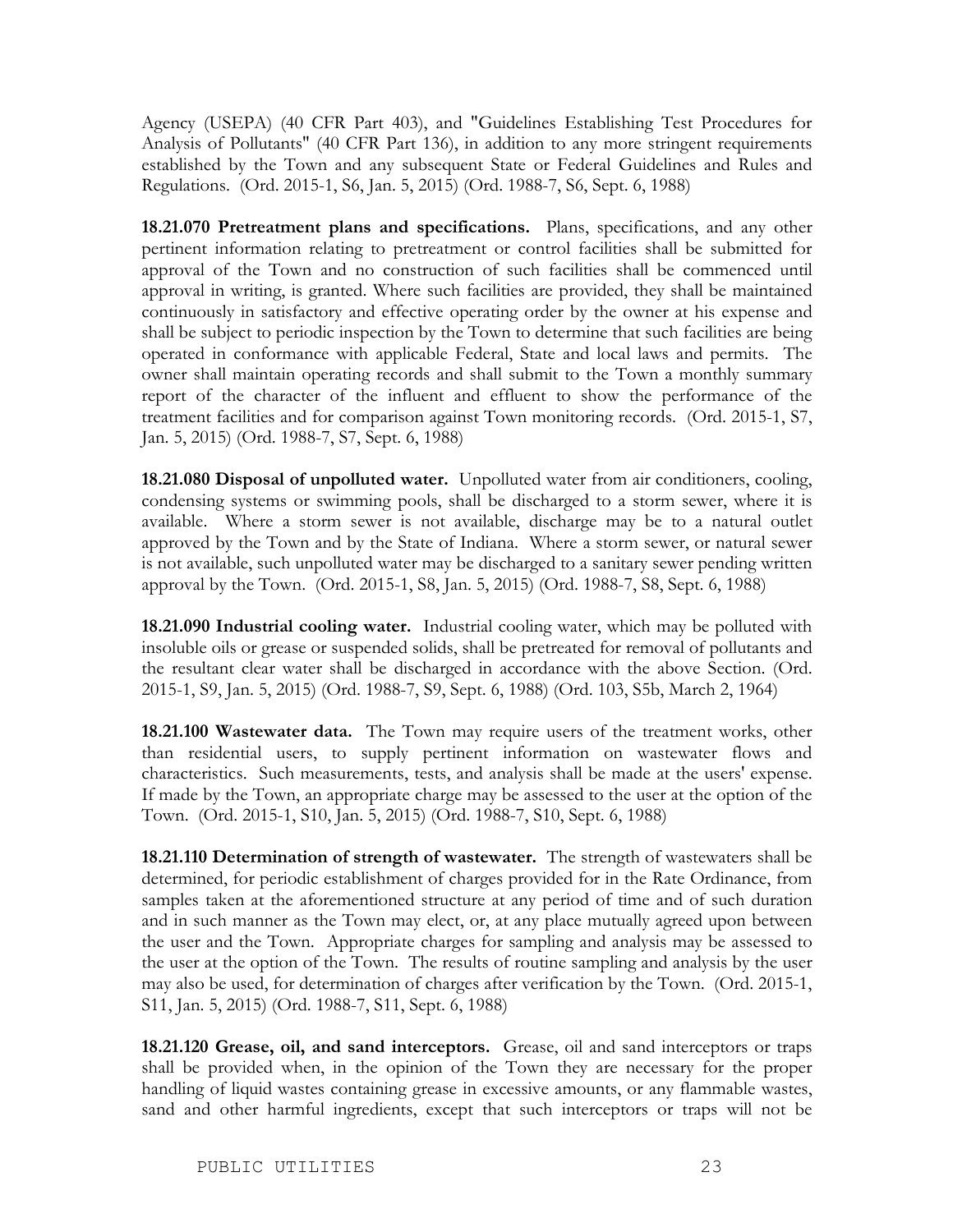Agency (USEPA) (40 CFR Part 403), and "Guidelines Establishing Test Procedures for Analysis of Pollutants" (40 CFR Part 136), in addition to any more stringent requirements established by the Town and any subsequent State or Federal Guidelines and Rules and Regulations. (Ord. 2015-1, S6, Jan. 5, 2015) (Ord. 1988-7, S6, Sept. 6, 1988)

**18.21.070 Pretreatment plans and specifications.** Plans, specifications, and any other pertinent information relating to pretreatment or control facilities shall be submitted for approval of the Town and no construction of such facilities shall be commenced until approval in writing, is granted. Where such facilities are provided, they shall be maintained continuously in satisfactory and effective operating order by the owner at his expense and shall be subject to periodic inspection by the Town to determine that such facilities are being operated in conformance with applicable Federal, State and local laws and permits. The owner shall maintain operating records and shall submit to the Town a monthly summary report of the character of the influent and effluent to show the performance of the treatment facilities and for comparison against Town monitoring records. (Ord. 2015-1, S7, Jan. 5, 2015) (Ord. 1988-7, S7, Sept. 6, 1988)

**18.21.080 Disposal of unpolluted water.** Unpolluted water from air conditioners, cooling, condensing systems or swimming pools, shall be discharged to a storm sewer, where it is available. Where a storm sewer is not available, discharge may be to a natural outlet approved by the Town and by the State of Indiana. Where a storm sewer, or natural sewer is not available, such unpolluted water may be discharged to a sanitary sewer pending written approval by the Town. (Ord. 2015-1, S8, Jan. 5, 2015) (Ord. 1988-7, S8, Sept. 6, 1988)

**18.21.090 Industrial cooling water.** Industrial cooling water, which may be polluted with insoluble oils or grease or suspended solids, shall be pretreated for removal of pollutants and the resultant clear water shall be discharged in accordance with the above Section. (Ord. 2015-1, S9, Jan. 5, 2015) (Ord. 1988-7, S9, Sept. 6, 1988) (Ord. 103, S5b, March 2, 1964)

**18.21.100 Wastewater data.** The Town may require users of the treatment works, other than residential users, to supply pertinent information on wastewater flows and characteristics. Such measurements, tests, and analysis shall be made at the users' expense. If made by the Town, an appropriate charge may be assessed to the user at the option of the Town. (Ord. 2015-1, S10, Jan. 5, 2015) (Ord. 1988-7, S10, Sept. 6, 1988)

**18.21.110 Determination of strength of wastewater.** The strength of wastewaters shall be determined, for periodic establishment of charges provided for in the Rate Ordinance, from samples taken at the aforementioned structure at any period of time and of such duration and in such manner as the Town may elect, or, at any place mutually agreed upon between the user and the Town. Appropriate charges for sampling and analysis may be assessed to the user at the option of the Town. The results of routine sampling and analysis by the user may also be used, for determination of charges after verification by the Town. (Ord. 2015-1, S11, Jan. 5, 2015) (Ord. 1988-7, S11, Sept. 6, 1988)

**18.21.120 Grease, oil, and sand interceptors.** Grease, oil and sand interceptors or traps shall be provided when, in the opinion of the Town they are necessary for the proper handling of liquid wastes containing grease in excessive amounts, or any flammable wastes, sand and other harmful ingredients, except that such interceptors or traps will not be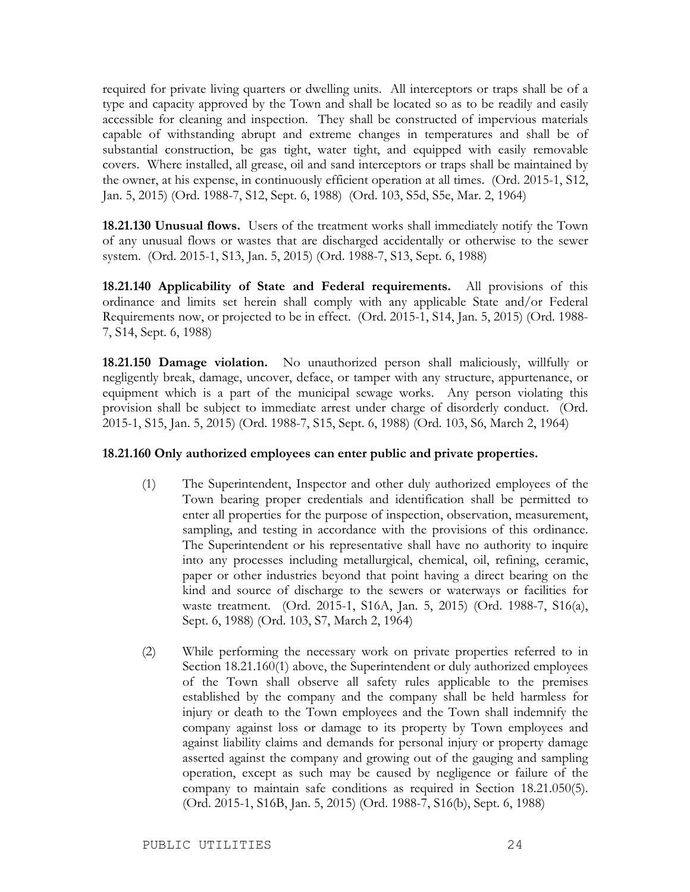required for private living quarters or dwelling units. All interceptors or traps shall be of a type and capacity approved by the Town and shall be located so as to be readily and easily accessible for cleaning and inspection. They shall be constructed of impervious materials capable of withstanding abrupt and extreme changes in temperatures and shall be of substantial construction, be gas tight, water tight, and equipped with easily removable covers. Where installed, all grease, oil and sand interceptors or traps shall be maintained by the owner, at his expense, in continuously efficient operation at all times. (Ord. 2015-1, S12, Jan. 5, 2015) (Ord. 1988-7, S12, Sept. 6, 1988) (Ord. 103, S5d, S5e, Mar. 2, 1964)

**18.21.130 Unusual flows.** Users of the treatment works shall immediately notify the Town of any unusual flows or wastes that are discharged accidentally or otherwise to the sewer system. (Ord. 2015-1, S13, Jan. 5, 2015) (Ord. 1988-7, S13, Sept. 6, 1988)

**18.21.140 Applicability of State and Federal requirements.** All provisions of this ordinance and limits set herein shall comply with any applicable State and/or Federal Requirements now, or projected to be in effect. (Ord. 2015-1, S14, Jan. 5, 2015) (Ord. 1988-7, S14, Sept. 6, 1988)

**18.21.150 Damage violation.** No unauthorized person shall maliciously, willfully or negligently break, damage, uncover, deface, or tamper with any structure, appurtenance, or equipment which is a part of the municipal sewage works. Any person violating this provision shall be subject to immediate arrest under charge of disorderly conduct. (Ord. 2015-1, S15, Jan. 5, 2015) (Ord. 1988-7, S15, Sept. 6, 1988) (Ord. 103, S6, March 2, 1964)

**18.21.160 Only authorized employees can enter public and private properties.**

(1) The Superintendent, Inspector and other duly authorized employees of the Town bearing proper credentials and identification shall be permitted to enter all properties for the purpose of inspection, observation, measurement, sampling, and testing in accordance with the provisions of this ordinance. The Superintendent or his representative shall have no authority to inquire into any processes including metallurgical, chemical, oil, refining, ceramic, paper or other industries beyond that point having a direct bearing on the kind and source of discharge to the sewers or waterways or facilities for waste treatment. (Ord. 2015-1, S16A, Jan. 5, 2015) (Ord. 1988-7, S16(a), Sept. 6, 1988) (Ord. 103, S7, March 2, 1964)

(2) While performing the necessary work on private properties referred to in Section 18.21.160(1) above, the Superintendent or duly authorized employees of the Town shall observe all safety rules applicable to the premises established by the company and the company shall be held harmless for injury or death to the Town employees and the Town shall indemnify the company against loss or damage to its property by Town employees and against liability claims and demands for personal injury or property damage asserted against the company and growing out of the gauging and sampling operation, except as such may be caused by negligence or failure of the company to maintain safe conditions as required in Section 18.21.050(5). (Ord. 2015-1, S16B, Jan. 5, 2015) (Ord. 1988-7, S16(b), Sept. 6, 1988)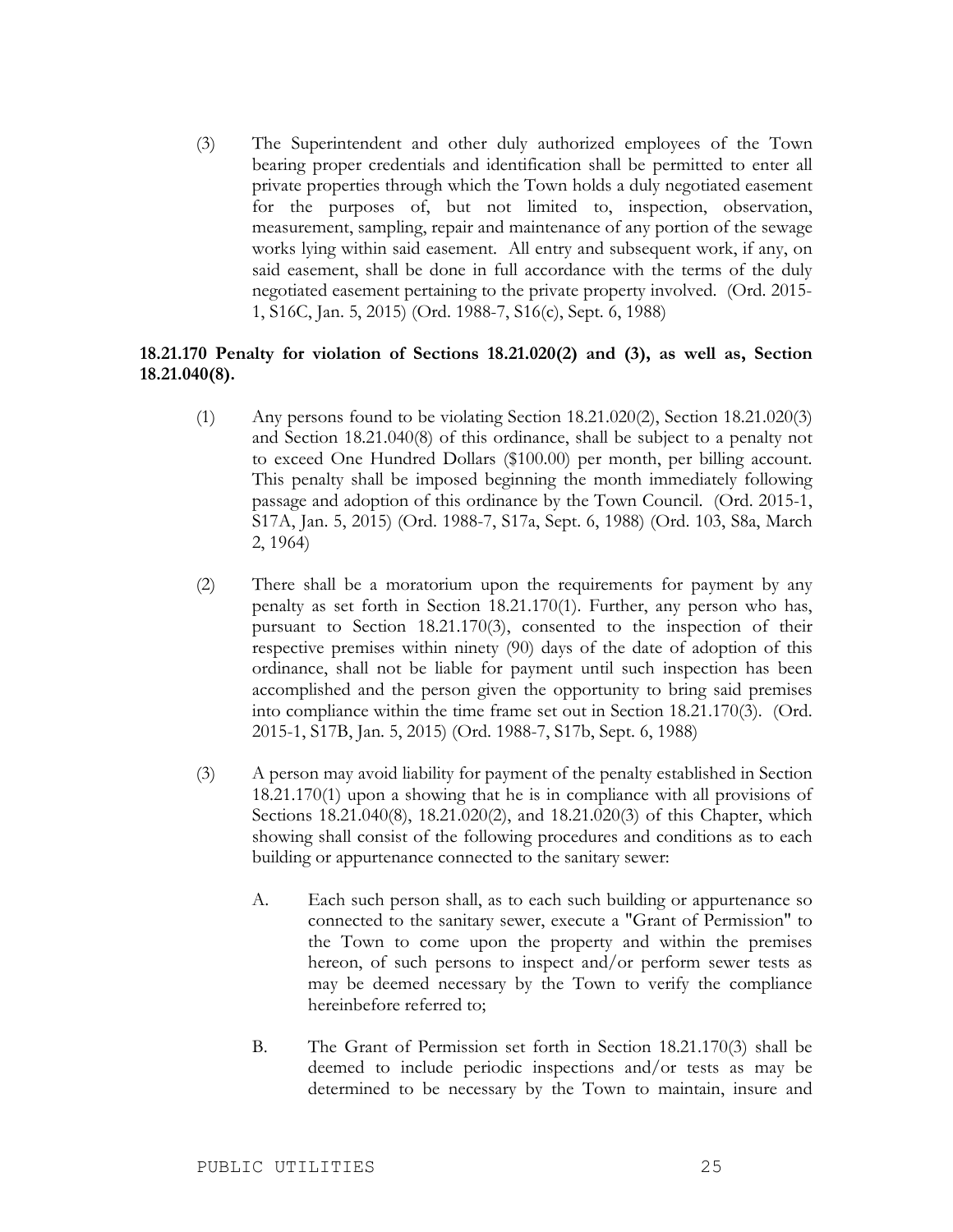(3) The Superintendent and other duly authorized employees of the Town bearing proper credentials and identification shall be permitted to enter all private properties through which the Town holds a duly negotiated easement for the purposes of, but not limited to, inspection, observation, measurement, sampling, repair and maintenance of any portion of the sewage works lying within said easement. All entry and subsequent work, if any, on said easement, shall be done in full accordance with the terms of the duly negotiated easement pertaining to the private property involved. (Ord. 2015-1, S16C, Jan. 5, 2015) (Ord. 1988-7, S16(c), Sept. 6, 1988)

**18.21.170 Penalty for violation of Sections 18.21.020(2) and (3), as well as, Section 18.21.040(8).**

(1) Any persons found to be violating Section 18.21.020(2), Section 18.21.020(3) and Section 18.21.040(8) of this ordinance, shall be subject to a penalty not to exceed One Hundred Dollars ($100.00) per month, per billing account. This penalty shall be imposed beginning the month immediately following passage and adoption of this ordinance by the Town Council. (Ord. 2015-1, S17A, Jan. 5, 2015) (Ord. 1988-7, S17a, Sept. 6, 1988) (Ord. 103, S8a, March 2, 1964)

(2) There shall be a moratorium upon the requirements for payment by any penalty as set forth in Section 18.21.170(1). Further, any person who has, pursuant to Section 18.21.170(3), consented to the inspection of their respective premises within ninety (90) days of the date of adoption of this ordinance, shall not be liable for payment until such inspection has been accomplished and the person given the opportunity to bring said premises into compliance within the time frame set out in Section 18.21.170(3). (Ord. 2015-1, S17B, Jan. 5, 2015) (Ord. 1988-7, S17b, Sept. 6, 1988)

(3) A person may avoid liability for payment of the penalty established in Section 18.21.170(1) upon a showing that he is in compliance with all provisions of Sections 18.21.040(8), 18.21.020(2), and 18.21.020(3) of this Chapter, which showing shall consist of the following procedures and conditions as to each building or appurtenance connected to the sanitary sewer:

A. Each such person shall, as to each such building or appurtenance so connected to the sanitary sewer, execute a "Grant of Permission" to the Town to come upon the property and within the premises hereon, of such persons to inspect and/or perform sewer tests as may be deemed necessary by the Town to verify the compliance hereinbefore referred to;

B. The Grant of Permission set forth in Section 18.21.170(3) shall be deemed to include periodic inspections and/or tests as may be determined to be necessary by the Town to maintain, insure and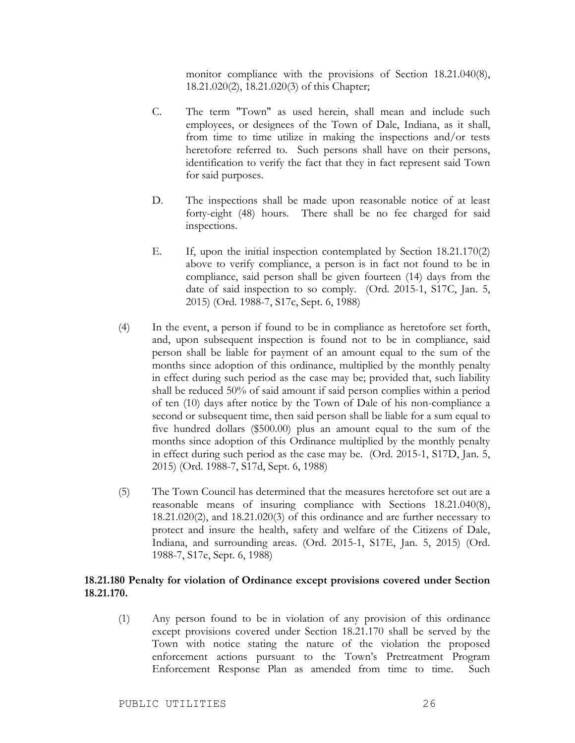monitor compliance with the provisions of Section 18.21.040(8), 18.21.020(2), 18.21.020(3) of this Chapter;

C. The term "Town" as used herein, shall mean and include such employees, or designees of the Town of Dale, Indiana, as it shall, from time to time utilize in making the inspections and/or tests heretofore referred to. Such persons shall have on their persons, identification to verify the fact that they in fact represent said Town for said purposes.

D. The inspections shall be made upon reasonable notice of at least forty-eight (48) hours. There shall be no fee charged for said inspections.

E. If, upon the initial inspection contemplated by Section 18.21.170(2) above to verify compliance, a person is in fact not found to be in compliance, said person shall be given fourteen (14) days from the date of said inspection to so comply. (Ord. 2015-1, S17C, Jan. 5, 2015) (Ord. 1988-7, S17c, Sept. 6, 1988)

(4) In the event, a person if found to be in compliance as heretofore set forth, and, upon subsequent inspection is found not to be in compliance, said person shall be liable for payment of an amount equal to the sum of the months since adoption of this ordinance, multiplied by the monthly penalty in effect during such period as the case may be; provided that, such liability shall be reduced 50% of said amount if said person complies within a period of ten (10) days after notice by the Town of Dale of his non-compliance a second or subsequent time, then said person shall be liable for a sum equal to five hundred dollars ($500.00) plus an amount equal to the sum of the months since adoption of this Ordinance multiplied by the monthly penalty in effect during such period as the case may be. (Ord. 2015-1, S17D, Jan. 5, 2015) (Ord. 1988-7, S17d, Sept. 6, 1988)

(5) The Town Council has determined that the measures heretofore set out are a reasonable means of insuring compliance with Sections 18.21.040(8), 18.21.020(2), and 18.21.020(3) of this ordinance and are further necessary to protect and insure the health, safety and welfare of the Citizens of Dale, Indiana, and surrounding areas. (Ord. 2015-1, S17E, Jan. 5, 2015) (Ord. 1988-7, S17e, Sept. 6, 1988)

**18.21.180 Penalty for violation of Ordinance except provisions covered under Section 18.21.170.**

(1) Any person found to be in violation of any provision of this ordinance except provisions covered under Section 18.21.170 shall be served by the Town with notice stating the nature of the violation the proposed enforcement actions pursuant to the Town's Pretreatment Program Enforcement Response Plan as amended from time to time. Such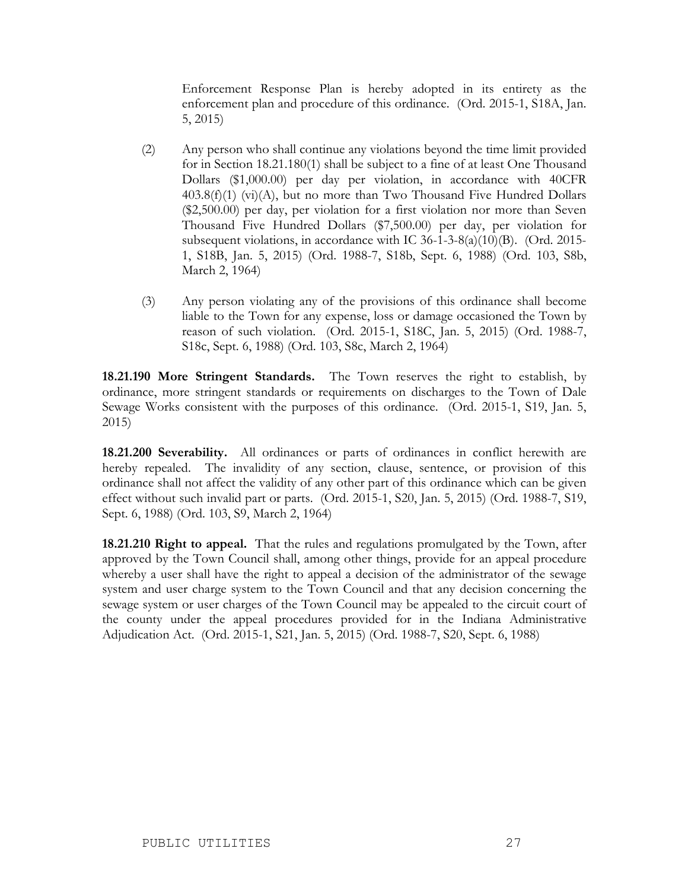Enforcement Response Plan is hereby adopted in its entirety as the enforcement plan and procedure of this ordinance. (Ord. 2015-1, S18A, Jan. 5, 2015)

(2) Any person who shall continue any violations beyond the time limit provided for in Section 18.21.180(1) shall be subject to a fine of at least One Thousand Dollars ($1,000.00) per day per violation, in accordance with 40CFR 403.8(f)(1) (vi)(A), but no more than Two Thousand Five Hundred Dollars ($2,500.00) per day, per violation for a first violation nor more than Seven Thousand Five Hundred Dollars ($7,500.00) per day, per violation for subsequent violations, in accordance with IC 36-1-3-8(a)(10)(B). (Ord. 2015-1, S18B, Jan. 5, 2015) (Ord. 1988-7, S18b, Sept. 6, 1988) (Ord. 103, S8b, March 2, 1964)

(3) Any person violating any of the provisions of this ordinance shall become liable to the Town for any expense, loss or damage occasioned the Town by reason of such violation. (Ord. 2015-1, S18C, Jan. 5, 2015) (Ord. 1988-7, S18c, Sept. 6, 1988) (Ord. 103, S8c, March 2, 1964)

**18.21.190 More Stringent Standards.** The Town reserves the right to establish, by ordinance, more stringent standards or requirements on discharges to the Town of Dale Sewage Works consistent with the purposes of this ordinance. (Ord. 2015-1, S19, Jan. 5, 2015)

**18.21.200 Severability.** All ordinances or parts of ordinances in conflict herewith are hereby repealed. The invalidity of any section, clause, sentence, or provision of this ordinance shall not affect the validity of any other part of this ordinance which can be given effect without such invalid part or parts. (Ord. 2015-1, S20, Jan. 5, 2015) (Ord. 1988-7, S19, Sept. 6, 1988) (Ord. 103, S9, March 2, 1964)

**18.21.210 Right to appeal.** That the rules and regulations promulgated by the Town, after approved by the Town Council shall, among other things, provide for an appeal procedure whereby a user shall have the right to appeal a decision of the administrator of the sewage system and user charge system to the Town Council and that any decision concerning the sewage system or user charges of the Town Council may be appealed to the circuit court of the county under the appeal procedures provided for in the Indiana Administrative Adjudication Act. (Ord. 2015-1, S21, Jan. 5, 2015) (Ord. 1988-7, S20, Sept. 6, 1988)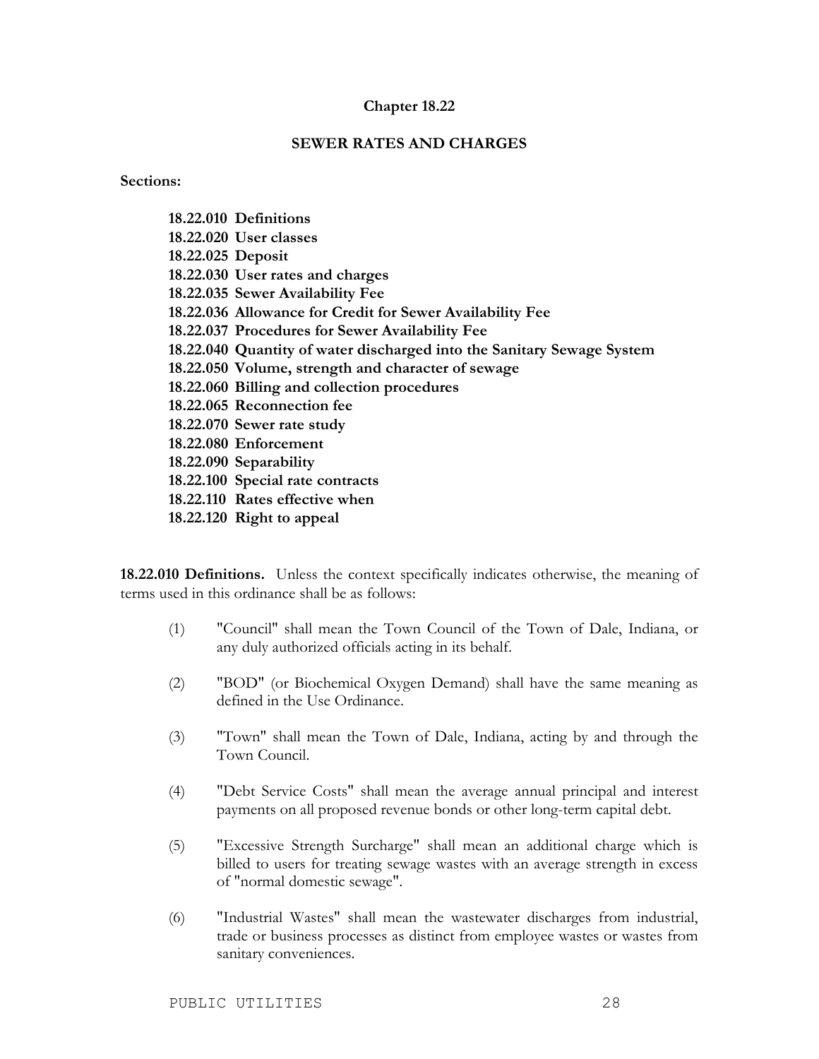# Chapter 18.22

## SEWER RATES AND CHARGES

**Sections:**

**18.22.010 Definitions**
**18.22.020 User classes**
**18.22.025 Deposit**
**18.22.030 User rates and charges**
**18.22.035 Sewer Availability Fee**
**18.22.036 Allowance for Credit for Sewer Availability Fee**
**18.22.037 Procedures for Sewer Availability Fee**
**18.22.040 Quantity of water discharged into the Sanitary Sewage System**
**18.22.050 Volume, strength and character of sewage**
**18.22.060 Billing and collection procedures**
**18.22.065 Reconnection fee**
**18.22.070 Sewer rate study**
**18.22.080 Enforcement**
**18.22.090 Separability**
**18.22.100 Special rate contracts**
**18.22.110 Rates effective when**
**18.22.120 Right to appeal**

**18.22.010 Definitions.** Unless the context specifically indicates otherwise, the meaning of terms used in this ordinance shall be as follows:

(1) "Council" shall mean the Town Council of the Town of Dale, Indiana, or any duly authorized officials acting in its behalf.

(2) "BOD" (or Biochemical Oxygen Demand) shall have the same meaning as defined in the Use Ordinance.

(3) "Town" shall mean the Town of Dale, Indiana, acting by and through the Town Council.

(4) "Debt Service Costs" shall mean the average annual principal and interest payments on all proposed revenue bonds or other long-term capital debt.

(5) "Excessive Strength Surcharge" shall mean an additional charge which is billed to users for treating sewage wastes with an average strength in excess of "normal domestic sewage".

(6) "Industrial Wastes" shall mean the wastewater discharges from industrial, trade or business processes as distinct from employee wastes or wastes from sanitary conveniences.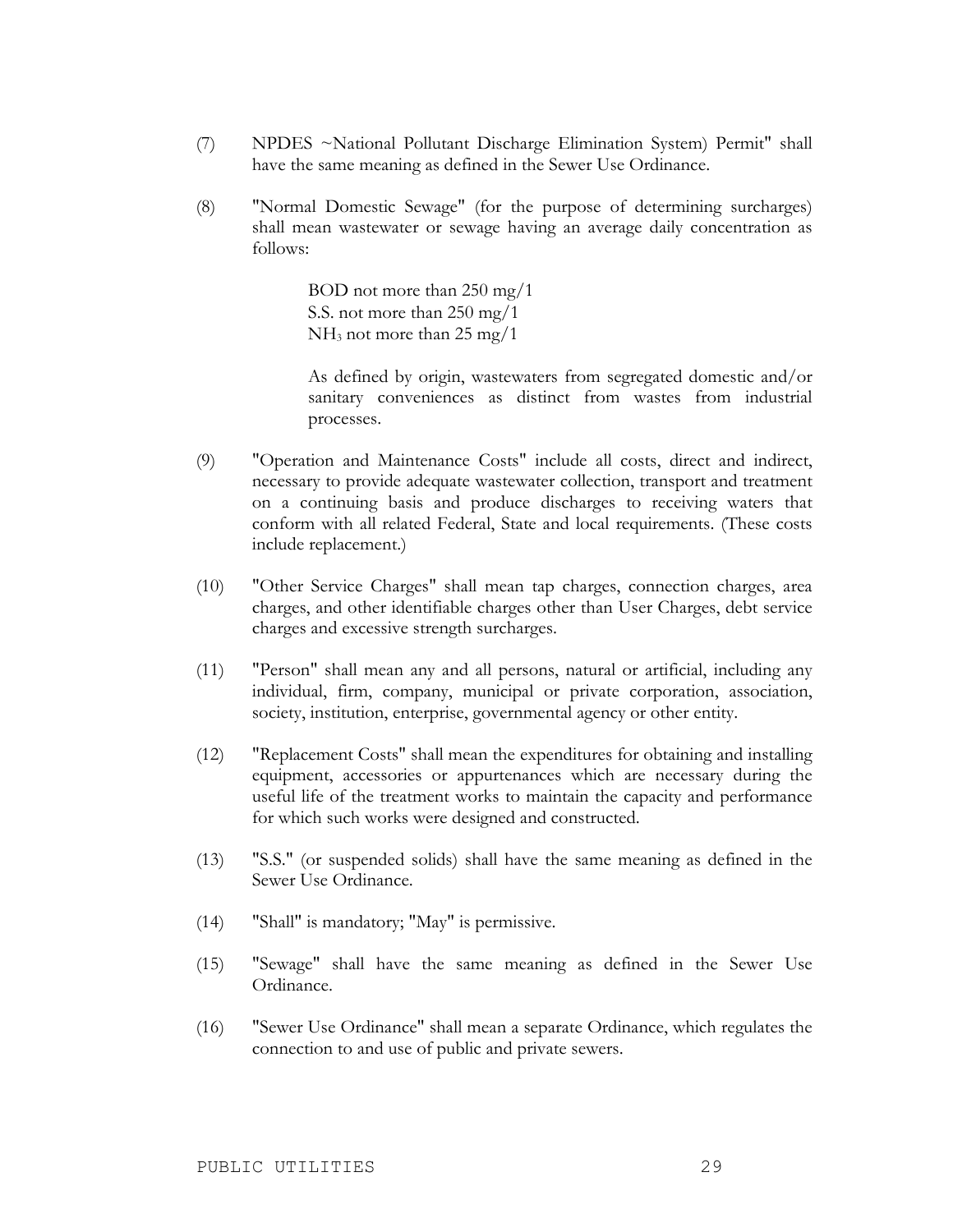(7) NPDES ~National Pollutant Discharge Elimination System) Permit" shall have the same meaning as defined in the Sewer Use Ordinance.

(8) "Normal Domestic Sewage" (for the purpose of determining surcharges) shall mean wastewater or sewage having an average daily concentration as follows:

BOD not more than 250 mg/1
S.S. not more than 250 mg/1
$NH_3$ not more than 25 mg/1

As defined by origin, wastewaters from segregated domestic and/or sanitary conveniences as distinct from wastes from industrial processes.

(9) "Operation and Maintenance Costs" include all costs, direct and indirect, necessary to provide adequate wastewater collection, transport and treatment on a continuing basis and produce discharges to receiving waters that conform with all related Federal, State and local requirements. (These costs include replacement.)

(10) "Other Service Charges" shall mean tap charges, connection charges, area charges, and other identifiable charges other than User Charges, debt service charges and excessive strength surcharges.

(11) "Person" shall mean any and all persons, natural or artificial, including any individual, firm, company, municipal or private corporation, association, society, institution, enterprise, governmental agency or other entity.

(12) "Replacement Costs" shall mean the expenditures for obtaining and installing equipment, accessories or appurtenances which are necessary during the useful life of the treatment works to maintain the capacity and performance for which such works were designed and constructed.

(13) "S.S." (or suspended solids) shall have the same meaning as defined in the Sewer Use Ordinance.

(14) "Shall" is mandatory; "May" is permissive.

(15) "Sewage" shall have the same meaning as defined in the Sewer Use Ordinance.

(16) "Sewer Use Ordinance" shall mean a separate Ordinance, which regulates the connection to and use of public and private sewers.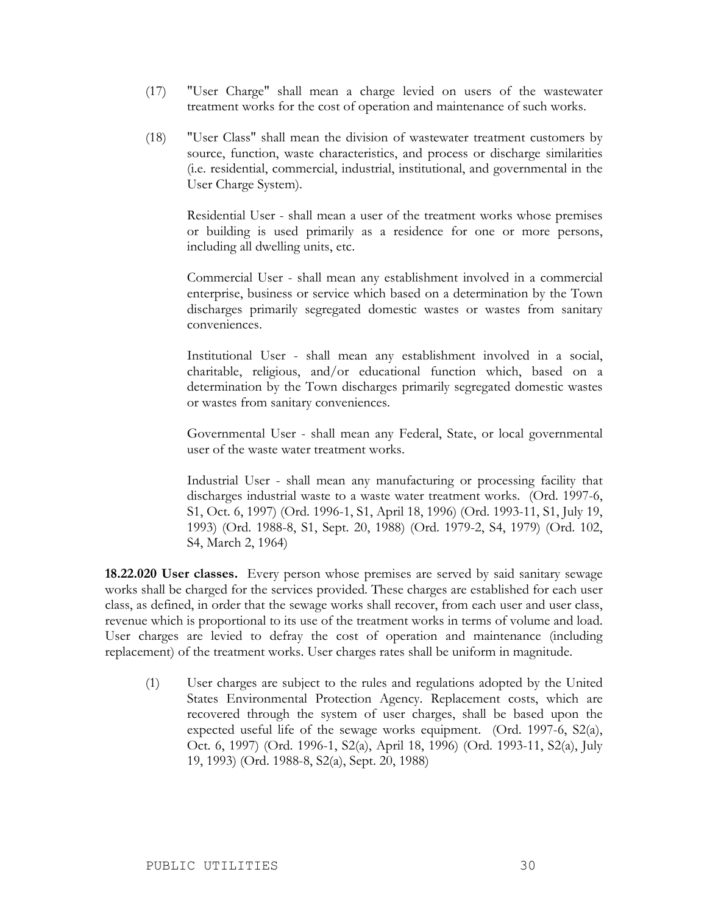(17) "User Charge" shall mean a charge levied on users of the wastewater treatment works for the cost of operation and maintenance of such works.

(18) "User Class" shall mean the division of wastewater treatment customers by source, function, waste characteristics, and process or discharge similarities (i.e. residential, commercial, industrial, institutional, and governmental in the User Charge System).

Residential User - shall mean a user of the treatment works whose premises or building is used primarily as a residence for one or more persons, including all dwelling units, etc.

Commercial User - shall mean any establishment involved in a commercial enterprise, business or service which based on a determination by the Town discharges primarily segregated domestic wastes or wastes from sanitary conveniences.

Institutional User - shall mean any establishment involved in a social, charitable, religious, and/or educational function which, based on a determination by the Town discharges primarily segregated domestic wastes or wastes from sanitary conveniences.

Governmental User - shall mean any Federal, State, or local governmental user of the waste water treatment works.

Industrial User - shall mean any manufacturing or processing facility that discharges industrial waste to a waste water treatment works. (Ord. 1997-6, S1, Oct. 6, 1997) (Ord. 1996-1, S1, April 18, 1996) (Ord. 1993-11, S1, July 19, 1993) (Ord. 1988-8, S1, Sept. 20, 1988) (Ord. 1979-2, S4, 1979) (Ord. 102, S4, March 2, 1964)

**18.22.020 User classes.** Every person whose premises are served by said sanitary sewage works shall be charged for the services provided. These charges are established for each user class, as defined, in order that the sewage works shall recover, from each user and user class, revenue which is proportional to its use of the treatment works in terms of volume and load. User charges are levied to defray the cost of operation and maintenance (including replacement) of the treatment works. User charges rates shall be uniform in magnitude.

(1) User charges are subject to the rules and regulations adopted by the United States Environmental Protection Agency. Replacement costs, which are recovered through the system of user charges, shall be based upon the expected useful life of the sewage works equipment. (Ord. 1997-6, S2(a), Oct. 6, 1997) (Ord. 1996-1, S2(a), April 18, 1996) (Ord. 1993-11, S2(a), July 19, 1993) (Ord. 1988-8, S2(a), Sept. 20, 1988)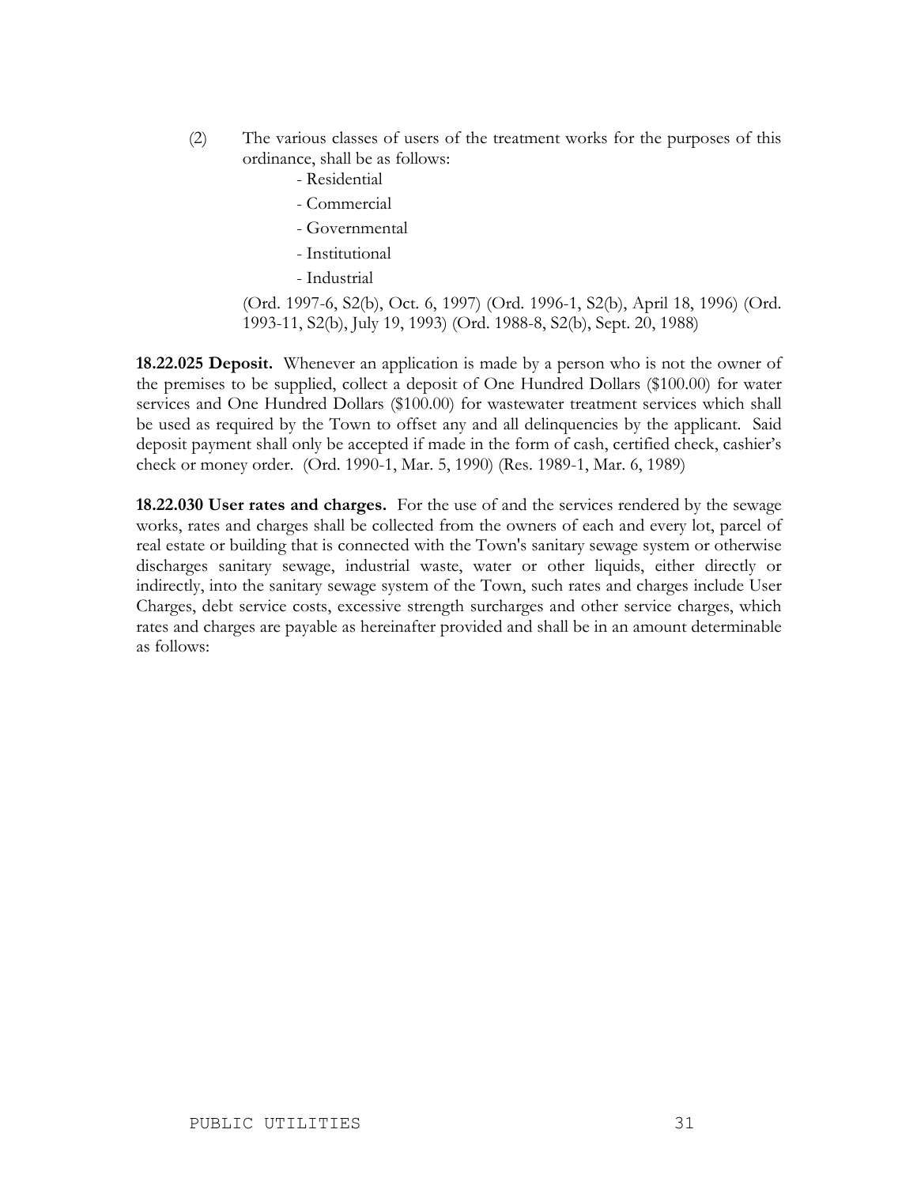(2) The various classes of users of the treatment works for the purposes of this ordinance, shall be as follows:

- Residential
- Commercial
- Governmental
- Institutional
- Industrial

(Ord. 1997-6, S2(b), Oct. 6, 1997) (Ord. 1996-1, S2(b), April 18, 1996) (Ord. 1993-11, S2(b), July 19, 1993) (Ord. 1988-8, S2(b), Sept. 20, 1988)

**18.22.025 Deposit.** Whenever an application is made by a person who is not the owner of the premises to be supplied, collect a deposit of One Hundred Dollars ($100.00) for water services and One Hundred Dollars ($100.00) for wastewater treatment services which shall be used as required by the Town to offset any and all delinquencies by the applicant. Said deposit payment shall only be accepted if made in the form of cash, certified check, cashier's check or money order. (Ord. 1990-1, Mar. 5, 1990) (Res. 1989-1, Mar. 6, 1989)

**18.22.030 User rates and charges.** For the use of and the services rendered by the sewage works, rates and charges shall be collected from the owners of each and every lot, parcel of real estate or building that is connected with the Town's sanitary sewage system or otherwise discharges sanitary sewage, industrial waste, water or other liquids, either directly or indirectly, into the sanitary sewage system of the Town, such rates and charges include User Charges, debt service costs, excessive strength surcharges and other service charges, which rates and charges are payable as hereinafter provided and shall be in an amount determinable as follows: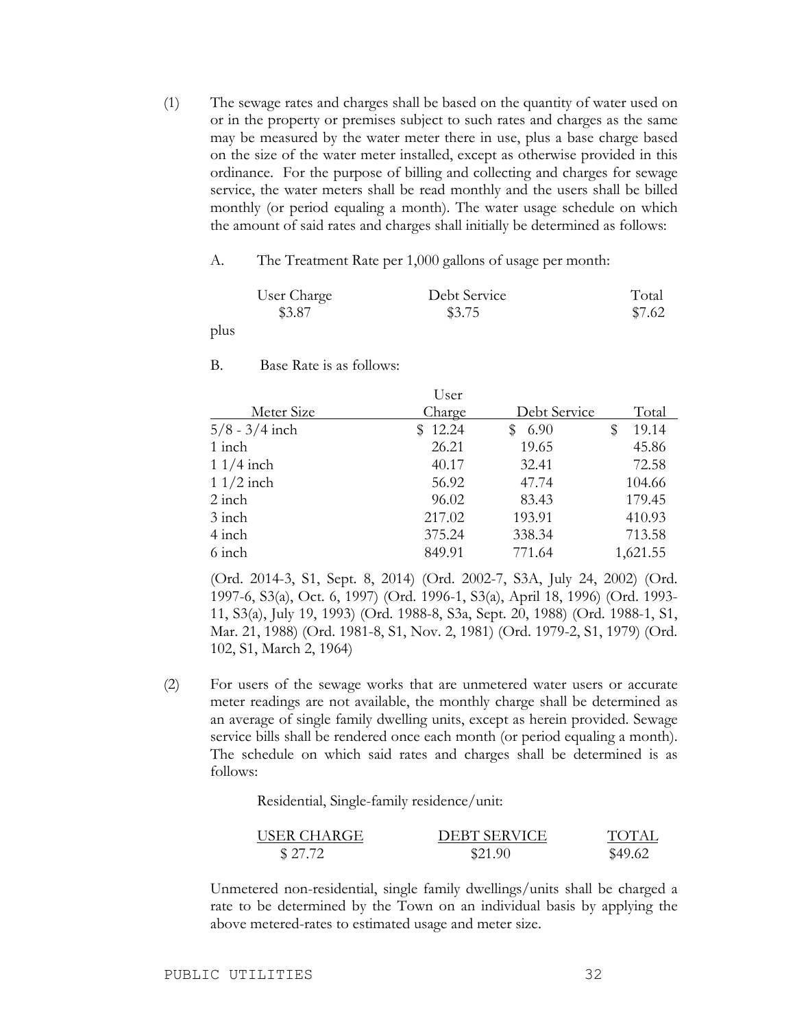(1) The sewage rates and charges shall be based on the quantity of water used on or in the property or premises subject to such rates and charges as the same may be measured by the water meter there in use, plus a base charge based on the size of the water meter installed, except as otherwise provided in this ordinance. For the purpose of billing and collecting and charges for sewage service, the water meters shall be read monthly and the users shall be billed monthly (or period equaling a month). The water usage schedule on which the amount of said rates and charges shall initially be determined as follows:

A. The Treatment Rate per 1,000 gallons of usage per month:

| User Charge | Debt Service | Total |
|---|---|---|
| $3.87 | $3.75 | $7.62 |

plus

B. Base Rate is as follows:

| Meter Size | User Charge | Debt Service | Total |
|---|---|---|---|
| 5/8 - 3/4 inch | $ 12.24 | $ 6.90 | $ 19.14 |
| 1 inch | 26.21 | 19.65 | 45.86 |
| 1 1/4 inch | 40.17 | 32.41 | 72.58 |
| 1 1/2 inch | 56.92 | 47.74 | 104.66 |
| 2 inch | 96.02 | 83.43 | 179.45 |
| 3 inch | 217.02 | 193.91 | 410.93 |
| 4 inch | 375.24 | 338.34 | 713.58 |
| 6 inch | 849.91 | 771.64 | 1,621.55 |

(Ord. 2014-3, S1, Sept. 8, 2014) (Ord. 2002-7, S3A, July 24, 2002) (Ord. 1997-6, S3(a), Oct. 6, 1997) (Ord. 1996-1, S3(a), April 18, 1996) (Ord. 1993-11, S3(a), July 19, 1993) (Ord. 1988-8, S3a, Sept. 20, 1988) (Ord. 1988-1, S1, Mar. 21, 1988) (Ord. 1981-8, S1, Nov. 2, 1981) (Ord. 1979-2, S1, 1979) (Ord. 102, S1, March 2, 1964)

(2) For users of the sewage works that are unmetered water users or accurate meter readings are not available, the monthly charge shall be determined as an average of single family dwelling units, except as herein provided. Sewage service bills shall be rendered once each month (or period equaling a month). The schedule on which said rates and charges shall be determined is as follows:

Residential, Single-family residence/unit:

| USER CHARGE | DEBT SERVICE | TOTAL |
|---|---|---|
| $ 27.72 | $21.90 | $49.62 |

Unmetered non-residential, single family dwellings/units shall be charged a rate to be determined by the Town on an individual basis by applying the above metered-rates to estimated usage and meter size.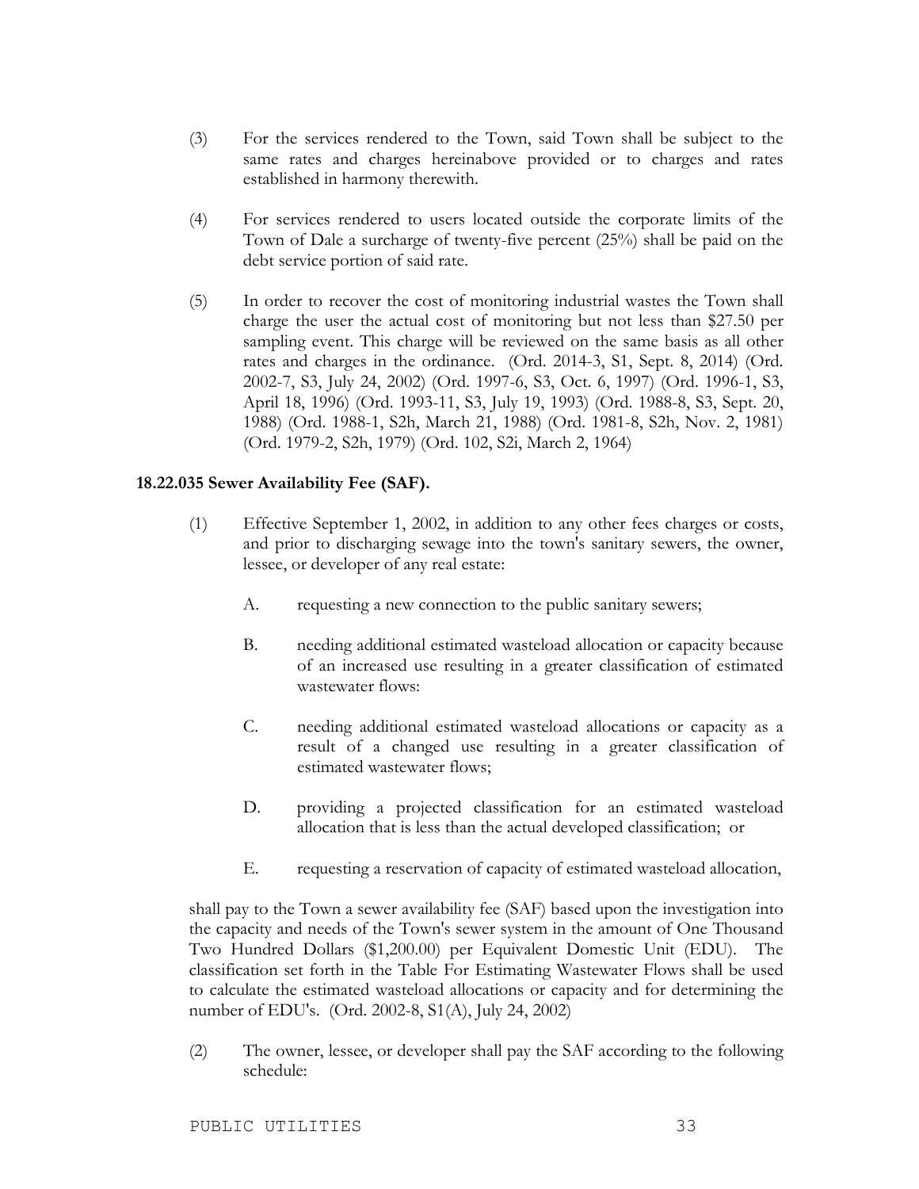(3) For the services rendered to the Town, said Town shall be subject to the same rates and charges hereinabove provided or to charges and rates established in harmony therewith.

(4) For services rendered to users located outside the corporate limits of the Town of Dale a surcharge of twenty-five percent (25%) shall be paid on the debt service portion of said rate.

(5) In order to recover the cost of monitoring industrial wastes the Town shall charge the user the actual cost of monitoring but not less than $27.50 per sampling event. This charge will be reviewed on the same basis as all other rates and charges in the ordinance. (Ord. 2014-3, S1, Sept. 8, 2014) (Ord. 2002-7, S3, July 24, 2002) (Ord. 1997-6, S3, Oct. 6, 1997) (Ord. 1996-1, S3, April 18, 1996) (Ord. 1993-11, S3, July 19, 1993) (Ord. 1988-8, S3, Sept. 20, 1988) (Ord. 1988-1, S2h, March 21, 1988) (Ord. 1981-8, S2h, Nov. 2, 1981) (Ord. 1979-2, S2h, 1979) (Ord. 102, S2i, March 2, 1964)

**18.22.035 Sewer Availability Fee (SAF).**

(1) Effective September 1, 2002, in addition to any other fees charges or costs, and prior to discharging sewage into the town's sanitary sewers, the owner, lessee, or developer of any real estate:

A. requesting a new connection to the public sanitary sewers;

B. needing additional estimated wasteload allocation or capacity because of an increased use resulting in a greater classification of estimated wastewater flows:

C. needing additional estimated wasteload allocations or capacity as a result of a changed use resulting in a greater classification of estimated wastewater flows;

D. providing a projected classification for an estimated wasteload allocation that is less than the actual developed classification; or

E. requesting a reservation of capacity of estimated wasteload allocation,

shall pay to the Town a sewer availability fee (SAF) based upon the investigation into the capacity and needs of the Town's sewer system in the amount of One Thousand Two Hundred Dollars ($1,200.00) per Equivalent Domestic Unit (EDU). The classification set forth in the Table For Estimating Wastewater Flows shall be used to calculate the estimated wasteload allocations or capacity and for determining the number of EDU's. (Ord. 2002-8, S1(A), July 24, 2002)

(2) The owner, lessee, or developer shall pay the SAF according to the following schedule: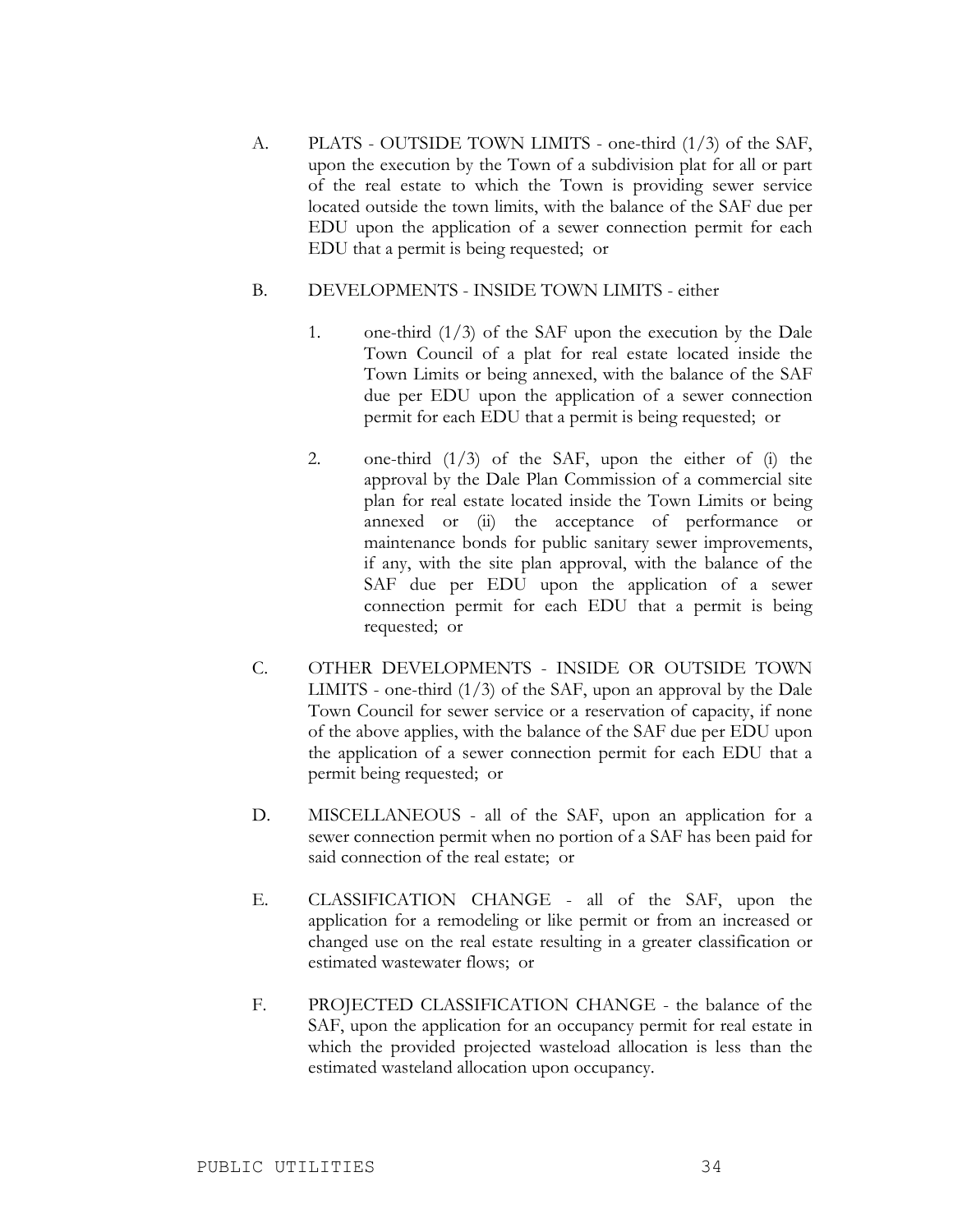A. PLATS - OUTSIDE TOWN LIMITS - one-third (1/3) of the SAF, upon the execution by the Town of a subdivision plat for all or part of the real estate to which the Town is providing sewer service located outside the town limits, with the balance of the SAF due per EDU upon the application of a sewer connection permit for each EDU that a permit is being requested; or

B. DEVELOPMENTS - INSIDE TOWN LIMITS - either

   1. one-third (1/3) of the SAF upon the execution by the Dale Town Council of a plat for real estate located inside the Town Limits or being annexed, with the balance of the SAF due per EDU upon the application of a sewer connection permit for each EDU that a permit is being requested; or

   2. one-third (1/3) of the SAF, upon the either of (i) the approval by the Dale Plan Commission of a commercial site plan for real estate located inside the Town Limits or being annexed or (ii) the acceptance of performance or maintenance bonds for public sanitary sewer improvements, if any, with the site plan approval, with the balance of the SAF due per EDU upon the application of a sewer connection permit for each EDU that a permit is being requested; or

C. OTHER DEVELOPMENTS - INSIDE OR OUTSIDE TOWN LIMITS - one-third (1/3) of the SAF, upon an approval by the Dale Town Council for sewer service or a reservation of capacity, if none of the above applies, with the balance of the SAF due per EDU upon the application of a sewer connection permit for each EDU that a permit being requested; or

D. MISCELLANEOUS - all of the SAF, upon an application for a sewer connection permit when no portion of a SAF has been paid for said connection of the real estate; or

E. CLASSIFICATION CHANGE - all of the SAF, upon the application for a remodeling or like permit or from an increased or changed use on the real estate resulting in a greater classification or estimated wastewater flows; or

F. PROJECTED CLASSIFICATION CHANGE - the balance of the SAF, upon the application for an occupancy permit for real estate in which the provided projected wasteload allocation is less than the estimated wasteland allocation upon occupancy.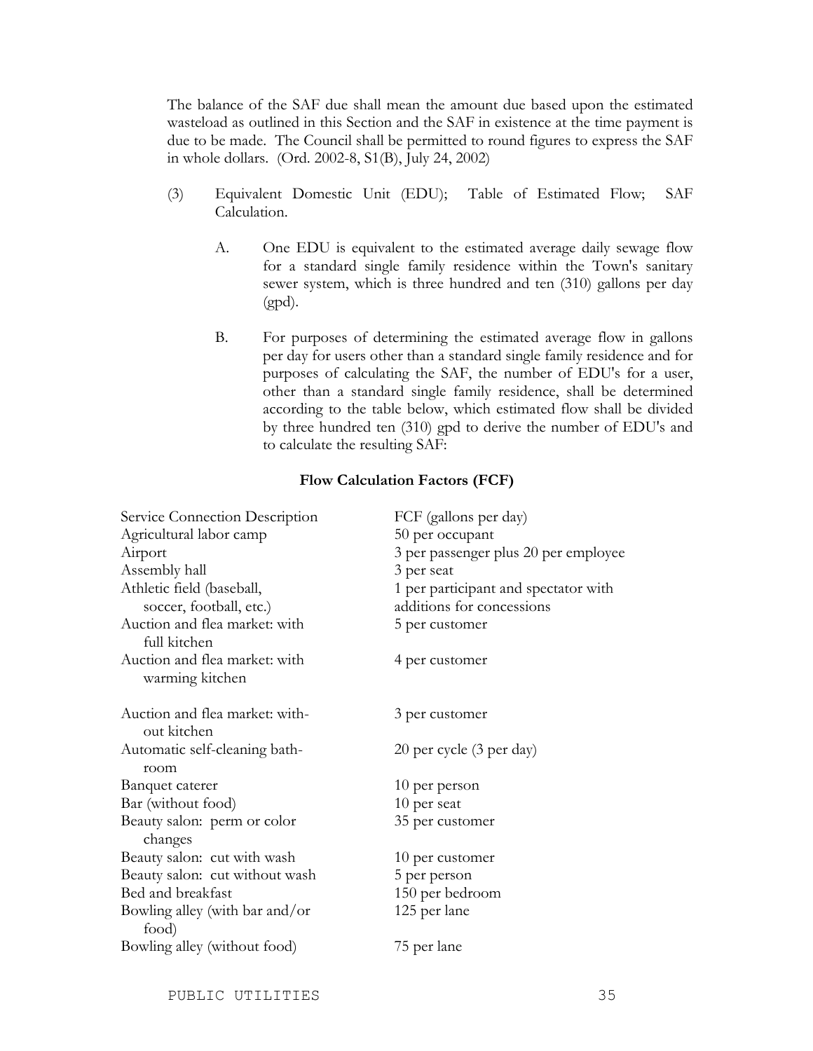The balance of the SAF due shall mean the amount due based upon the estimated wasteload as outlined in this Section and the SAF in existence at the time payment is due to be made. The Council shall be permitted to round figures to express the SAF in whole dollars. (Ord. 2002-8, S1(B), July 24, 2002)

(3) Equivalent Domestic Unit (EDU); Table of Estimated Flow; SAF Calculation.

A. One EDU is equivalent to the estimated average daily sewage flow for a standard single family residence within the Town's sanitary sewer system, which is three hundred and ten (310) gallons per day (gpd).

B. For purposes of determining the estimated average flow in gallons per day for users other than a standard single family residence and for purposes of calculating the SAF, the number of EDU's for a user, other than a standard single family residence, shall be determined according to the table below, which estimated flow shall be divided by three hundred ten (310) gpd to derive the number of EDU's and to calculate the resulting SAF:

**Flow Calculation Factors (FCF)**

| Service Connection Description | FCF (gallons per day) |
|---|---|
| Agricultural labor camp | 50 per occupant |
| Airport | 3 per passenger plus 20 per employee |
| Assembly hall | 3 per seat |
| Athletic field (baseball, soccer, football, etc.) | 1 per participant and spectator with additions for concessions |
| Auction and flea market: with full kitchen | 5 per customer |
| Auction and flea market: with warming kitchen | 4 per customer |
| Auction and flea market: without kitchen | 3 per customer |
| Automatic self-cleaning bathroom | 20 per cycle (3 per day) |
| Banquet caterer | 10 per person |
| Bar (without food) | 10 per seat |
| Beauty salon: perm or color changes | 35 per customer |
| Beauty salon: cut with wash | 10 per customer |
| Beauty salon: cut without wash | 5 per person |
| Bed and breakfast | 150 per bedroom |
| Bowling alley (with bar and/or food) | 125 per lane |
| Bowling alley (without food) | 75 per lane |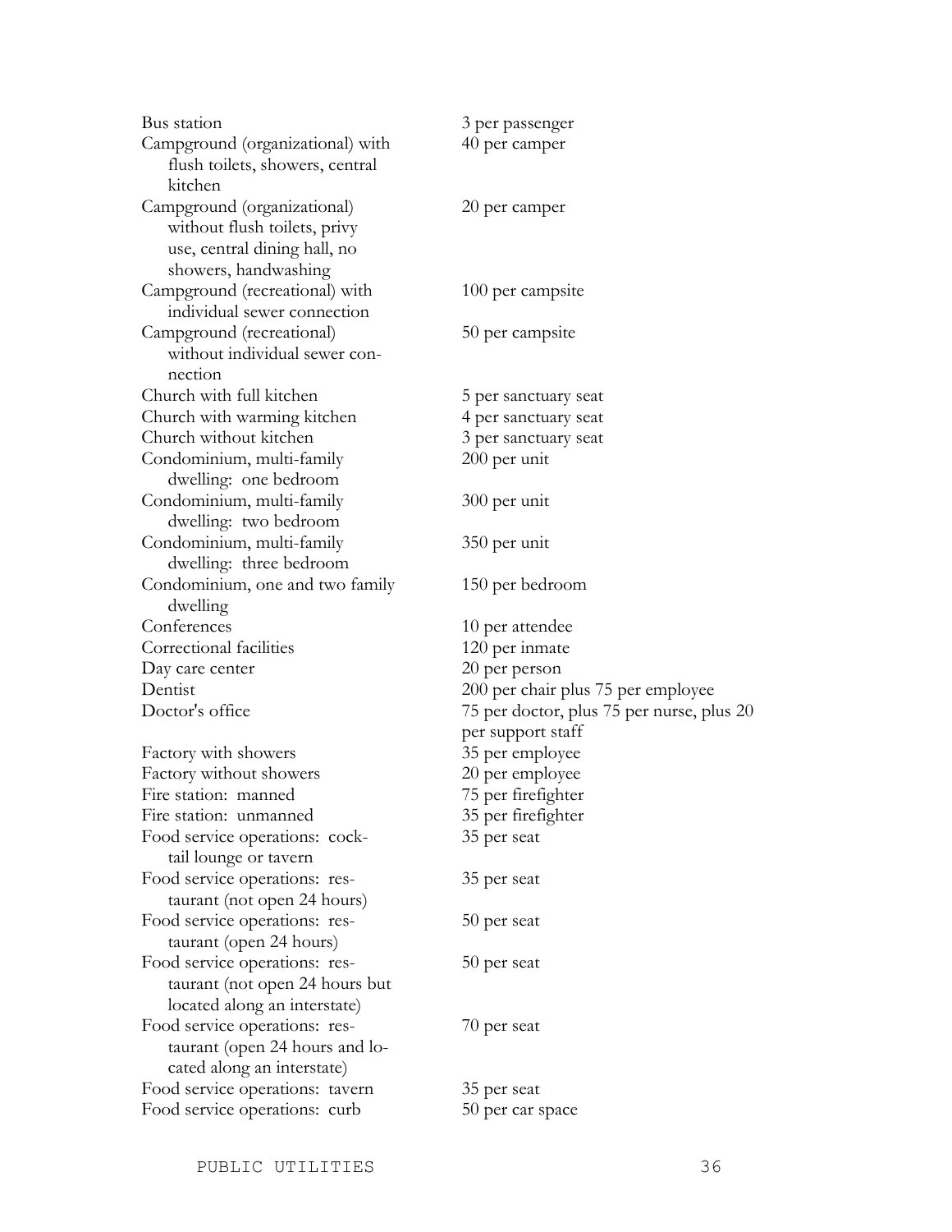| | |
|---|---|
| Bus station | 3 per passenger |
| Campground (organizational) with flush toilets, showers, central kitchen | 40 per camper |
| Campground (organizational) without flush toilets, privy use, central dining hall, no showers, handwashing | 20 per camper |
| Campground (recreational) with individual sewer connection | 100 per campsite |
| Campground (recreational) without individual sewer connection | 50 per campsite |
| Church with full kitchen | 5 per sanctuary seat |
| Church with warming kitchen | 4 per sanctuary seat |
| Church without kitchen | 3 per sanctuary seat |
| Condominium, multi-family dwelling: one bedroom | 200 per unit |
| Condominium, multi-family dwelling: two bedroom | 300 per unit |
| Condominium, multi-family dwelling: three bedroom | 350 per unit |
| Condominium, one and two family dwelling | 150 per bedroom |
| Conferences | 10 per attendee |
| Correctional facilities | 120 per inmate |
| Day care center | 20 per person |
| Dentist | 200 per chair plus 75 per employee |
| Doctor's office | 75 per doctor, plus 75 per nurse, plus 20 per support staff |
| Factory with showers | 35 per employee |
| Factory without showers | 20 per employee |
| Fire station: manned | 75 per firefighter |
| Fire station: unmanned | 35 per firefighter |
| Food service operations: cocktail lounge or tavern | 35 per seat |
| Food service operations: restaurant (not open 24 hours) | 35 per seat |
| Food service operations: restaurant (open 24 hours) | 50 per seat |
| Food service operations: restaurant (not open 24 hours but located along an interstate) | 50 per seat |
| Food service operations: restaurant (open 24 hours and located along an interstate) | 70 per seat |
| Food service operations: tavern | 35 per seat |
| Food service operations: curb | 50 per car space |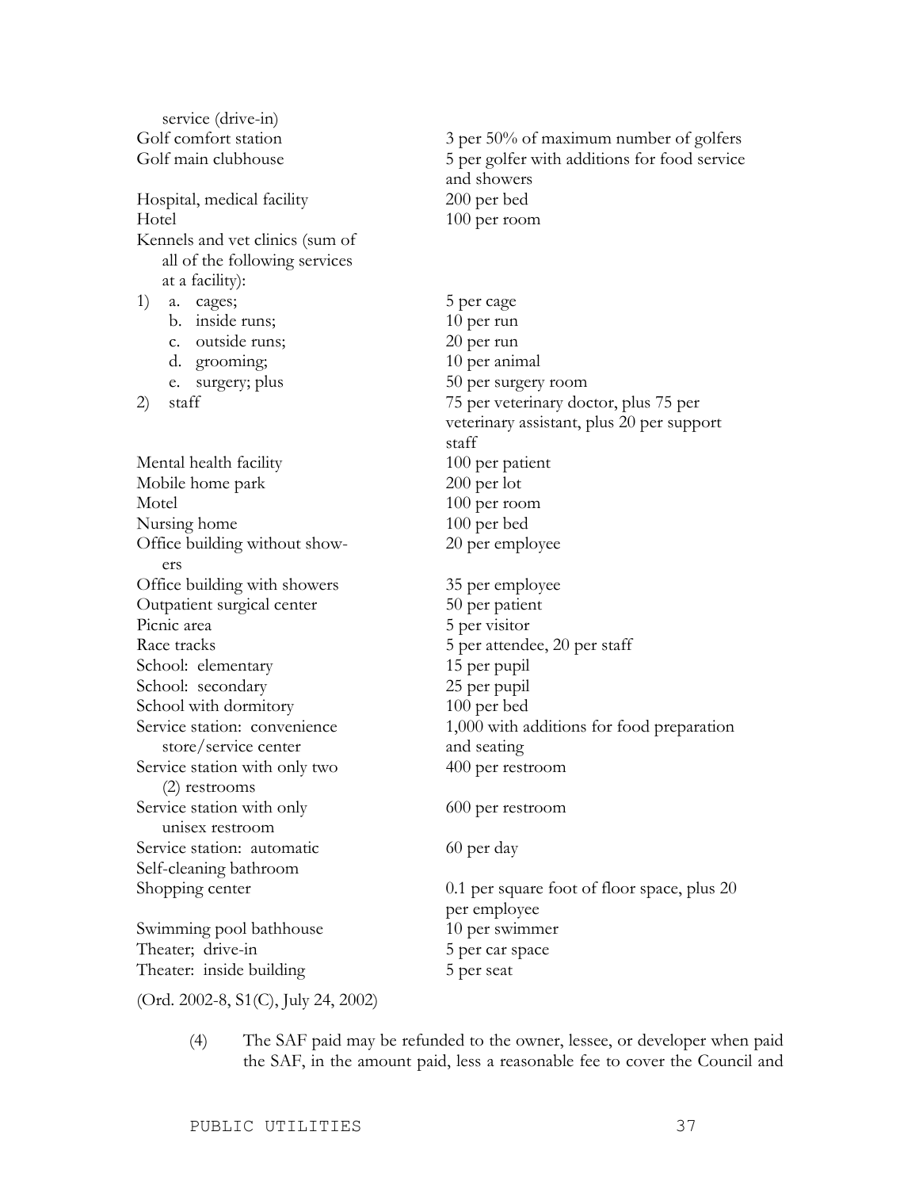| | |
|---|---|
| service (drive-in) | |
| Golf comfort station | 3 per 50% of maximum number of golfers |
| Golf main clubhouse | 5 per golfer with additions for food service and showers |
| Hospital, medical facility | 200 per bed |
| Hotel | 100 per room |
| Kennels and vet clinics (sum of all of the following services at a facility): | |
| 1) a. cages; | 5 per cage |
| b. inside runs; | 10 per run |
| c. outside runs; | 20 per run |
| d. grooming; | 10 per animal |
| e. surgery; plus | 50 per surgery room |
| 2) staff | 75 per veterinary doctor, plus 75 per veterinary assistant, plus 20 per support staff |
| Mental health facility | 100 per patient |
| Mobile home park | 200 per lot |
| Motel | 100 per room |
| Nursing home | 100 per bed |
| Office building without showers | 20 per employee |
| Office building with showers | 35 per employee |
| Outpatient surgical center | 50 per patient |
| Picnic area | 5 per visitor |
| Race tracks | 5 per attendee, 20 per staff |
| School: elementary | 15 per pupil |
| School: secondary | 25 per pupil |
| School with dormitory | 100 per bed |
| Service station: convenience store/service center | 1,000 with additions for food preparation and seating |
| Service station with only two (2) restrooms | 400 per restroom |
| Service station with only unisex restroom | 600 per restroom |
| Service station: automatic Self-cleaning bathroom | 60 per day |
| Shopping center | 0.1 per square foot of floor space, plus 20 per employee |
| Swimming pool bathhouse | 10 per swimmer |
| Theater; drive-in | 5 per car space |
| Theater: inside building | 5 per seat |

(Ord. 2002-8, S1(C), July 24, 2002)

(4) The SAF paid may be refunded to the owner, lessee, or developer when paid the SAF, in the amount paid, less a reasonable fee to cover the Council and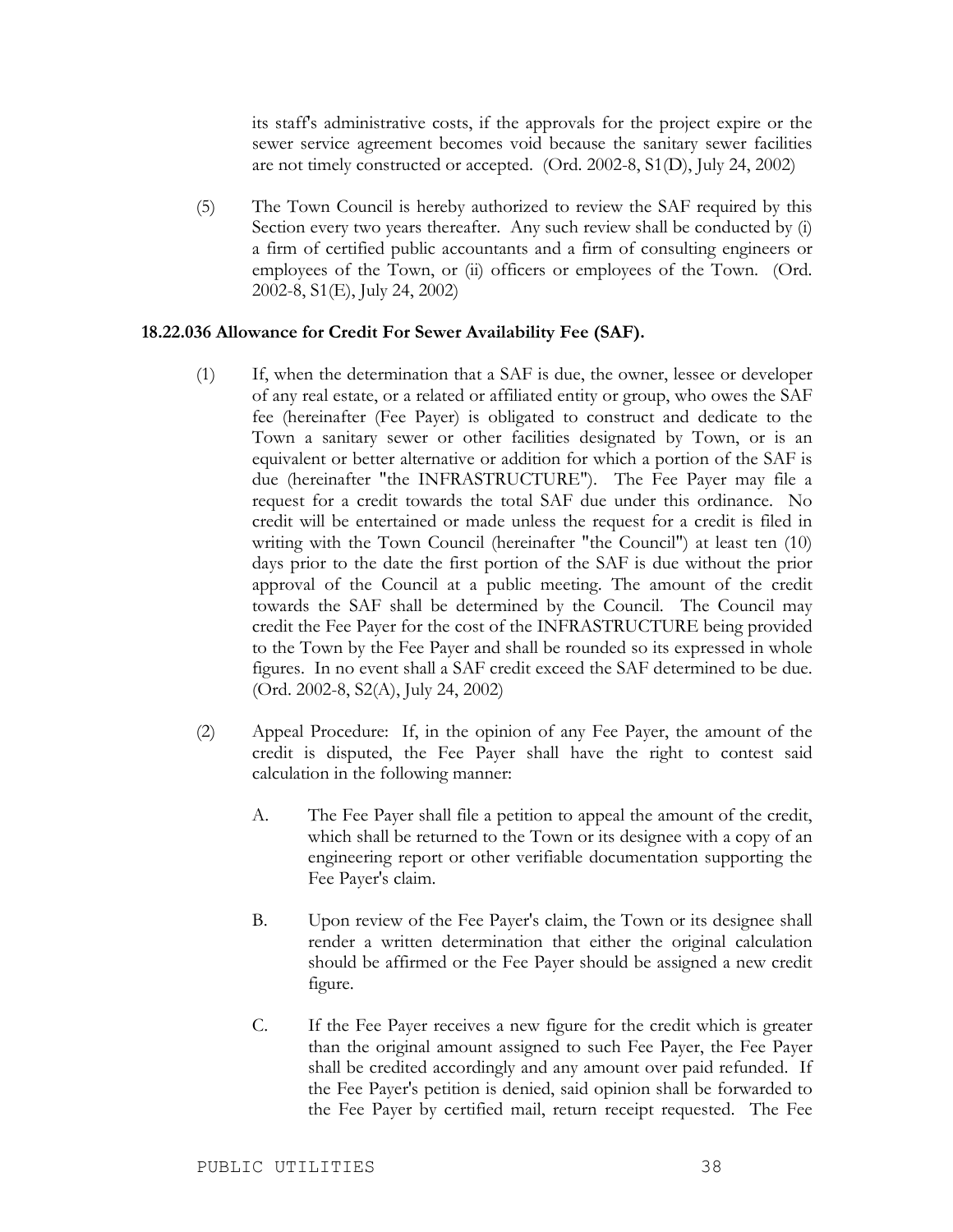its staff's administrative costs, if the approvals for the project expire or the sewer service agreement becomes void because the sanitary sewer facilities are not timely constructed or accepted. (Ord. 2002-8, S1(D), July 24, 2002)

(5) The Town Council is hereby authorized to review the SAF required by this Section every two years thereafter. Any such review shall be conducted by (i) a firm of certified public accountants and a firm of consulting engineers or employees of the Town, or (ii) officers or employees of the Town. (Ord. 2002-8, S1(E), July 24, 2002)

**18.22.036 Allowance for Credit For Sewer Availability Fee (SAF).**

(1) If, when the determination that a SAF is due, the owner, lessee or developer of any real estate, or a related or affiliated entity or group, who owes the SAF fee (hereinafter (Fee Payer) is obligated to construct and dedicate to the Town a sanitary sewer or other facilities designated by Town, or is an equivalent or better alternative or addition for which a portion of the SAF is due (hereinafter "the INFRASTRUCTURE"). The Fee Payer may file a request for a credit towards the total SAF due under this ordinance. No credit will be entertained or made unless the request for a credit is filed in writing with the Town Council (hereinafter "the Council") at least ten (10) days prior to the date the first portion of the SAF is due without the prior approval of the Council at a public meeting. The amount of the credit towards the SAF shall be determined by the Council. The Council may credit the Fee Payer for the cost of the INFRASTRUCTURE being provided to the Town by the Fee Payer and shall be rounded so its expressed in whole figures. In no event shall a SAF credit exceed the SAF determined to be due. (Ord. 2002-8, S2(A), July 24, 2002)

(2) Appeal Procedure: If, in the opinion of any Fee Payer, the amount of the credit is disputed, the Fee Payer shall have the right to contest said calculation in the following manner:

A. The Fee Payer shall file a petition to appeal the amount of the credit, which shall be returned to the Town or its designee with a copy of an engineering report or other verifiable documentation supporting the Fee Payer's claim.

B. Upon review of the Fee Payer's claim, the Town or its designee shall render a written determination that either the original calculation should be affirmed or the Fee Payer should be assigned a new credit figure.

C. If the Fee Payer receives a new figure for the credit which is greater than the original amount assigned to such Fee Payer, the Fee Payer shall be credited accordingly and any amount over paid refunded. If the Fee Payer's petition is denied, said opinion shall be forwarded to the Fee Payer by certified mail, return receipt requested. The Fee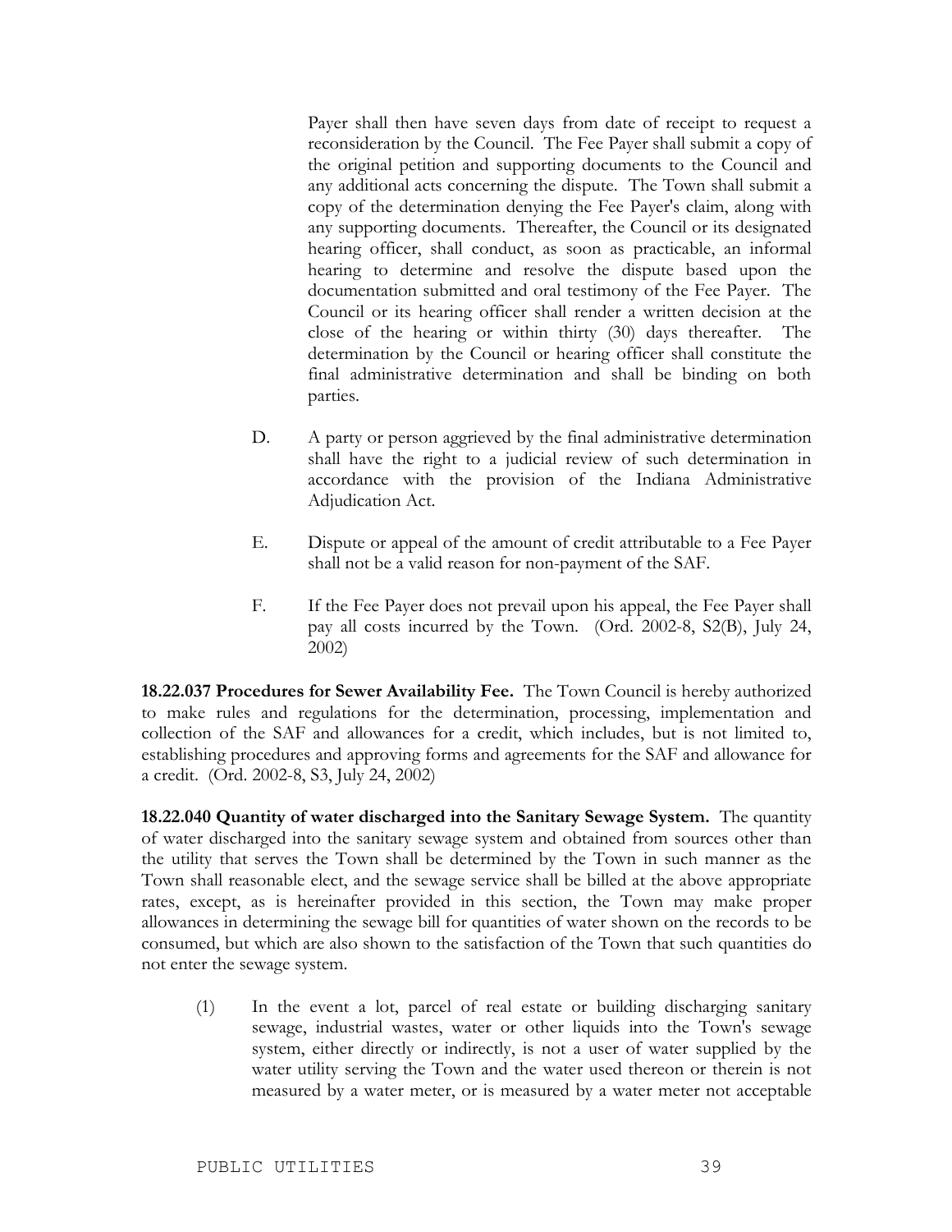Payer shall then have seven days from date of receipt to request a reconsideration by the Council. The Fee Payer shall submit a copy of the original petition and supporting documents to the Council and any additional acts concerning the dispute. The Town shall submit a copy of the determination denying the Fee Payer's claim, along with any supporting documents. Thereafter, the Council or its designated hearing officer, shall conduct, as soon as practicable, an informal hearing to determine and resolve the dispute based upon the documentation submitted and oral testimony of the Fee Payer. The Council or its hearing officer shall render a written decision at the close of the hearing or within thirty (30) days thereafter. The determination by the Council or hearing officer shall constitute the final administrative determination and shall be binding on both parties.

D. A party or person aggrieved by the final administrative determination shall have the right to a judicial review of such determination in accordance with the provision of the Indiana Administrative Adjudication Act.

E. Dispute or appeal of the amount of credit attributable to a Fee Payer shall not be a valid reason for non-payment of the SAF.

F. If the Fee Payer does not prevail upon his appeal, the Fee Payer shall pay all costs incurred by the Town. (Ord. 2002-8, S2(B), July 24, 2002)

**18.22.037 Procedures for Sewer Availability Fee.** The Town Council is hereby authorized to make rules and regulations for the determination, processing, implementation and collection of the SAF and allowances for a credit, which includes, but is not limited to, establishing procedures and approving forms and agreements for the SAF and allowance for a credit. (Ord. 2002-8, S3, July 24, 2002)

**18.22.040 Quantity of water discharged into the Sanitary Sewage System.** The quantity of water discharged into the sanitary sewage system and obtained from sources other than the utility that serves the Town shall be determined by the Town in such manner as the Town shall reasonable elect, and the sewage service shall be billed at the above appropriate rates, except, as is hereinafter provided in this section, the Town may make proper allowances in determining the sewage bill for quantities of water shown on the records to be consumed, but which are also shown to the satisfaction of the Town that such quantities do not enter the sewage system.

(1) In the event a lot, parcel of real estate or building discharging sanitary sewage, industrial wastes, water or other liquids into the Town's sewage system, either directly or indirectly, is not a user of water supplied by the water utility serving the Town and the water used thereon or therein is not measured by a water meter, or is measured by a water meter not acceptable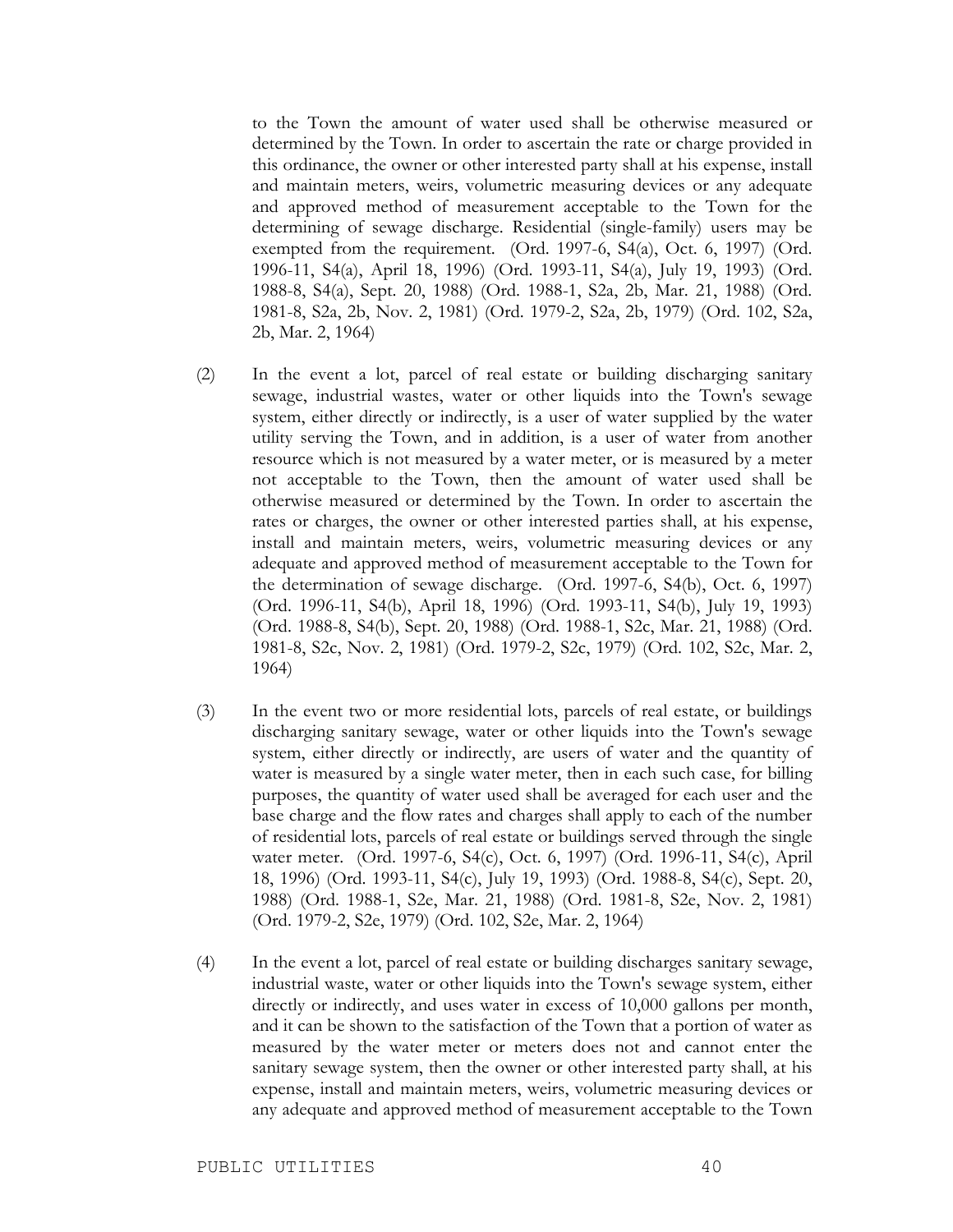to the Town the amount of water used shall be otherwise measured or determined by the Town. In order to ascertain the rate or charge provided in this ordinance, the owner or other interested party shall at his expense, install and maintain meters, weirs, volumetric measuring devices or any adequate and approved method of measurement acceptable to the Town for the determining of sewage discharge. Residential (single-family) users may be exempted from the requirement. (Ord. 1997-6, S4(a), Oct. 6, 1997) (Ord. 1996-11, S4(a), April 18, 1996) (Ord. 1993-11, S4(a), July 19, 1993) (Ord. 1988-8, S4(a), Sept. 20, 1988) (Ord. 1988-1, S2a, 2b, Mar. 21, 1988) (Ord. 1981-8, S2a, 2b, Nov. 2, 1981) (Ord. 1979-2, S2a, 2b, 1979) (Ord. 102, S2a, 2b, Mar. 2, 1964)

(2) In the event a lot, parcel of real estate or building discharging sanitary sewage, industrial wastes, water or other liquids into the Town's sewage system, either directly or indirectly, is a user of water supplied by the water utility serving the Town, and in addition, is a user of water from another resource which is not measured by a water meter, or is measured by a meter not acceptable to the Town, then the amount of water used shall be otherwise measured or determined by the Town. In order to ascertain the rates or charges, the owner or other interested parties shall, at his expense, install and maintain meters, weirs, volumetric measuring devices or any adequate and approved method of measurement acceptable to the Town for the determination of sewage discharge. (Ord. 1997-6, S4(b), Oct. 6, 1997) (Ord. 1996-11, S4(b), April 18, 1996) (Ord. 1993-11, S4(b), July 19, 1993) (Ord. 1988-8, S4(b), Sept. 20, 1988) (Ord. 1988-1, S2c, Mar. 21, 1988) (Ord. 1981-8, S2c, Nov. 2, 1981) (Ord. 1979-2, S2c, 1979) (Ord. 102, S2c, Mar. 2, 1964)

(3) In the event two or more residential lots, parcels of real estate, or buildings discharging sanitary sewage, water or other liquids into the Town's sewage system, either directly or indirectly, are users of water and the quantity of water is measured by a single water meter, then in each such case, for billing purposes, the quantity of water used shall be averaged for each user and the base charge and the flow rates and charges shall apply to each of the number of residential lots, parcels of real estate or buildings served through the single water meter. (Ord. 1997-6, S4(c), Oct. 6, 1997) (Ord. 1996-11, S4(c), April 18, 1996) (Ord. 1993-11, S4(c), July 19, 1993) (Ord. 1988-8, S4(c), Sept. 20, 1988) (Ord. 1988-1, S2e, Mar. 21, 1988) (Ord. 1981-8, S2e, Nov. 2, 1981) (Ord. 1979-2, S2e, 1979) (Ord. 102, S2e, Mar. 2, 1964)

(4) In the event a lot, parcel of real estate or building discharges sanitary sewage, industrial waste, water or other liquids into the Town's sewage system, either directly or indirectly, and uses water in excess of 10,000 gallons per month, and it can be shown to the satisfaction of the Town that a portion of water as measured by the water meter or meters does not and cannot enter the sanitary sewage system, then the owner or other interested party shall, at his expense, install and maintain meters, weirs, volumetric measuring devices or any adequate and approved method of measurement acceptable to the Town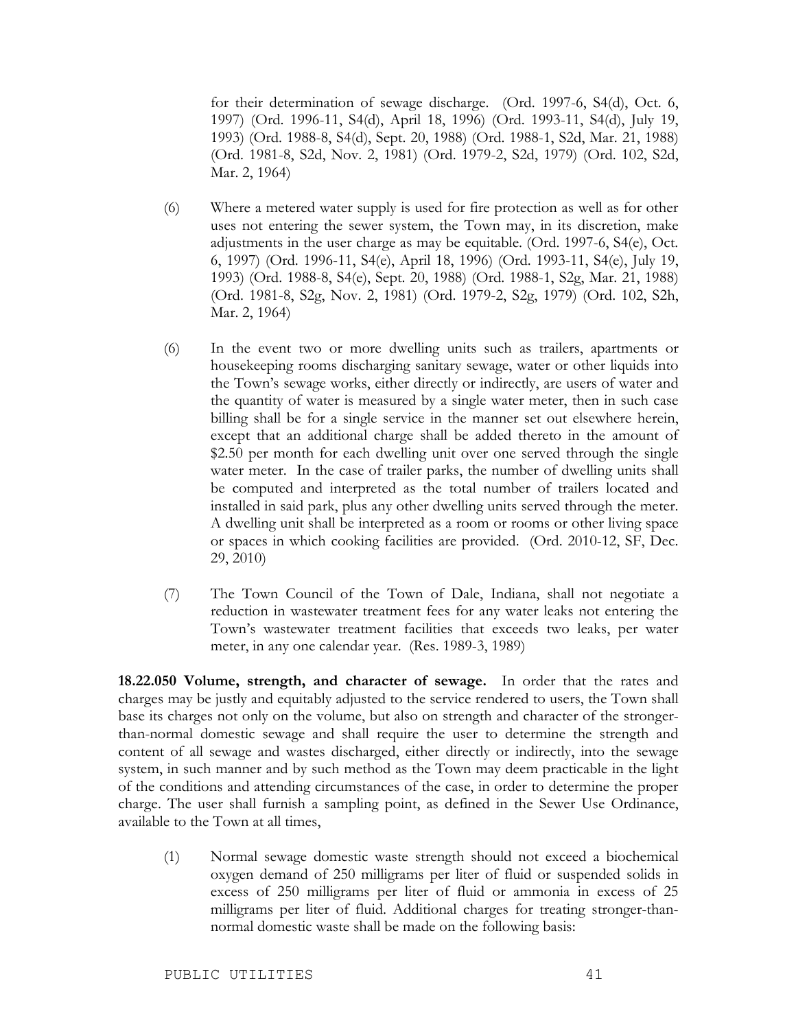for their determination of sewage discharge. (Ord. 1997-6, S4(d), Oct. 6, 1997) (Ord. 1996-11, S4(d), April 18, 1996) (Ord. 1993-11, S4(d), July 19, 1993) (Ord. 1988-8, S4(d), Sept. 20, 1988) (Ord. 1988-1, S2d, Mar. 21, 1988) (Ord. 1981-8, S2d, Nov. 2, 1981) (Ord. 1979-2, S2d, 1979) (Ord. 102, S2d, Mar. 2, 1964)

(6) Where a metered water supply is used for fire protection as well as for other uses not entering the sewer system, the Town may, in its discretion, make adjustments in the user charge as may be equitable. (Ord. 1997-6, S4(e), Oct. 6, 1997) (Ord. 1996-11, S4(e), April 18, 1996) (Ord. 1993-11, S4(e), July 19, 1993) (Ord. 1988-8, S4(e), Sept. 20, 1988) (Ord. 1988-1, S2g, Mar. 21, 1988) (Ord. 1981-8, S2g, Nov. 2, 1981) (Ord. 1979-2, S2g, 1979) (Ord. 102, S2h, Mar. 2, 1964)

(6) In the event two or more dwelling units such as trailers, apartments or housekeeping rooms discharging sanitary sewage, water or other liquids into the Town's sewage works, either directly or indirectly, are users of water and the quantity of water is measured by a single water meter, then in such case billing shall be for a single service in the manner set out elsewhere herein, except that an additional charge shall be added thereto in the amount of $2.50 per month for each dwelling unit over one served through the single water meter. In the case of trailer parks, the number of dwelling units shall be computed and interpreted as the total number of trailers located and installed in said park, plus any other dwelling units served through the meter. A dwelling unit shall be interpreted as a room or rooms or other living space or spaces in which cooking facilities are provided. (Ord. 2010-12, SF, Dec. 29, 2010)

(7) The Town Council of the Town of Dale, Indiana, shall not negotiate a reduction in wastewater treatment fees for any water leaks not entering the Town's wastewater treatment facilities that exceeds two leaks, per water meter, in any one calendar year. (Res. 1989-3, 1989)

**18.22.050 Volume, strength, and character of sewage.** In order that the rates and charges may be justly and equitably adjusted to the service rendered to users, the Town shall base its charges not only on the volume, but also on strength and character of the stronger-than-normal domestic sewage and shall require the user to determine the strength and content of all sewage and wastes discharged, either directly or indirectly, into the sewage system, in such manner and by such method as the Town may deem practicable in the light of the conditions and attending circumstances of the case, in order to determine the proper charge. The user shall furnish a sampling point, as defined in the Sewer Use Ordinance, available to the Town at all times,

(1) Normal sewage domestic waste strength should not exceed a biochemical oxygen demand of 250 milligrams per liter of fluid or suspended solids in excess of 250 milligrams per liter of fluid or ammonia in excess of 25 milligrams per liter of fluid. Additional charges for treating stronger-than-normal domestic waste shall be made on the following basis: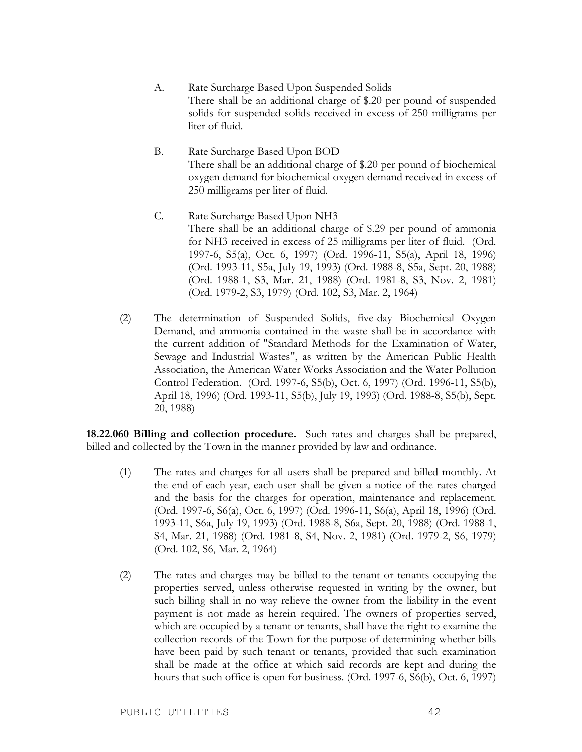A. Rate Surcharge Based Upon Suspended Solids
There shall be an additional charge of $.20 per pound of suspended solids for suspended solids received in excess of 250 milligrams per liter of fluid.

B. Rate Surcharge Based Upon BOD
There shall be an additional charge of $.20 per pound of biochemical oxygen demand for biochemical oxygen demand received in excess of 250 milligrams per liter of fluid.

C. Rate Surcharge Based Upon NH3
There shall be an additional charge of $.29 per pound of ammonia for NH3 received in excess of 25 milligrams per liter of fluid. (Ord. 1997-6, S5(a), Oct. 6, 1997) (Ord. 1996-11, S5(a), April 18, 1996) (Ord. 1993-11, S5a, July 19, 1993) (Ord. 1988-8, S5a, Sept. 20, 1988) (Ord. 1988-1, S3, Mar. 21, 1988) (Ord. 1981-8, S3, Nov. 2, 1981) (Ord. 1979-2, S3, 1979) (Ord. 102, S3, Mar. 2, 1964)

(2) The determination of Suspended Solids, five-day Biochemical Oxygen Demand, and ammonia contained in the waste shall be in accordance with the current addition of "Standard Methods for the Examination of Water, Sewage and Industrial Wastes", as written by the American Public Health Association, the American Water Works Association and the Water Pollution Control Federation. (Ord. 1997-6, S5(b), Oct. 6, 1997) (Ord. 1996-11, S5(b), April 18, 1996) (Ord. 1993-11, S5(b), July 19, 1993) (Ord. 1988-8, S5(b), Sept. 20, 1988)

**18.22.060 Billing and collection procedure.** Such rates and charges shall be prepared, billed and collected by the Town in the manner provided by law and ordinance.

(1) The rates and charges for all users shall be prepared and billed monthly. At the end of each year, each user shall be given a notice of the rates charged and the basis for the charges for operation, maintenance and replacement. (Ord. 1997-6, S6(a), Oct. 6, 1997) (Ord. 1996-11, S6(a), April 18, 1996) (Ord. 1993-11, S6a, July 19, 1993) (Ord. 1988-8, S6a, Sept. 20, 1988) (Ord. 1988-1, S4, Mar. 21, 1988) (Ord. 1981-8, S4, Nov. 2, 1981) (Ord. 1979-2, S6, 1979) (Ord. 102, S6, Mar. 2, 1964)

(2) The rates and charges may be billed to the tenant or tenants occupying the properties served, unless otherwise requested in writing by the owner, but such billing shall in no way relieve the owner from the liability in the event payment is not made as herein required. The owners of properties served, which are occupied by a tenant or tenants, shall have the right to examine the collection records of the Town for the purpose of determining whether bills have been paid by such tenant or tenants, provided that such examination shall be made at the office at which said records are kept and during the hours that such office is open for business. (Ord. 1997-6, S6(b), Oct. 6, 1997)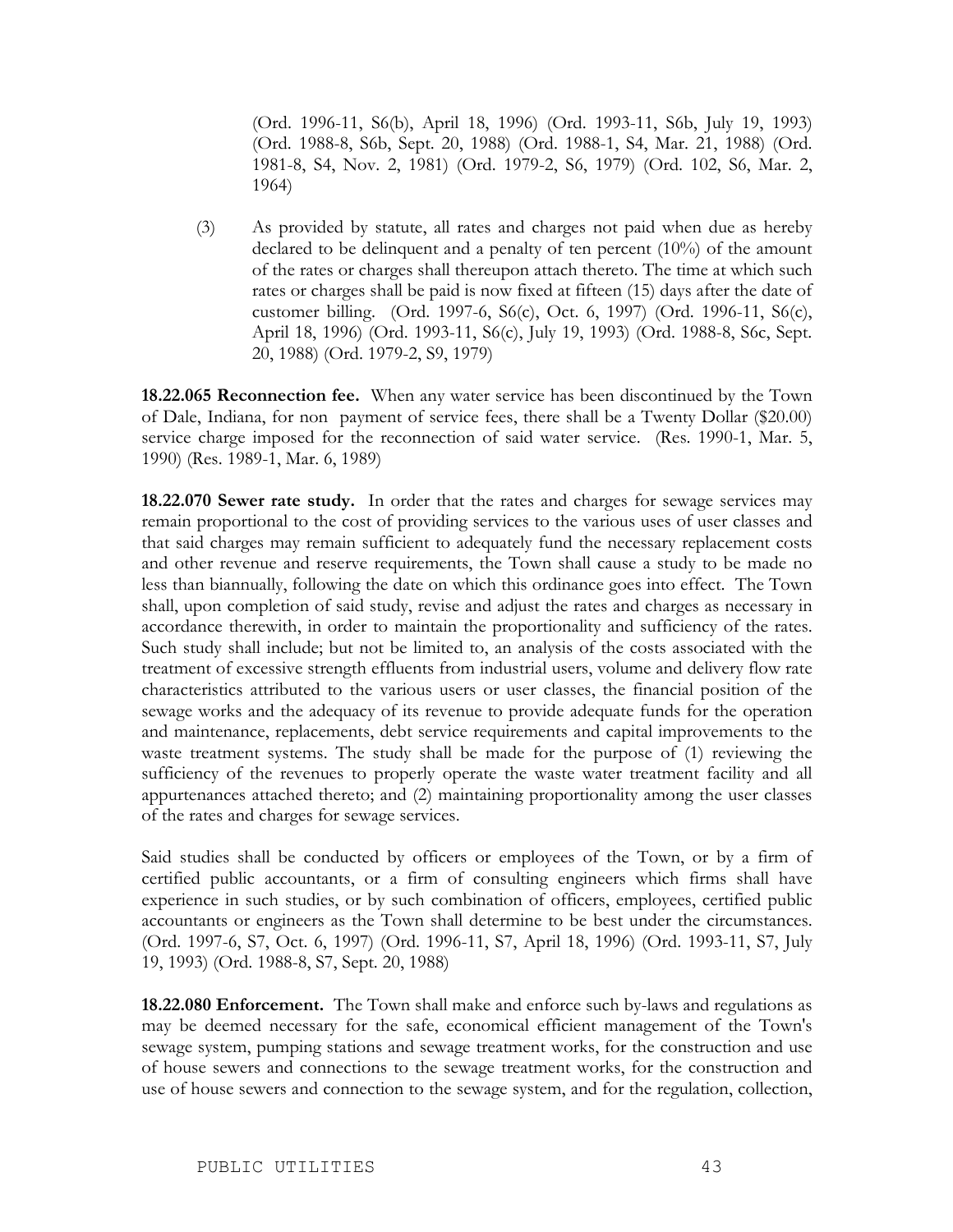(Ord. 1996-11, S6(b), April 18, 1996) (Ord. 1993-11, S6b, July 19, 1993) (Ord. 1988-8, S6b, Sept. 20, 1988) (Ord. 1988-1, S4, Mar. 21, 1988) (Ord. 1981-8, S4, Nov. 2, 1981) (Ord. 1979-2, S6, 1979) (Ord. 102, S6, Mar. 2, 1964)

(3) As provided by statute, all rates and charges not paid when due as hereby declared to be delinquent and a penalty of ten percent (10%) of the amount of the rates or charges shall thereupon attach thereto. The time at which such rates or charges shall be paid is now fixed at fifteen (15) days after the date of customer billing. (Ord. 1997-6, S6(c), Oct. 6, 1997) (Ord. 1996-11, S6(c), April 18, 1996) (Ord. 1993-11, S6(c), July 19, 1993) (Ord. 1988-8, S6c, Sept. 20, 1988) (Ord. 1979-2, S9, 1979)

**18.22.065 Reconnection fee.** When any water service has been discontinued by the Town of Dale, Indiana, for non payment of service fees, there shall be a Twenty Dollar ($20.00) service charge imposed for the reconnection of said water service. (Res. 1990-1, Mar. 5, 1990) (Res. 1989-1, Mar. 6, 1989)

**18.22.070 Sewer rate study.** In order that the rates and charges for sewage services may remain proportional to the cost of providing services to the various uses of user classes and that said charges may remain sufficient to adequately fund the necessary replacement costs and other revenue and reserve requirements, the Town shall cause a study to be made no less than biannually, following the date on which this ordinance goes into effect. The Town shall, upon completion of said study, revise and adjust the rates and charges as necessary in accordance therewith, in order to maintain the proportionality and sufficiency of the rates. Such study shall include; but not be limited to, an analysis of the costs associated with the treatment of excessive strength effluents from industrial users, volume and delivery flow rate characteristics attributed to the various users or user classes, the financial position of the sewage works and the adequacy of its revenue to provide adequate funds for the operation and maintenance, replacements, debt service requirements and capital improvements to the waste treatment systems. The study shall be made for the purpose of (1) reviewing the sufficiency of the revenues to properly operate the waste water treatment facility and all appurtenances attached thereto; and (2) maintaining proportionality among the user classes of the rates and charges for sewage services.

Said studies shall be conducted by officers or employees of the Town, or by a firm of certified public accountants, or a firm of consulting engineers which firms shall have experience in such studies, or by such combination of officers, employees, certified public accountants or engineers as the Town shall determine to be best under the circumstances. (Ord. 1997-6, S7, Oct. 6, 1997) (Ord. 1996-11, S7, April 18, 1996) (Ord. 1993-11, S7, July 19, 1993) (Ord. 1988-8, S7, Sept. 20, 1988)

**18.22.080 Enforcement.** The Town shall make and enforce such by-laws and regulations as may be deemed necessary for the safe, economical efficient management of the Town's sewage system, pumping stations and sewage treatment works, for the construction and use of house sewers and connections to the sewage treatment works, for the construction and use of house sewers and connection to the sewage system, and for the regulation, collection,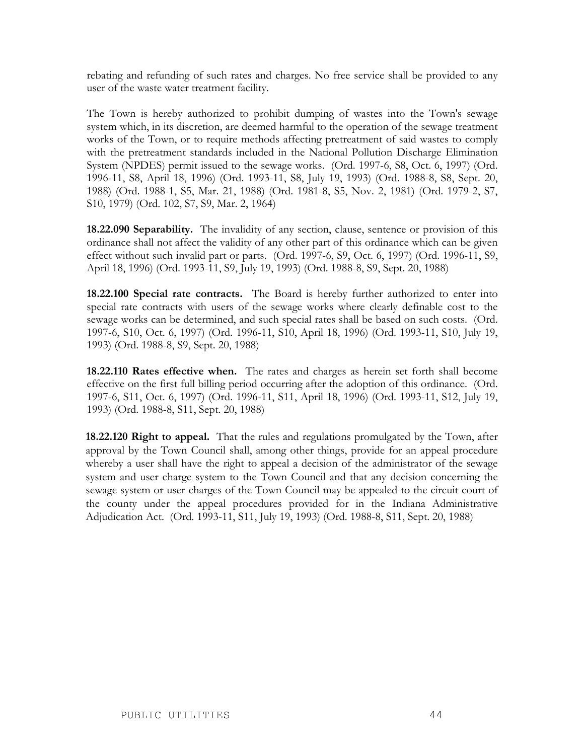rebating and refunding of such rates and charges. No free service shall be provided to any user of the waste water treatment facility.

The Town is hereby authorized to prohibit dumping of wastes into the Town's sewage system which, in its discretion, are deemed harmful to the operation of the sewage treatment works of the Town, or to require methods affecting pretreatment of said wastes to comply with the pretreatment standards included in the National Pollution Discharge Elimination System (NPDES) permit issued to the sewage works. (Ord. 1997-6, S8, Oct. 6, 1997) (Ord. 1996-11, S8, April 18, 1996) (Ord. 1993-11, S8, July 19, 1993) (Ord. 1988-8, S8, Sept. 20, 1988) (Ord. 1988-1, S5, Mar. 21, 1988) (Ord. 1981-8, S5, Nov. 2, 1981) (Ord. 1979-2, S7, S10, 1979) (Ord. 102, S7, S9, Mar. 2, 1964)

**18.22.090 Separability.** The invalidity of any section, clause, sentence or provision of this ordinance shall not affect the validity of any other part of this ordinance which can be given effect without such invalid part or parts. (Ord. 1997-6, S9, Oct. 6, 1997) (Ord. 1996-11, S9, April 18, 1996) (Ord. 1993-11, S9, July 19, 1993) (Ord. 1988-8, S9, Sept. 20, 1988)

**18.22.100 Special rate contracts.** The Board is hereby further authorized to enter into special rate contracts with users of the sewage works where clearly definable cost to the sewage works can be determined, and such special rates shall be based on such costs. (Ord. 1997-6, S10, Oct. 6, 1997) (Ord. 1996-11, S10, April 18, 1996) (Ord. 1993-11, S10, July 19, 1993) (Ord. 1988-8, S9, Sept. 20, 1988)

**18.22.110 Rates effective when.** The rates and charges as herein set forth shall become effective on the first full billing period occurring after the adoption of this ordinance. (Ord. 1997-6, S11, Oct. 6, 1997) (Ord. 1996-11, S11, April 18, 1996) (Ord. 1993-11, S12, July 19, 1993) (Ord. 1988-8, S11, Sept. 20, 1988)

**18.22.120 Right to appeal.** That the rules and regulations promulgated by the Town, after approval by the Town Council shall, among other things, provide for an appeal procedure whereby a user shall have the right to appeal a decision of the administrator of the sewage system and user charge system to the Town Council and that any decision concerning the sewage system or user charges of the Town Council may be appealed to the circuit court of the county under the appeal procedures provided for in the Indiana Administrative Adjudication Act. (Ord. 1993-11, S11, July 19, 1993) (Ord. 1988-8, S11, Sept. 20, 1988)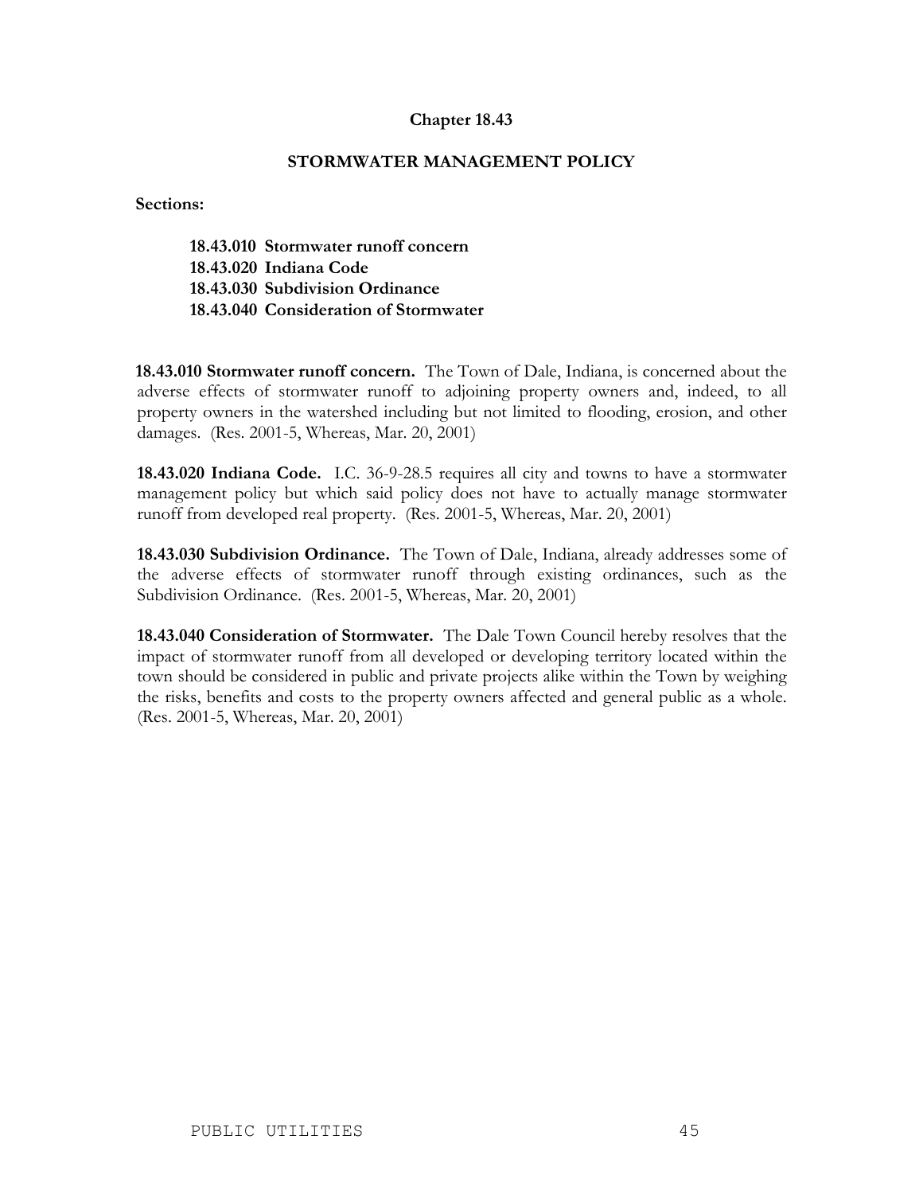## Chapter 18.43

### STORMWATER MANAGEMENT POLICY

**Sections:**

**18.43.010 Stormwater runoff concern**
**18.43.020 Indiana Code**
**18.43.030 Subdivision Ordinance**
**18.43.040 Consideration of Stormwater**

**18.43.010 Stormwater runoff concern.** The Town of Dale, Indiana, is concerned about the adverse effects of stormwater runoff to adjoining property owners and, indeed, to all property owners in the watershed including but not limited to flooding, erosion, and other damages. (Res. 2001-5, Whereas, Mar. 20, 2001)

**18.43.020 Indiana Code.** I.C. 36-9-28.5 requires all city and towns to have a stormwater management policy but which said policy does not have to actually manage stormwater runoff from developed real property. (Res. 2001-5, Whereas, Mar. 20, 2001)

**18.43.030 Subdivision Ordinance.** The Town of Dale, Indiana, already addresses some of the adverse effects of stormwater runoff through existing ordinances, such as the Subdivision Ordinance. (Res. 2001-5, Whereas, Mar. 20, 2001)

**18.43.040 Consideration of Stormwater.** The Dale Town Council hereby resolves that the impact of stormwater runoff from all developed or developing territory located within the town should be considered in public and private projects alike within the Town by weighing the risks, benefits and costs to the property owners affected and general public as a whole. (Res. 2001-5, Whereas, Mar. 20, 2001)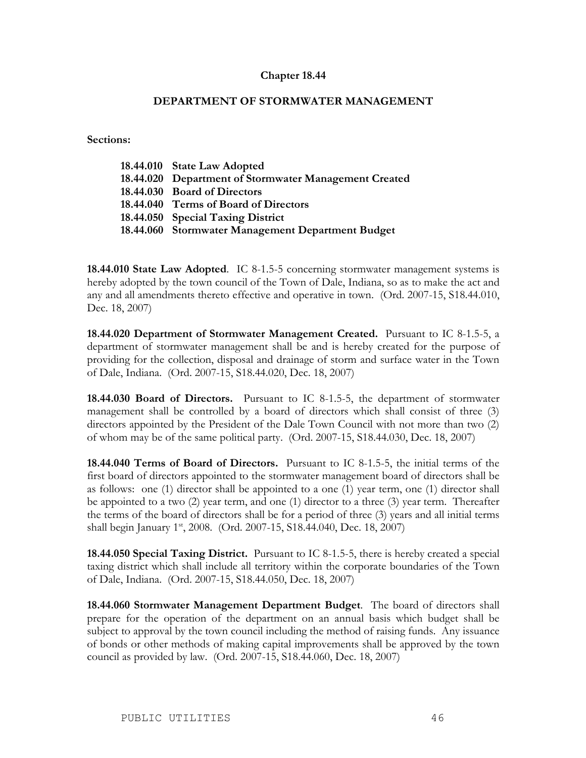**Chapter 18.44**

**DEPARTMENT OF STORMWATER MANAGEMENT**

**Sections:**

**18.44.010 State Law Adopted**
**18.44.020 Department of Stormwater Management Created**
**18.44.030 Board of Directors**
**18.44.040 Terms of Board of Directors**
**18.44.050 Special Taxing District**
**18.44.060 Stormwater Management Department Budget**

**18.44.010 State Law Adopted**. IC 8-1.5-5 concerning stormwater management systems is hereby adopted by the town council of the Town of Dale, Indiana, so as to make the act and any and all amendments thereto effective and operative in town. (Ord. 2007-15, S18.44.010, Dec. 18, 2007)

**18.44.020 Department of Stormwater Management Created.** Pursuant to IC 8-1.5-5, a department of stormwater management shall be and is hereby created for the purpose of providing for the collection, disposal and drainage of storm and surface water in the Town of Dale, Indiana. (Ord. 2007-15, S18.44.020, Dec. 18, 2007)

**18.44.030 Board of Directors.** Pursuant to IC 8-1.5-5, the department of stormwater management shall be controlled by a board of directors which shall consist of three (3) directors appointed by the President of the Dale Town Council with not more than two (2) of whom may be of the same political party. (Ord. 2007-15, S18.44.030, Dec. 18, 2007)

**18.44.040 Terms of Board of Directors.** Pursuant to IC 8-1.5-5, the initial terms of the first board of directors appointed to the stormwater management board of directors shall be as follows: one (1) director shall be appointed to a one (1) year term, one (1) director shall be appointed to a two (2) year term, and one (1) director to a three (3) year term. Thereafter the terms of the board of directors shall be for a period of three (3) years and all initial terms shall begin January 1st, 2008. (Ord. 2007-15, S18.44.040, Dec. 18, 2007)

**18.44.050 Special Taxing District.** Pursuant to IC 8-1.5-5, there is hereby created a special taxing district which shall include all territory within the corporate boundaries of the Town of Dale, Indiana. (Ord. 2007-15, S18.44.050, Dec. 18, 2007)

**18.44.060 Stormwater Management Department Budget**. The board of directors shall prepare for the operation of the department on an annual basis which budget shall be subject to approval by the town council including the method of raising funds. Any issuance of bonds or other methods of making capital improvements shall be approved by the town council as provided by law. (Ord. 2007-15, S18.44.060, Dec. 18, 2007)